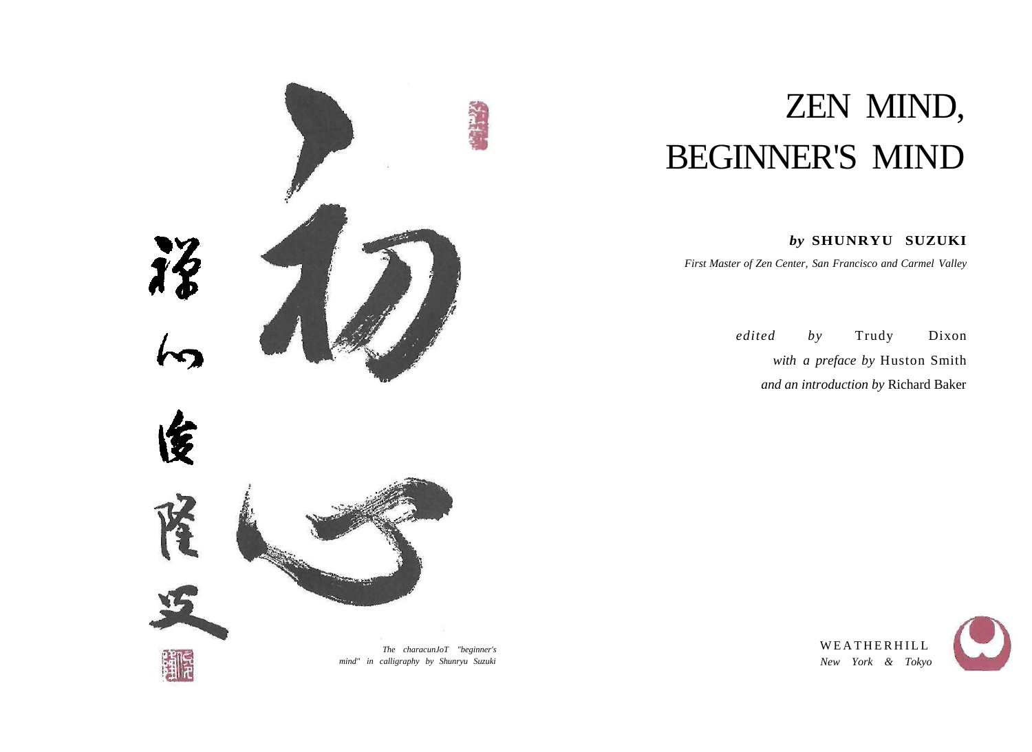The charactersJoT "beginner's mind" in calligraphy by Shunryu Suzuki

# ZEN MIND, BEGINNER'S MIND

***by* SHUNRYU SUZUKI**

*First Master of Zen Center, San Francisco and Carmel Valley*

*edited by* Trudy Dixon

*with a preface by* Huston Smith

*and an introduction by* Richard Baker

WEATHERHILL

*New York & Tokyo*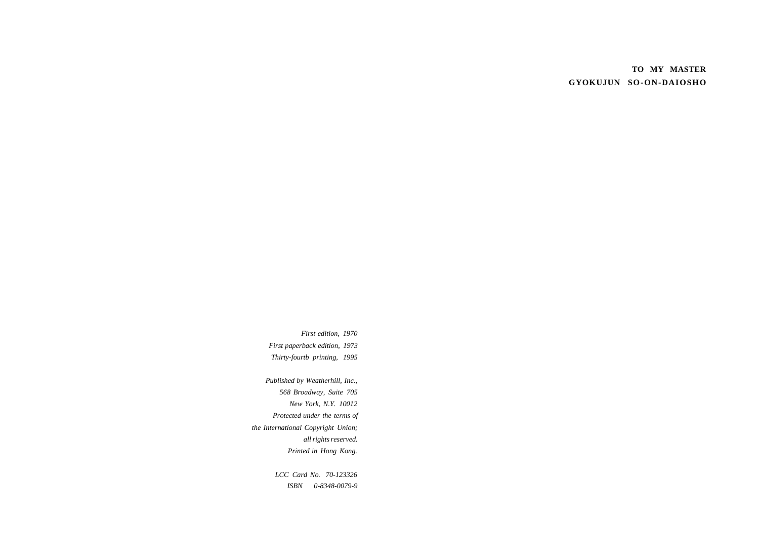**TO MY MASTER**
**GYOKUJUN SO-ON-DAIOSHO**

*First edition, 1970*
*First paperback edition, 1973*
*Thirty-fourtb printing, 1995*

*Published by Weatherhill, Inc.,*
*568 Broadway, Suite 705*
*New York, N.Y. 10012*
*Protected under the terms of*
*the International Copyright Union;*
*all rights reserved.*
*Printed in Hong Kong.*

*LCC Card No. 70-123326*
*ISBN 0-8348-0079-9*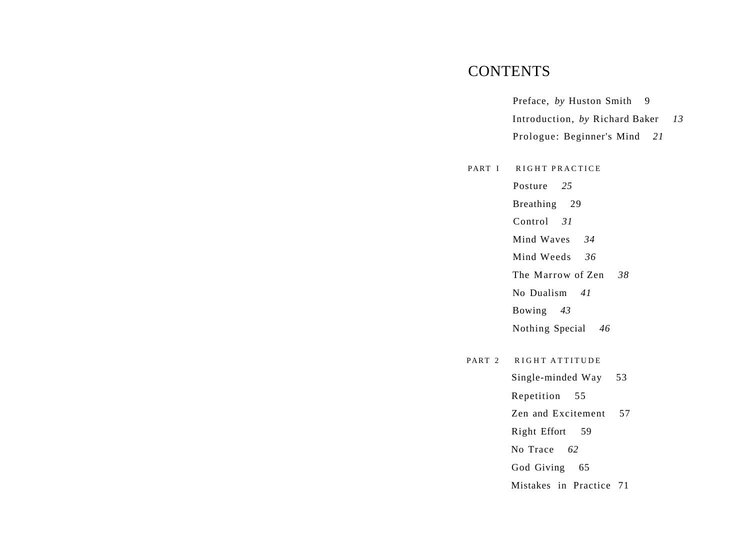# CONTENTS

Preface, *by* Huston Smith 9

Introduction, *by* Richard Baker *13*

Prologue: Beginner's Mind *21*

## PART I RIGHT PRACTICE

Posture *25*

Breathing 29

Control *31*

Mind Waves *34*

Mind Weeds *36*

The Marrow of Zen *38*

No Dualism *41*

Bowing *43*

Nothing Special *46*

## PART 2 RIGHT ATTITUDE

Single-minded Way 53

Repetition 55

Zen and Excitement 57

Right Effort 59

No Trace *62*

God Giving 65

Mistakes in Practice 71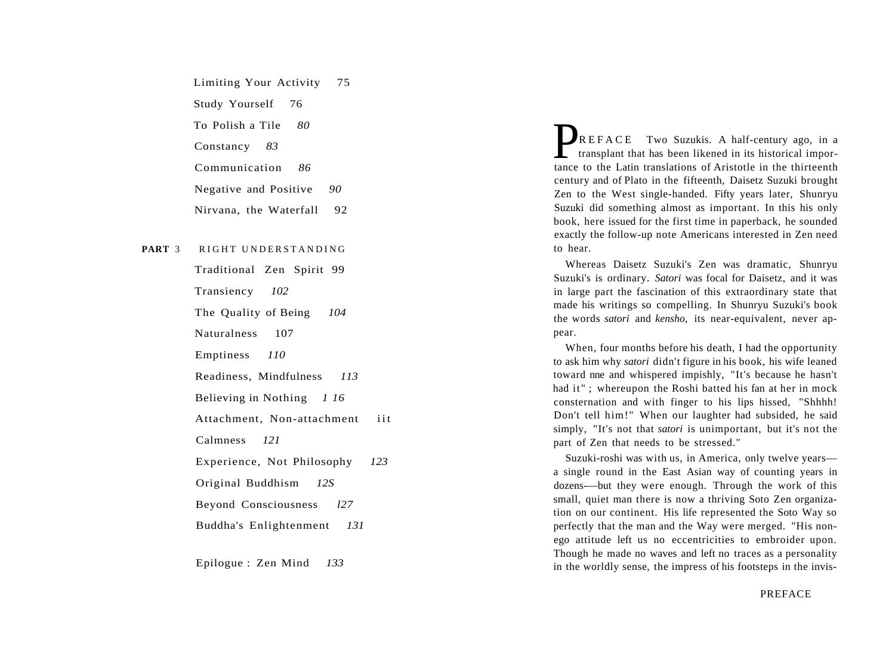Limiting Your Activity 75

Study Yourself 76

To Polish a Tile *80*

Constancy *83*

Communication *86*

Negative and Positive *90*

Nirvana, the Waterfall 92

**PART** 3 RIGHT UNDERSTANDING

Traditional Zen Spirit 99

Transiency *102*

The Quality of Being *104*

Naturalness 107

Emptiness *110*

Readiness, Mindfulness *113*

Believing in Nothing *1 16*

Attachment, Non-attachment iit

Calmness *121*

Experience, Not Philosophy *123*

Original Buddhism *12S*

Beyond Consciousness *l27*

Buddha's Enlightenment *131*

Epilogue : Zen Mind *133*

PREFACE Two Suzukis. A half-century ago, in a transplant that has been likened in its historical importance to the Latin translations of Aristotle in the thirteenth century and of Plato in the fifteenth, Daisetz Suzuki brought Zen to the West single-handed. Fifty years later, Shunryu Suzuki did something almost as important. In this his only book, here issued for the first time in paperback, he sounded exactly the follow-up note Americans interested in Zen need to hear.

Whereas Daisetz Suzuki's Zen was dramatic, Shunryu Suzuki's is ordinary. *Satori* was focal for Daisetz, and it was in large part the fascination of this extraordinary state that made his writings so compelling. In Shunryu Suzuki's book the words *satori* and *kensho,* its near-equivalent, never appear.

When, four months before his death, I had the opportunity to ask him why *satori* didn't figure in his book, his wife leaned toward nne and whispered impishly, "It's because he hasn't had it" ; whereupon the Roshi batted his fan at her in mock consternation and with finger to his lips hissed, "Shhhh! Don't tell him!" When our laughter had subsided, he said simply, "It's not that *satori* is unimportant, but it's not the part of Zen that needs to be stressed."

Suzuki-roshi was with us, in America, only twelve years—a single round in the East Asian way of counting years in dozens-—but they were enough. Through the work of this small, quiet man there is now a thriving Soto Zen organization on our continent. His life represented the Soto Way so perfectly that the man and the Way were merged. "His non-ego attitude left us no eccentricities to embroider upon. Though he made no waves and left no traces as a personality in the worldly sense, the impress of his footsteps in the invis-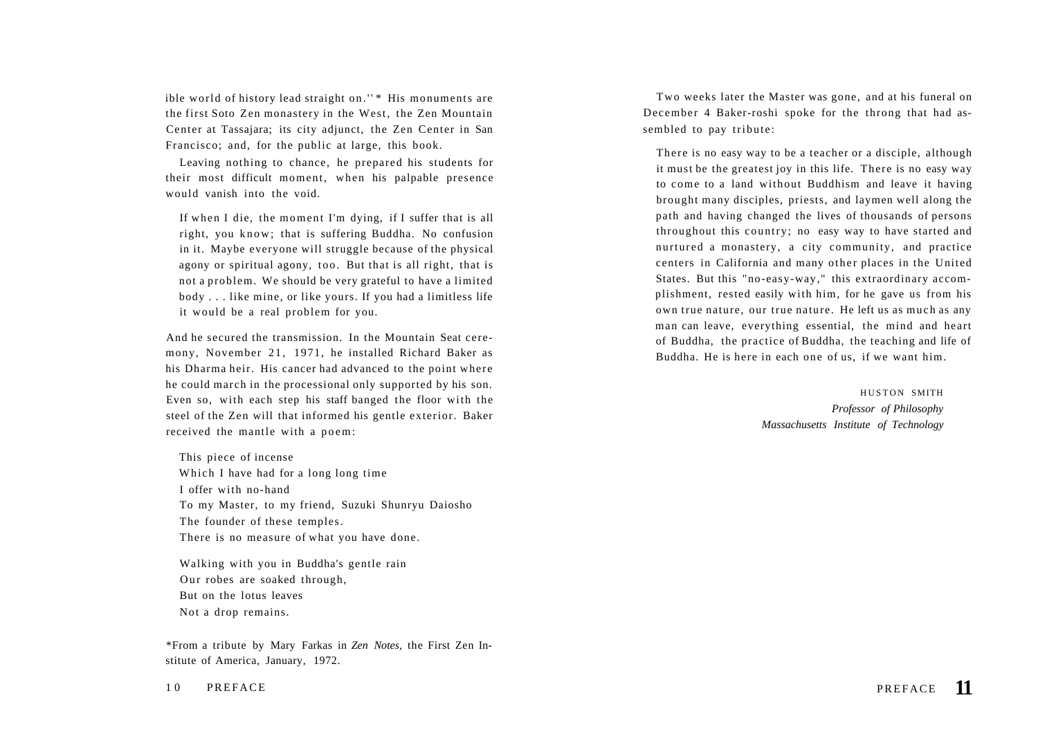ible world of history lead straight on.''* His monuments are the first Soto Zen monastery in the West, the Zen Mountain Center at Tassajara; its city adjunct, the Zen Center in San Francisco; and, for the public at large, this book.

Leaving nothing to chance, he prepared his students for their most difficult moment, when his palpable presence would vanish into the void.

> If when I die, the moment I'm dying, if I suffer that is all right, you know; that is suffering Buddha. No confusion in it. Maybe everyone will struggle because of the physical agony or spiritual agony, too. But that is all right, that is not a problem. We should be very grateful to have a limited body . . . like mine, or like yours. If you had a limitless life it would be a real problem for you.

And he secured the transmission. In the Mountain Seat ceremony, November 21, 1971, he installed Richard Baker as his Dharma heir. His cancer had advanced to the point where he could march in the processional only supported by his son. Even so, with each step his staff banged the floor with the steel of the Zen will that informed his gentle exterior. Baker received the mantle with a poem:

> This piece of incense
> Which I have had for a long long time
> I offer with no-hand
> To my Master, to my friend, Suzuki Shunryu Daiosho
> The founder of these temples.
> There is no measure of what you have done.
>
> Walking with you in Buddha's gentle rain
> Our robes are soaked through,
> But on the lotus leaves
> Not a drop remains.

Two weeks later the Master was gone, and at his funeral on December 4 Baker-roshi spoke for the throng that had assembled to pay tribute:

> There is no easy way to be a teacher or a disciple, although it must be the greatest joy in this life. There is no easy way to come to a land without Buddhism and leave it having brought many disciples, priests, and laymen well along the path and having changed the lives of thousands of persons throughout this country; no easy way to have started and nurtured a monastery, a city community, and practice centers in California and many other places in the United States. But this "no-easy-way," this extraordinary accomplishment, rested easily with him, for he gave us from his own true nature, our true nature. He left us as much as any man can leave, everything essential, the mind and heart of Buddha, the practice of Buddha, the teaching and life of Buddha. He is here in each one of us, if we want him.

HUSTON SMITH
*Professor of Philosophy*
*Massachusetts Institute of Technology*

*From a tribute by Mary Farkas in *Zen Notes*, the First Zen Institute of America, January, 1972.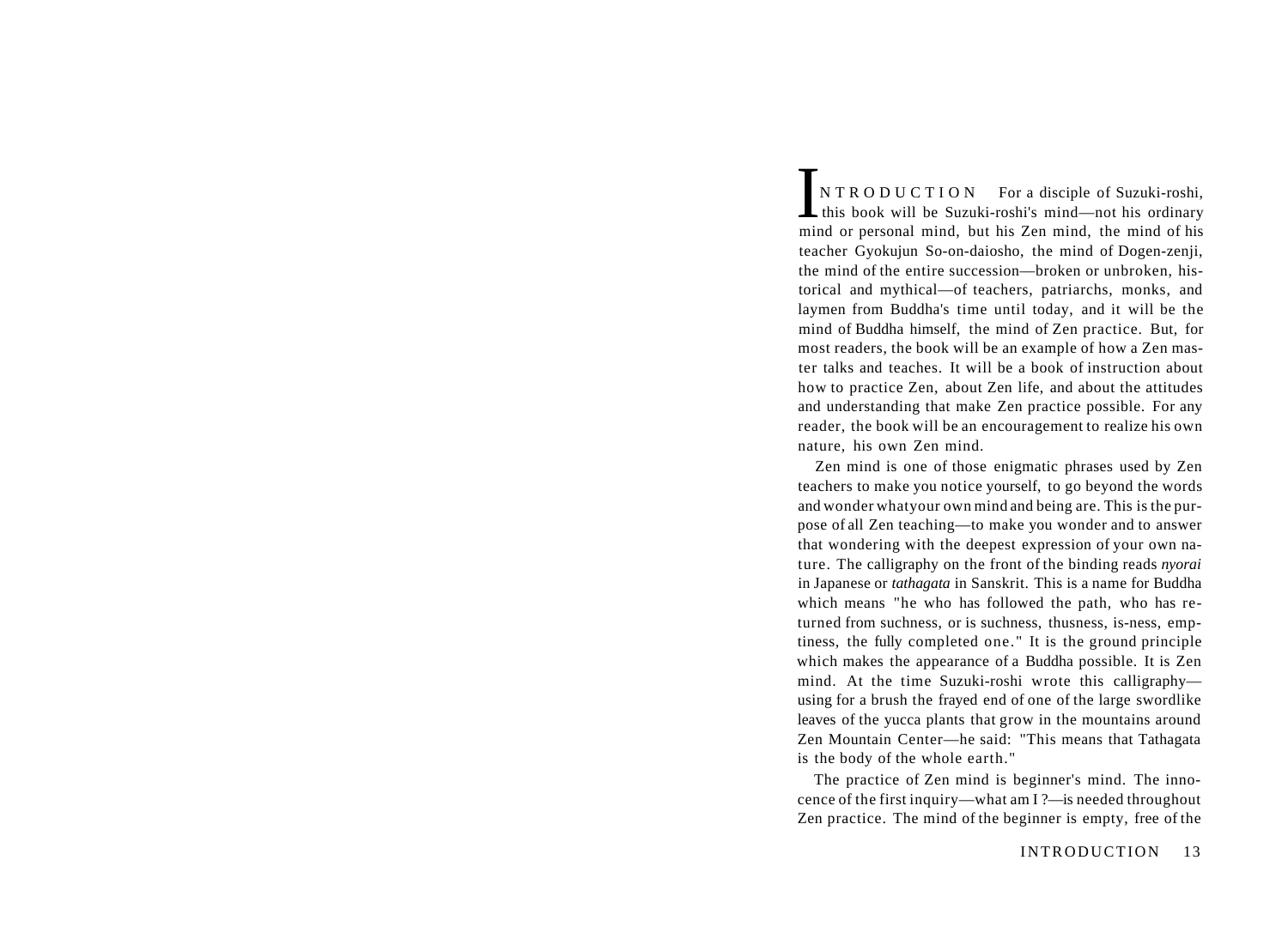# INTRODUCTION

For a disciple of Suzuki-roshi, this book will be Suzuki-roshi's mind—not his ordinary mind or personal mind, but his Zen mind, the mind of his teacher Gyokujun So-on-daiosho, the mind of Dogen-zenji, the mind of the entire succession—broken or unbroken, historical and mythical—of teachers, patriarchs, monks, and laymen from Buddha's time until today, and it will be the mind of Buddha himself, the mind of Zen practice. But, for most readers, the book will be an example of how a Zen master talks and teaches. It will be a book of instruction about how to practice Zen, about Zen life, and about the attitudes and understanding that make Zen practice possible. For any reader, the book will be an encouragement to realize his own nature, his own Zen mind.

Zen mind is one of those enigmatic phrases used by Zen teachers to make you notice yourself, to go beyond the words and wonder whatyour own mind and being are. This is the purpose of all Zen teaching—to make you wonder and to answer that wondering with the deepest expression of your own nature. The calligraphy on the front of the binding reads *nyorai* in Japanese or *tathagata* in Sanskrit. This is a name for Buddha which means "he who has followed the path, who has returned from suchness, or is suchness, thusness, is-ness, emptiness, the fully completed one." It is the ground principle which makes the appearance of a Buddha possible. It is Zen mind. At the time Suzuki-roshi wrote this calligraphy—using for a brush the frayed end of one of the large swordlike leaves of the yucca plants that grow in the mountains around Zen Mountain Center—he said: "This means that Tathagata is the body of the whole earth."

The practice of Zen mind is beginner's mind. The innocence of the first inquiry—what am I ?—is needed throughout Zen practice. The mind of the beginner is empty, free of the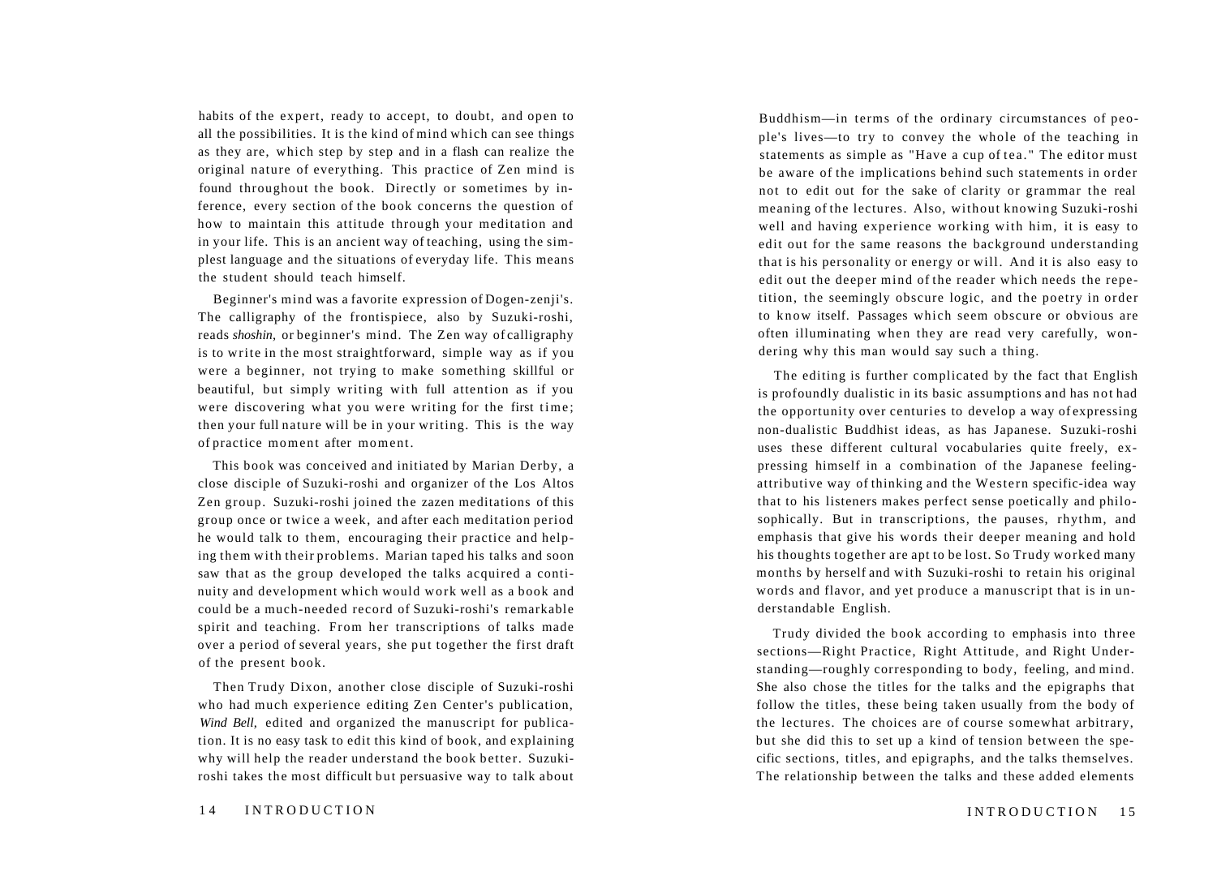habits of the expert, ready to accept, to doubt, and open to all the possibilities. It is the kind of mind which can see things as they are, which step by step and in a flash can realize the original nature of everything. This practice of Zen mind is found throughout the book. Directly or sometimes by inference, every section of the book concerns the question of how to maintain this attitude through your meditation and in your life. This is an ancient way of teaching, using the simplest language and the situations of everyday life. This means the student should teach himself.

Beginner's mind was a favorite expression of Dogen-zenji's. The calligraphy of the frontispiece, also by Suzuki-roshi, reads *shoshin,* or beginner's mind. The Zen way of calligraphy is to write in the most straightforward, simple way as if you were a beginner, not trying to make something skillful or beautiful, but simply writing with full attention as if you were discovering what you were writing for the first time; then your full nature will be in your writing. This is the way of practice moment after moment.

This book was conceived and initiated by Marian Derby, a close disciple of Suzuki-roshi and organizer of the Los Altos Zen group. Suzuki-roshi joined the zazen meditations of this group once or twice a week, and after each meditation period he would talk to them, encouraging their practice and helping them with their problems. Marian taped his talks and soon saw that as the group developed the talks acquired a continuity and development which would work well as a book and could be a much-needed record of Suzuki-roshi's remarkable spirit and teaching. From her transcriptions of talks made over a period of several years, she put together the first draft of the present book.

Then Trudy Dixon, another close disciple of Suzuki-roshi who had much experience editing Zen Center's publication, *Wind Bell,* edited and organized the manuscript for publication. It is no easy task to edit this kind of book, and explaining why will help the reader understand the book better. Suzuki-roshi takes the most difficult but persuasive way to talk about Buddhism—in terms of the ordinary circumstances of people's lives—to try to convey the whole of the teaching in statements as simple as "Have a cup of tea." The editor must be aware of the implications behind such statements in order not to edit out for the sake of clarity or grammar the real meaning of the lectures. Also, without knowing Suzuki-roshi well and having experience working with him, it is easy to edit out for the same reasons the background understanding that is his personality or energy or will. And it is also easy to edit out the deeper mind of the reader which needs the repetition, the seemingly obscure logic, and the poetry in order to know itself. Passages which seem obscure or obvious are often illuminating when they are read very carefully, wondering why this man would say such a thing.

The editing is further complicated by the fact that English is profoundly dualistic in its basic assumptions and has not had the opportunity over centuries to develop a way of expressing non-dualistic Buddhist ideas, as has Japanese. Suzuki-roshi uses these different cultural vocabularies quite freely, expressing himself in a combination of the Japanese feeling-attributive way of thinking and the Western specific-idea way that to his listeners makes perfect sense poetically and philosophically. But in transcriptions, the pauses, rhythm, and emphasis that give his words their deeper meaning and hold his thoughts together are apt to be lost. So Trudy worked many months by herself and with Suzuki-roshi to retain his original words and flavor, and yet produce a manuscript that is in understandable English.

Trudy divided the book according to emphasis into three sections—Right Practice, Right Attitude, and Right Understanding—roughly corresponding to body, feeling, and mind. She also chose the titles for the talks and the epigraphs that follow the titles, these being taken usually from the body of the lectures. The choices are of course somewhat arbitrary, but she did this to set up a kind of tension between the specific sections, titles, and epigraphs, and the talks themselves. The relationship between the talks and these added elements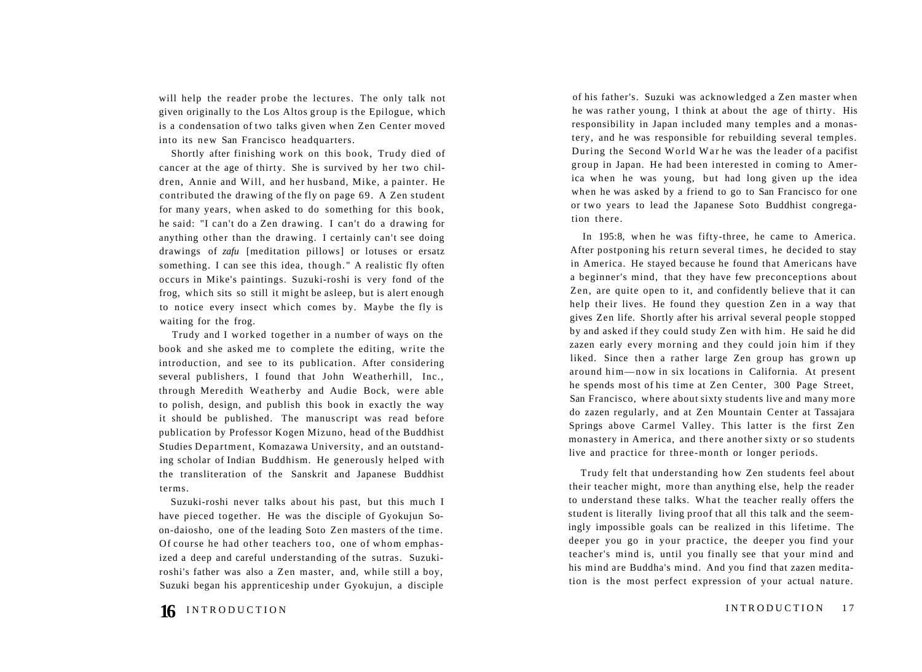will help the reader probe the lectures. The only talk not given originally to the Los Altos group is the Epilogue, which is a condensation of two talks given when Zen Center moved into its new San Francisco headquarters.

Shortly after finishing work on this book, Trudy died of cancer at the age of thirty. She is survived by her two children, Annie and Will, and her husband, Mike, a painter. He contributed the drawing of the fly on page 69. A Zen student for many years, when asked to do something for this book, he said: "I can't do a Zen drawing. I can't do a drawing for anything other than the drawing. I certainly can't see doing drawings of *zafu* [meditation pillows] or lotuses or ersatz something. I can see this idea, though." A realistic fly often occurs in Mike's paintings. Suzuki-roshi is very fond of the frog, which sits so still it might be asleep, but is alert enough to notice every insect which comes by. Maybe the fly is waiting for the frog.

Trudy and I worked together in a number of ways on the book and she asked me to complete the editing, write the introduction, and see to its publication. After considering several publishers, I found that John Weatherhill, Inc., through Meredith Weatherby and Audie Bock, were able to polish, design, and publish this book in exactly the way it should be published. The manuscript was read before publication by Professor Kogen Mizuno, head of the Buddhist Studies Department, Komazawa University, and an outstanding scholar of Indian Buddhism. He generously helped with the transliteration of the Sanskrit and Japanese Buddhist terms.

Suzuki-roshi never talks about his past, but this much I have pieced together. He was the disciple of Gyokujun So-on-daiosho, one of the leading Soto Zen masters of the time. Of course he had other teachers too, one of whom emphasized a deep and careful understanding of the sutras. Suzuki-roshi's father was also a Zen master, and, while still a boy, Suzuki began his apprenticeship under Gyokujun, a disciple of his father's. Suzuki was acknowledged a Zen master when he was rather young, I think at about the age of thirty. His responsibility in Japan included many temples and a monastery, and he was responsible for rebuilding several temples. During the Second World War he was the leader of a pacifist group in Japan. He had been interested in coming to America when he was young, but had long given up the idea when he was asked by a friend to go to San Francisco for one or two years to lead the Japanese Soto Buddhist congregation there.

In 195:8, when he was fifty-three, he came to America. After postponing his return several times, he decided to stay in America. He stayed because he found that Americans have a beginner's mind, that they have few preconceptions about Zen, are quite open to it, and confidently believe that it can help their lives. He found they question Zen in a way that gives Zen life. Shortly after his arrival several people stopped by and asked if they could study Zen with him. He said he did zazen early every morning and they could join him if they liked. Since then a rather large Zen group has grown up around him—now in six locations in California. At present he spends most of his time at Zen Center, 300 Page Street, San Francisco, where about sixty students live and many more do zazen regularly, and at Zen Mountain Center at Tassajara Springs above Carmel Valley. This latter is the first Zen monastery in America, and there another sixty or so students live and practice for three-month or longer periods.

Trudy felt that understanding how Zen students feel about their teacher might, more than anything else, help the reader to understand these talks. What the teacher really offers the student is literally living proof that all this talk and the seemingly impossible goals can be realized in this lifetime. The deeper you go in your practice, the deeper you find your teacher's mind is, until you finally see that your mind and his mind are Buddha's mind. And you find that zazen meditation is the most perfect expression of your actual nature.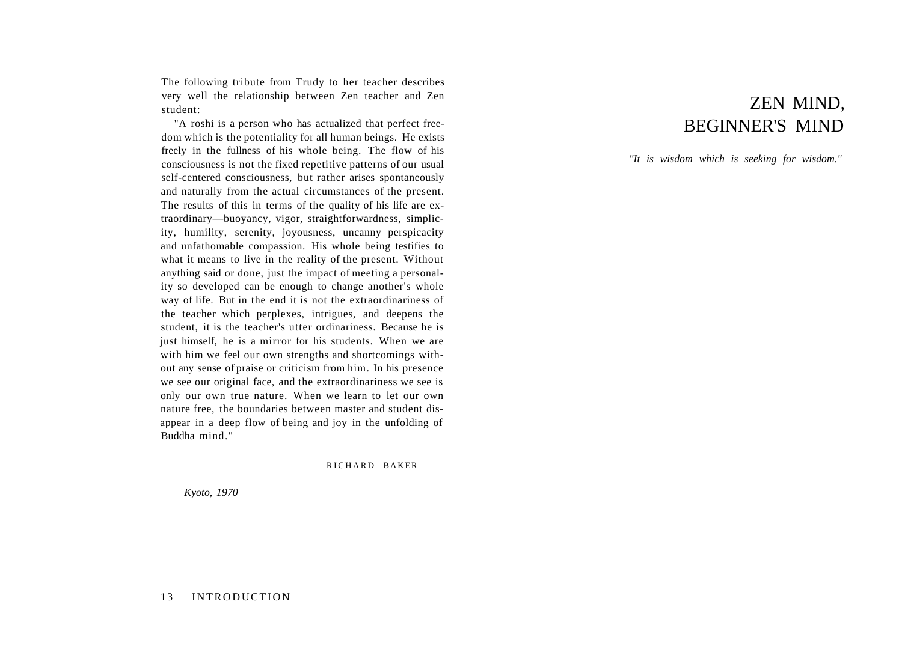The following tribute from Trudy to her teacher describes very well the relationship between Zen teacher and Zen student:

"A roshi is a person who has actualized that perfect freedom which is the potentiality for all human beings. He exists freely in the fullness of his whole being. The flow of his consciousness is not the fixed repetitive patterns of our usual self-centered consciousness, but rather arises spontaneously and naturally from the actual circumstances of the present. The results of this in terms of the quality of his life are extraordinary—buoyancy, vigor, straightforwardness, simplicity, humility, serenity, joyousness, uncanny perspicacity and unfathomable compassion. His whole being testifies to what it means to live in the reality of the present. Without anything said or done, just the impact of meeting a personality so developed can be enough to change another's whole way of life. But in the end it is not the extraordinariness of the teacher which perplexes, intrigues, and deepens the student, it is the teacher's utter ordinariness. Because he is just himself, he is a mirror for his students. When we are with him we feel our own strengths and shortcomings without any sense of praise or criticism from him. In his presence we see our original face, and the extraordinariness we see is only our own true nature. When we learn to let our own nature free, the boundaries between master and student disappear in a deep flow of being and joy in the unfolding of Buddha mind."

RICHARD BAKER

*Kyoto, 1970*

# ZEN MIND, BEGINNER'S MIND

*"It is wisdom which is seeking for wisdom."*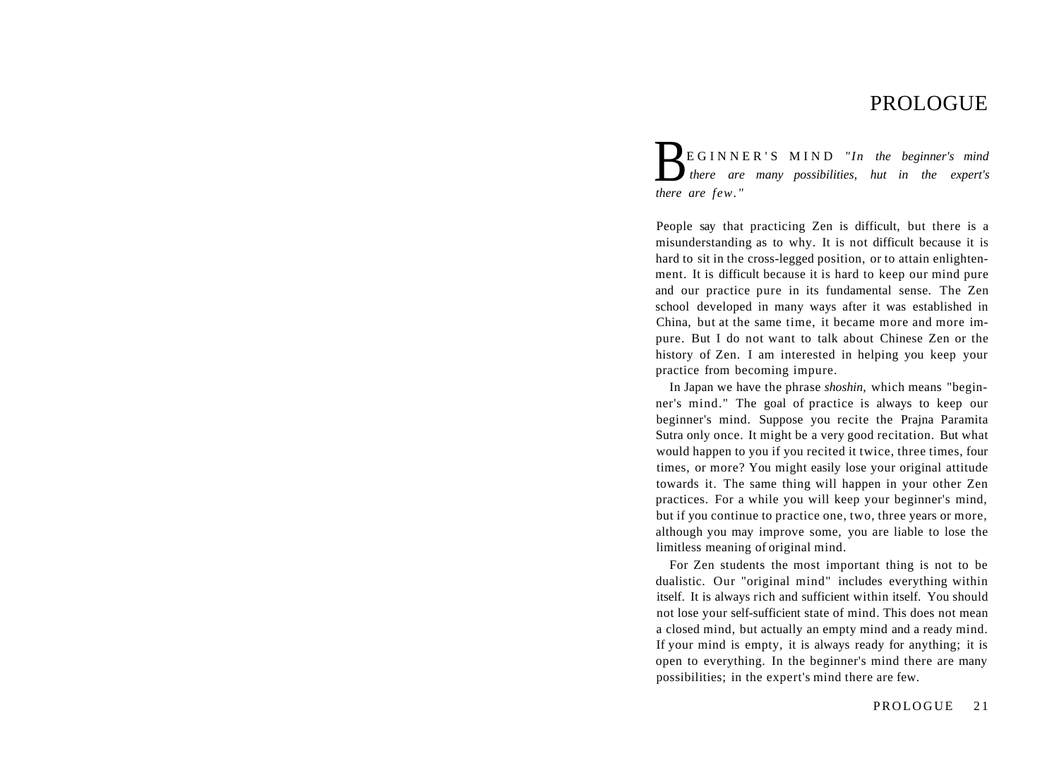# PROLOGUE

BEGINNER'S MIND *"In the beginner's mind there are many possibilities, hut in the expert's there are few."*

People say that practicing Zen is difficult, but there is a misunderstanding as to why. It is not difficult because it is hard to sit in the cross-legged position, or to attain enlightenment. It is difficult because it is hard to keep our mind pure and our practice pure in its fundamental sense. The Zen school developed in many ways after it was established in China, but at the same time, it became more and more impure. But I do not want to talk about Chinese Zen or the history of Zen. I am interested in helping you keep your practice from becoming impure.

In Japan we have the phrase *shoshin*, which means "beginner's mind." The goal of practice is always to keep our beginner's mind. Suppose you recite the Prajna Paramita Sutra only once. It might be a very good recitation. But what would happen to you if you recited it twice, three times, four times, or more? You might easily lose your original attitude towards it. The same thing will happen in your other Zen practices. For a while you will keep your beginner's mind, but if you continue to practice one, two, three years or more, although you may improve some, you are liable to lose the limitless meaning of original mind.

For Zen students the most important thing is not to be dualistic. Our "original mind" includes everything within itself. It is always rich and sufficient within itself. You should not lose your self-sufficient state of mind. This does not mean a closed mind, but actually an empty mind and a ready mind. If your mind is empty, it is always ready for anything; it is open to everything. In the beginner's mind there are many possibilities; in the expert's mind there are few.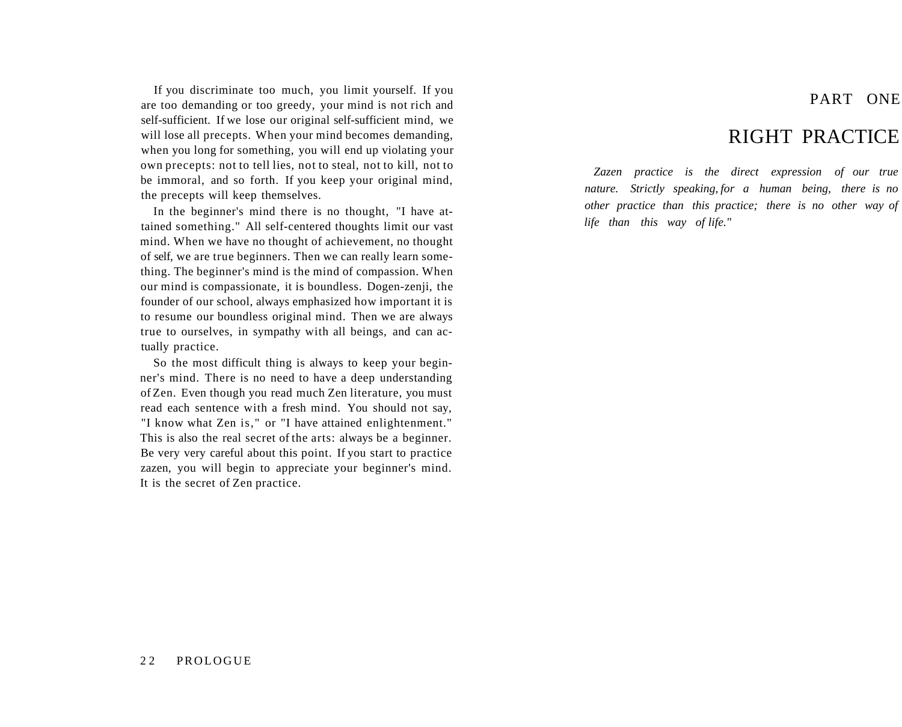If you discriminate too much, you limit yourself. If you are too demanding or too greedy, your mind is not rich and self-sufficient. If we lose our original self-sufficient mind, we will lose all precepts. When your mind becomes demanding, when you long for something, you will end up violating your own precepts: not to tell lies, not to steal, not to kill, not to be immoral, and so forth. If you keep your original mind, the precepts will keep themselves.

In the beginner's mind there is no thought, "I have attained something." All self-centered thoughts limit our vast mind. When we have no thought of achievement, no thought of self, we are true beginners. Then we can really learn something. The beginner's mind is the mind of compassion. When our mind is compassionate, it is boundless. Dogen-zenji, the founder of our school, always emphasized how important it is to resume our boundless original mind. Then we are always true to ourselves, in sympathy with all beings, and can actually practice.

So the most difficult thing is always to keep your beginner's mind. There is no need to have a deep understanding of Zen. Even though you read much Zen literature, you must read each sentence with a fresh mind. You should not say, "I know what Zen is," or "I have attained enlightenment." This is also the real secret of the arts: always be a beginner. Be very very careful about this point. If you start to practice zazen, you will begin to appreciate your beginner's mind. It is the secret of Zen practice.

# PART ONE

## RIGHT PRACTICE

*Zazen practice is the direct expression of our true nature. Strictly speaking, for a human being, there is no other practice than this practice; there is no other way of life than this way of life."*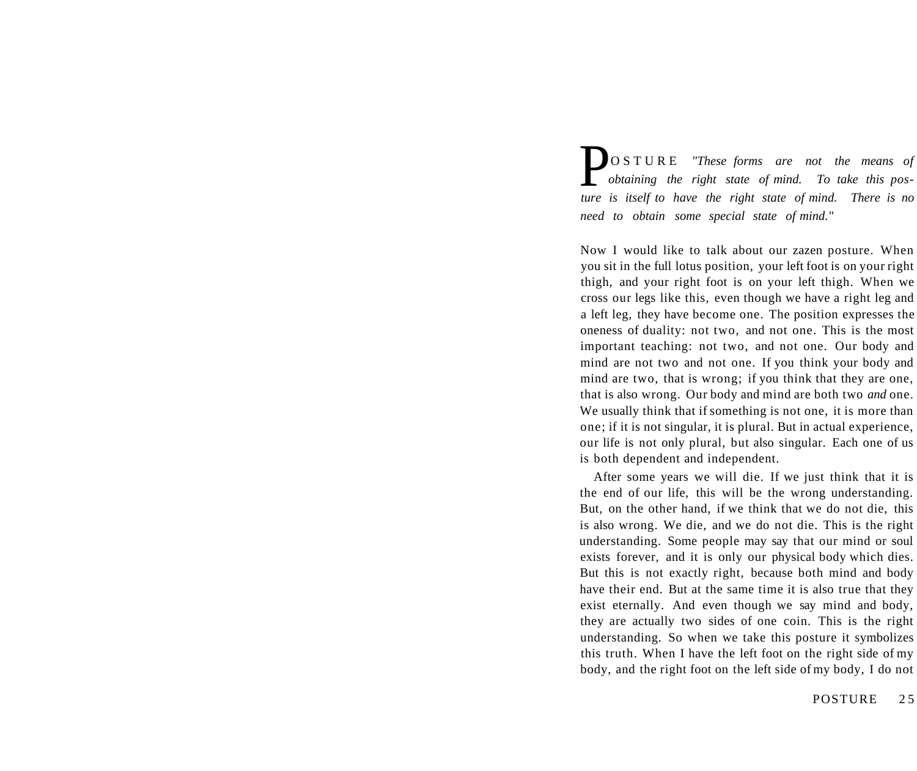# POSTURE

*"These forms are not the means of obtaining the right state of mind. To take this posture is itself to have the right state of mind. There is no need to obtain some special state of mind."*

Now I would like to talk about our zazen posture. When you sit in the full lotus position, your left foot is on your right thigh, and your right foot is on your left thigh. When we cross our legs like this, even though we have a right leg and a left leg, they have become one. The position expresses the oneness of duality: not two, and not one. This is the most important teaching: not two, and not one. Our body and mind are not two and not one. If you think your body and mind are two, that is wrong; if you think that they are one, that is also wrong. Our body and mind are both two *and* one. We usually think that if something is not one, it is more than one; if it is not singular, it is plural. But in actual experience, our life is not only plural, but also singular. Each one of us is both dependent and independent.

After some years we will die. If we just think that it is the end of our life, this will be the wrong understanding. But, on the other hand, if we think that we do not die, this is also wrong. We die, and we do not die. This is the right understanding. Some people may say that our mind or soul exists forever, and it is only our physical body which dies. But this is not exactly right, because both mind and body have their end. But at the same time it is also true that they exist eternally. And even though we say mind and body, they are actually two sides of one coin. This is the right understanding. So when we take this posture it symbolizes this truth. When I have the left foot on the right side of my body, and the right foot on the left side of my body, I do not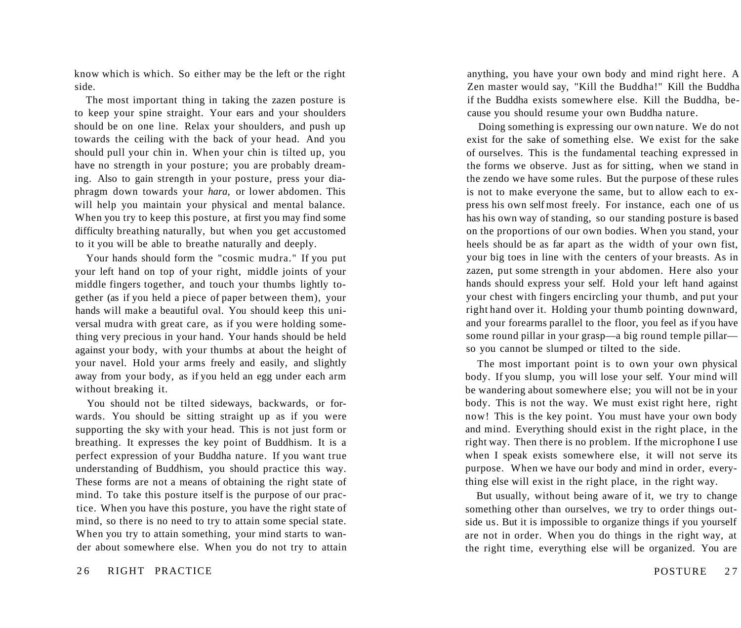know which is which. So either may be the left or the right side.

The most important thing in taking the zazen posture is to keep your spine straight. Your ears and your shoulders should be on one line. Relax your shoulders, and push up towards the ceiling with the back of your head. And you should pull your chin in. When your chin is tilted up, you have no strength in your posture; you are probably dreaming. Also to gain strength in your posture, press your diaphragm down towards your *hara,* or lower abdomen. This will help you maintain your physical and mental balance. When you try to keep this posture, at first you may find some difficulty breathing naturally, but when you get accustomed to it you will be able to breathe naturally and deeply.

Your hands should form the "cosmic mudra." If you put your left hand on top of your right, middle joints of your middle fingers together, and touch your thumbs lightly together (as if you held a piece of paper between them), your hands will make a beautiful oval. You should keep this universal mudra with great care, as if you were holding something very precious in your hand. Your hands should be held against your body, with your thumbs at about the height of your navel. Hold your arms freely and easily, and slightly away from your body, as if you held an egg under each arm without breaking it.

You should not be tilted sideways, backwards, or forwards. You should be sitting straight up as if you were supporting the sky with your head. This is not just form or breathing. It expresses the key point of Buddhism. It is a perfect expression of your Buddha nature. If you want true understanding of Buddhism, you should practice this way. These forms are not a means of obtaining the right state of mind. To take this posture itself is the purpose of our practice. When you have this posture, you have the right state of mind, so there is no need to try to attain some special state. When you try to attain something, your mind starts to wander about somewhere else. When you do not try to attain anything, you have your own body and mind right here. A Zen master would say, "Kill the Buddha!" Kill the Buddha if the Buddha exists somewhere else. Kill the Buddha, because you should resume your own Buddha nature.

Doing something is expressing our own nature. We do not exist for the sake of something else. We exist for the sake of ourselves. This is the fundamental teaching expressed in the forms we observe. Just as for sitting, when we stand in the zendo we have some rules. But the purpose of these rules is not to make everyone the same, but to allow each to express his own self most freely. For instance, each one of us has his own way of standing, so our standing posture is based on the proportions of our own bodies. When you stand, your heels should be as far apart as the width of your own fist, your big toes in line with the centers of your breasts. As in zazen, put some strength in your abdomen. Here also your hands should express your self. Hold your left hand against your chest with fingers encircling your thumb, and put your right hand over it. Holding your thumb pointing downward, and your forearms parallel to the floor, you feel as if you have some round pillar in your grasp—a big round temple pillar—so you cannot be slumped or tilted to the side.

The most important point is to own your own physical body. If you slump, you will lose your self. Your mind will be wandering about somewhere else; you will not be in your body. This is not the way. We must exist right here, right now! This is the key point. You must have your own body and mind. Everything should exist in the right place, in the right way. Then there is no problem. If the microphone I use when I speak exists somewhere else, it will not serve its purpose. When we have our body and mind in order, everything else will exist in the right place, in the right way.

But usually, without being aware of it, we try to change something other than ourselves, we try to order things outside us. But it is impossible to organize things if you yourself are not in order. When you do things in the right way, at the right time, everything else will be organized. You are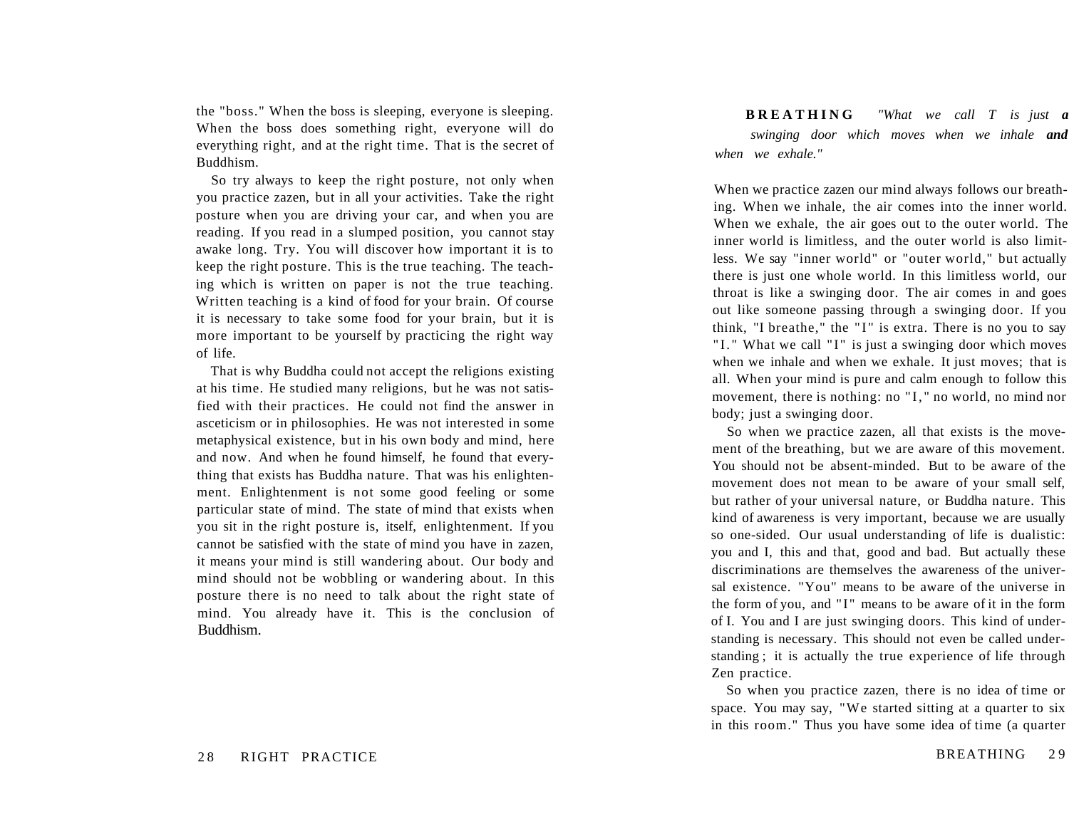the "boss." When the boss is sleeping, everyone is sleeping. When the boss does something right, everyone will do everything right, and at the right time. That is the secret of Buddhism.

So try always to keep the right posture, not only when you practice zazen, but in all your activities. Take the right posture when you are driving your car, and when you are reading. If you read in a slumped position, you cannot stay awake long. Try. You will discover how important it is to keep the right posture. This is the true teaching. The teaching which is written on paper is not the true teaching. Written teaching is a kind of food for your brain. Of course it is necessary to take some food for your brain, but it is more important to be yourself by practicing the right way of life.

That is why Buddha could not accept the religions existing at his time. He studied many religions, but he was not satisfied with their practices. He could not find the answer in asceticism or in philosophies. He was not interested in some metaphysical existence, but in his own body and mind, here and now. And when he found himself, he found that everything that exists has Buddha nature. That was his enlightenment. Enlightenment is not some good feeling or some particular state of mind. The state of mind that exists when you sit in the right posture is, itself, enlightenment. If you cannot be satisfied with the state of mind you have in zazen, it means your mind is still wandering about. Our body and mind should not be wobbling or wandering about. In this posture there is no need to talk about the right state of mind. You already have it. This is the conclusion of Buddhism.

## BREATHING

*"What we call 'I' is just a swinging door which moves when we inhale and when we exhale."*

When we practice zazen our mind always follows our breathing. When we inhale, the air comes into the inner world. When we exhale, the air goes out to the outer world. The inner world is limitless, and the outer world is also limitless. We say "inner world" or "outer world," but actually there is just one whole world. In this limitless world, our throat is like a swinging door. The air comes in and goes out like someone passing through a swinging door. If you think, "I breathe," the "I" is extra. There is no you to say "I." What we call "I" is just a swinging door which moves when we inhale and when we exhale. It just moves; that is all. When your mind is pure and calm enough to follow this movement, there is nothing: no "I," no world, no mind nor body; just a swinging door.

So when we practice zazen, all that exists is the movement of the breathing, but we are aware of this movement. You should not be absent-minded. But to be aware of the movement does not mean to be aware of your small self, but rather of your universal nature, or Buddha nature. This kind of awareness is very important, because we are usually so one-sided. Our usual understanding of life is dualistic: you and I, this and that, good and bad. But actually these discriminations are themselves the awareness of the universal existence. "You" means to be aware of the universe in the form of you, and "I" means to be aware of it in the form of I. You and I are just swinging doors. This kind of understanding is necessary. This should not even be called understanding; it is actually the true experience of life through Zen practice.

So when you practice zazen, there is no idea of time or space. You may say, "We started sitting at a quarter to six in this room." Thus you have some idea of time (a quarter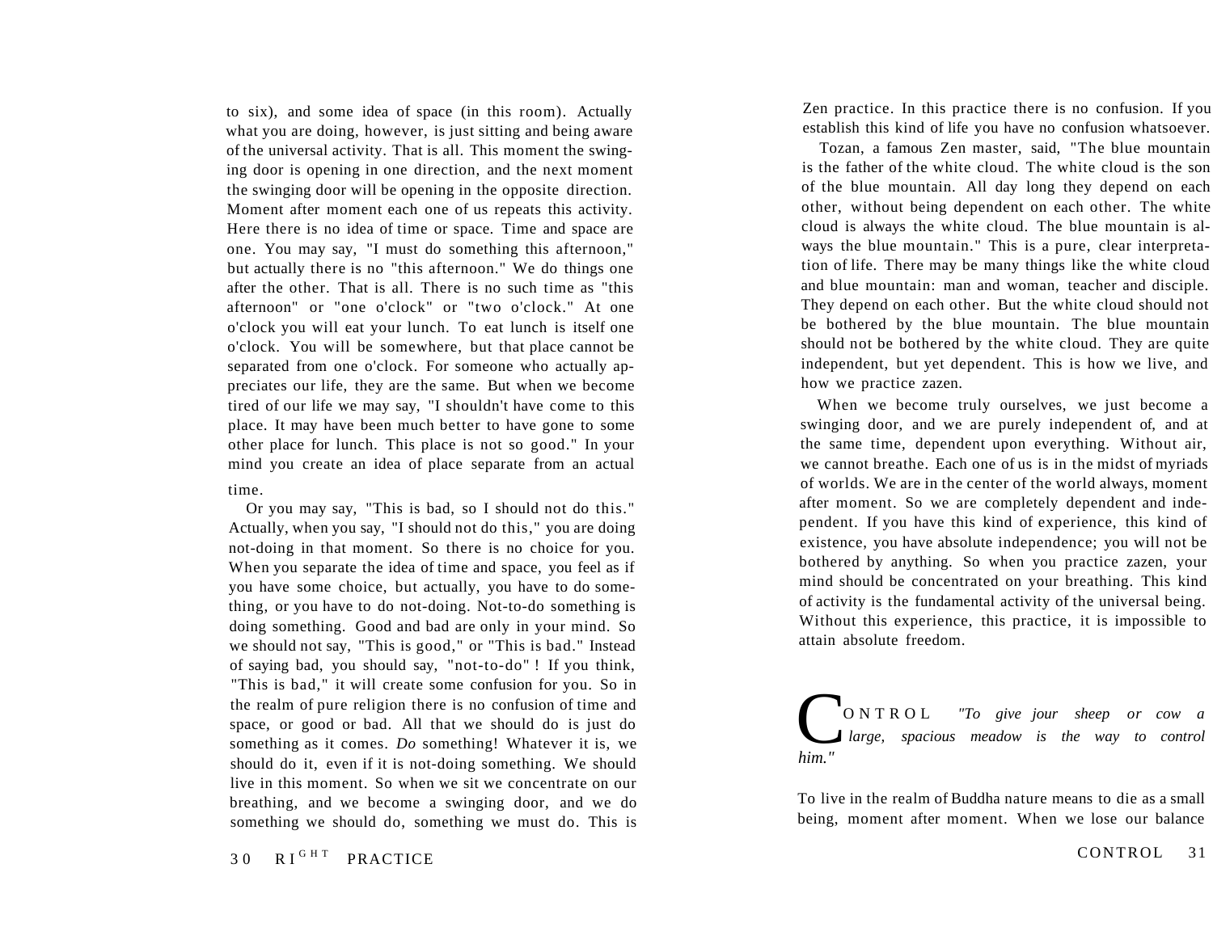to six), and some idea of space (in this room). Actually what you are doing, however, is just sitting and being aware of the universal activity. That is all. This moment the swinging door is opening in one direction, and the next moment the swinging door will be opening in the opposite direction. Moment after moment each one of us repeats this activity. Here there is no idea of time or space. Time and space are one. You may say, "I must do something this afternoon," but actually there is no "this afternoon." We do things one after the other. That is all. There is no such time as "this afternoon" or "one o'clock" or "two o'clock." At one o'clock you will eat your lunch. To eat lunch is itself one o'clock. You will be somewhere, but that place cannot be separated from one o'clock. For someone who actually appreciates our life, they are the same. But when we become tired of our life we may say, "I shouldn't have come to this place. It may have been much better to have gone to some other place for lunch. This place is not so good." In your mind you create an idea of place separate from an actual time.

Or you may say, "This is bad, so I should not do this." Actually, when you say, "I should not do this," you are doing not-doing in that moment. So there is no choice for you. When you separate the idea of time and space, you feel as if you have some choice, but actually, you have to do something, or you have to do not-doing. Not-to-do something is doing something. Good and bad are only in your mind. So we should not say, "This is good," or "This is bad." Instead of saying bad, you should say, "not-to-do"! If you think, "This is bad," it will create some confusion for you. So in the realm of pure religion there is no confusion of time and space, or good or bad. All that we should do is just do something as it comes. *Do* something! Whatever it is, we should do it, even if it is not-doing something. We should live in this moment. So when we sit we concentrate on our breathing, and we become a swinging door, and we do something we should do, something we must do. This is Zen practice. In this practice there is no confusion. If you establish this kind of life you have no confusion whatsoever.

Tozan, a famous Zen master, said, "The blue mountain is the father of the white cloud. The white cloud is the son of the blue mountain. All day long they depend on each other, without being dependent on each other. The white cloud is always the white cloud. The blue mountain is always the blue mountain." This is a pure, clear interpretation of life. There may be many things like the white cloud and blue mountain: man and woman, teacher and disciple. They depend on each other. But the white cloud should not be bothered by the blue mountain. The blue mountain should not be bothered by the white cloud. They are quite independent, but yet dependent. This is how we live, and how we practice zazen.

When we become truly ourselves, we just become a swinging door, and we are purely independent of, and at the same time, dependent upon everything. Without air, we cannot breathe. Each one of us is in the midst of myriads of worlds. We are in the center of the world always, moment after moment. So we are completely dependent and independent. If you have this kind of experience, this kind of existence, you have absolute independence; you will not be bothered by anything. So when you practice zazen, your mind should be concentrated on your breathing. This kind of activity is the fundamental activity of the universal being. Without this experience, this practice, it is impossible to attain absolute freedom.

## CONTROL

*"To give jour sheep or cow a large, spacious meadow is the way to control him."*

To live in the realm of Buddha nature means to die as a small being, moment after moment. When we lose our balance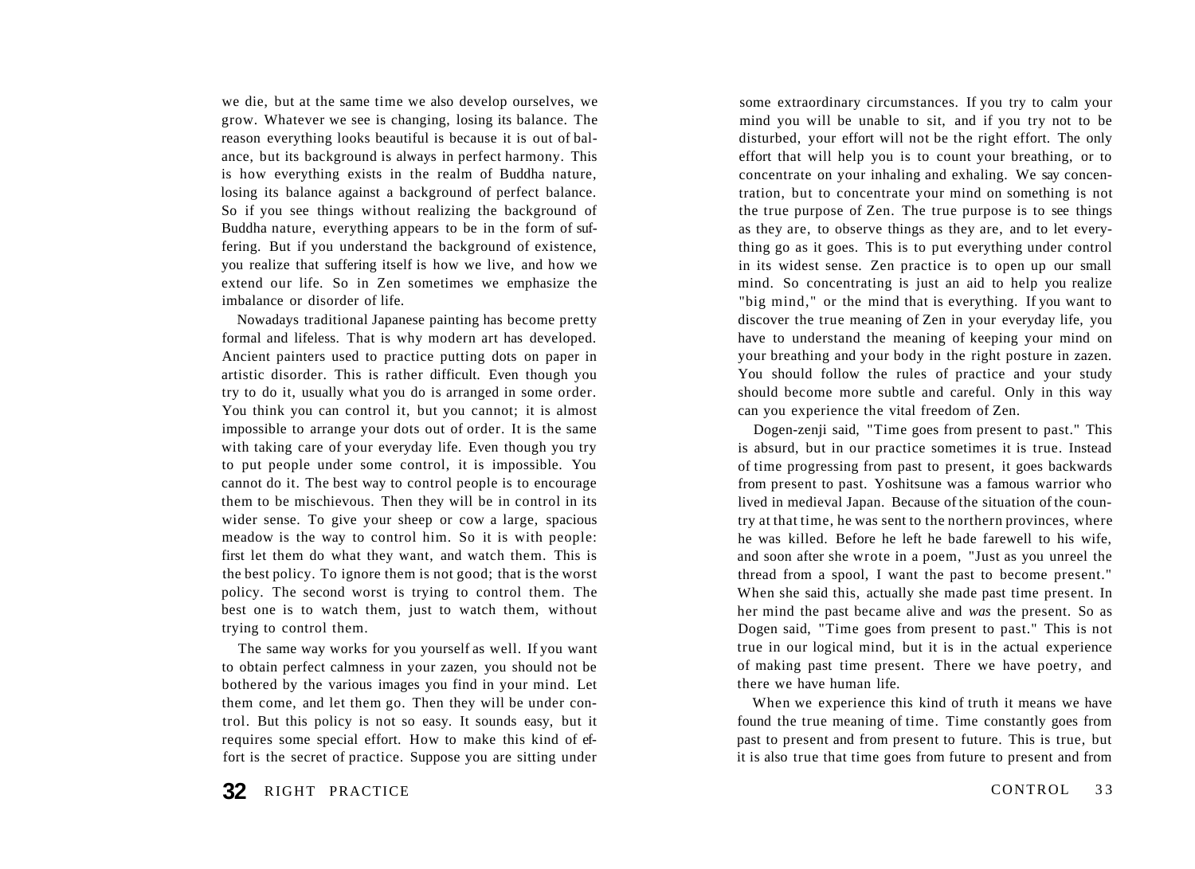we die, but at the same time we also develop ourselves, we grow. Whatever we see is changing, losing its balance. The reason everything looks beautiful is because it is out of balance, but its background is always in perfect harmony. This is how everything exists in the realm of Buddha nature, losing its balance against a background of perfect balance. So if you see things without realizing the background of Buddha nature, everything appears to be in the form of suffering. But if you understand the background of existence, you realize that suffering itself is how we live, and how we extend our life. So in Zen sometimes we emphasize the imbalance or disorder of life.

Nowadays traditional Japanese painting has become pretty formal and lifeless. That is why modern art has developed. Ancient painters used to practice putting dots on paper in artistic disorder. This is rather difficult. Even though you try to do it, usually what you do is arranged in some order. You think you can control it, but you cannot; it is almost impossible to arrange your dots out of order. It is the same with taking care of your everyday life. Even though you try to put people under some control, it is impossible. You cannot do it. The best way to control people is to encourage them to be mischievous. Then they will be in control in its wider sense. To give your sheep or cow a large, spacious meadow is the way to control him. So it is with people: first let them do what they want, and watch them. This is the best policy. To ignore them is not good; that is the worst policy. The second worst is trying to control them. The best one is to watch them, just to watch them, without trying to control them.

The same way works for you yourself as well. If you want to obtain perfect calmness in your zazen, you should not be bothered by the various images you find in your mind. Let them come, and let them go. Then they will be under control. But this policy is not so easy. It sounds easy, but it requires some special effort. How to make this kind of effort is the secret of practice. Suppose you are sitting under some extraordinary circumstances. If you try to calm your mind you will be unable to sit, and if you try not to be disturbed, your effort will not be the right effort. The only effort that will help you is to count your breathing, or to concentrate on your inhaling and exhaling. We say concentration, but to concentrate your mind on something is not the true purpose of Zen. The true purpose is to see things as they are, to observe things as they are, and to let everything go as it goes. This is to put everything under control in its widest sense. Zen practice is to open up our small mind. So concentrating is just an aid to help you realize "big mind," or the mind that is everything. If you want to discover the true meaning of Zen in your everyday life, you have to understand the meaning of keeping your mind on your breathing and your body in the right posture in zazen. You should follow the rules of practice and your study should become more subtle and careful. Only in this way can you experience the vital freedom of Zen.

Dogen-zenji said, "Time goes from present to past." This is absurd, but in our practice sometimes it is true. Instead of time progressing from past to present, it goes backwards from present to past. Yoshitsune was a famous warrior who lived in medieval Japan. Because of the situation of the country at that time, he was sent to the northern provinces, where he was killed. Before he left he bade farewell to his wife, and soon after she wrote in a poem, "Just as you unreel the thread from a spool, I want the past to become present." When she said this, actually she made past time present. In her mind the past became alive and *was* the present. So as Dogen said, "Time goes from present to past." This is not true in our logical mind, but it is in the actual experience of making past time present. There we have poetry, and there we have human life.

When we experience this kind of truth it means we have found the true meaning of time. Time constantly goes from past to present and from present to future. This is true, but it is also true that time goes from future to present and from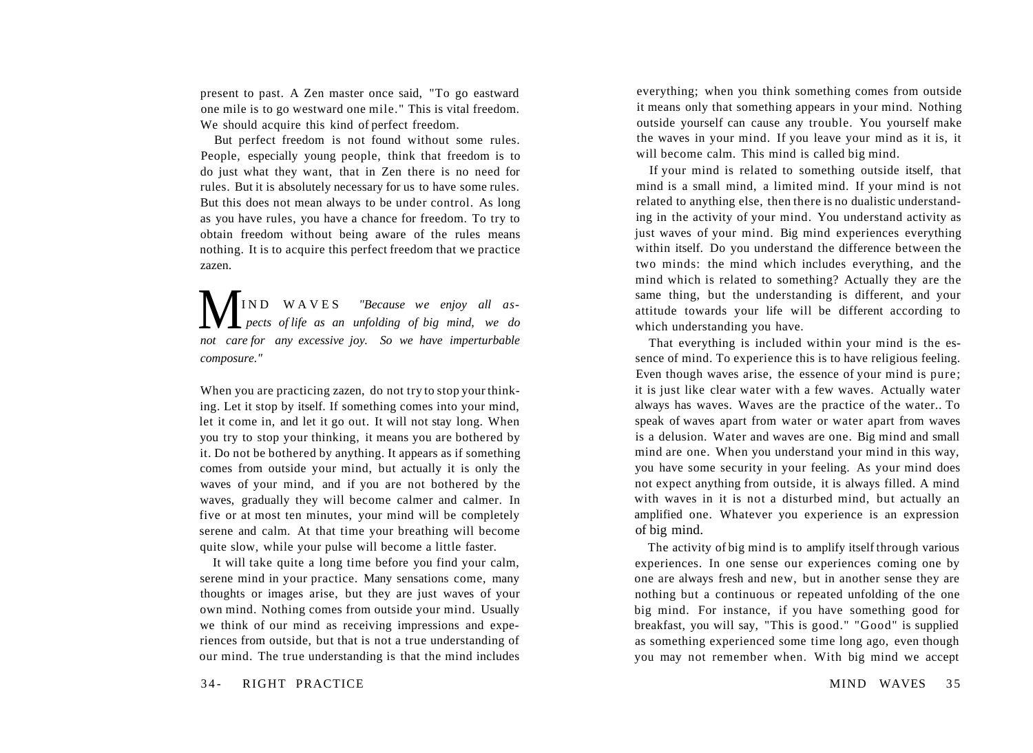present to past. A Zen master once said, "To go eastward one mile is to go westward one mile." This is vital freedom. We should acquire this kind of perfect freedom.

But perfect freedom is not found without some rules. People, especially young people, think that freedom is to do just what they want, that in Zen there is no need for rules. But it is absolutely necessary for us to have some rules. But this does not mean always to be under control. As long as you have rules, you have a chance for freedom. To try to obtain freedom without being aware of the rules means nothing. It is to acquire this perfect freedom that we practice zazen.

## MIND WAVES

*"Because we enjoy all aspects of life as an unfolding of big mind, we do not care for any excessive joy. So we have imperturbable composure."*

When you are practicing zazen, do not try to stop your thinking. Let it stop by itself. If something comes into your mind, let it come in, and let it go out. It will not stay long. When you try to stop your thinking, it means you are bothered by it. Do not be bothered by anything. It appears as if something comes from outside your mind, but actually it is only the waves of your mind, and if you are not bothered by the waves, gradually they will become calmer and calmer. In five or at most ten minutes, your mind will be completely serene and calm. At that time your breathing will become quite slow, while your pulse will become a little faster.

It will take quite a long time before you find your calm, serene mind in your practice. Many sensations come, many thoughts or images arise, but they are just waves of your own mind. Nothing comes from outside your mind. Usually we think of our mind as receiving impressions and experiences from outside, but that is not a true understanding of our mind. The true understanding is that the mind includes everything; when you think something comes from outside it means only that something appears in your mind. Nothing outside yourself can cause any trouble. You yourself make the waves in your mind. If you leave your mind as it is, it will become calm. This mind is called big mind.

If your mind is related to something outside itself, that mind is a small mind, a limited mind. If your mind is not related to anything else, then there is no dualistic understanding in the activity of your mind. You understand activity as just waves of your mind. Big mind experiences everything within itself. Do you understand the difference between the two minds: the mind which includes everything, and the mind which is related to something? Actually they are the same thing, but the understanding is different, and your attitude towards your life will be different according to which understanding you have.

That everything is included within your mind is the essence of mind. To experience this is to have religious feeling. Even though waves arise, the essence of your mind is pure; it is just like clear water with a few waves. Actually water always has waves. Waves are the practice of the water.. To speak of waves apart from water or water apart from waves is a delusion. Water and waves are one. Big mind and small mind are one. When you understand your mind in this way, you have some security in your feeling. As your mind does not expect anything from outside, it is always filled. A mind with waves in it is not a disturbed mind, but actually an amplified one. Whatever you experience is an expression of big mind.

The activity of big mind is to amplify itself through various experiences. In one sense our experiences coming one by one are always fresh and new, but in another sense they are nothing but a continuous or repeated unfolding of the one big mind. For instance, if you have something good for breakfast, you will say, "This is good." "Good" is supplied as something experienced some time long ago, even though you may not remember when. With big mind we accept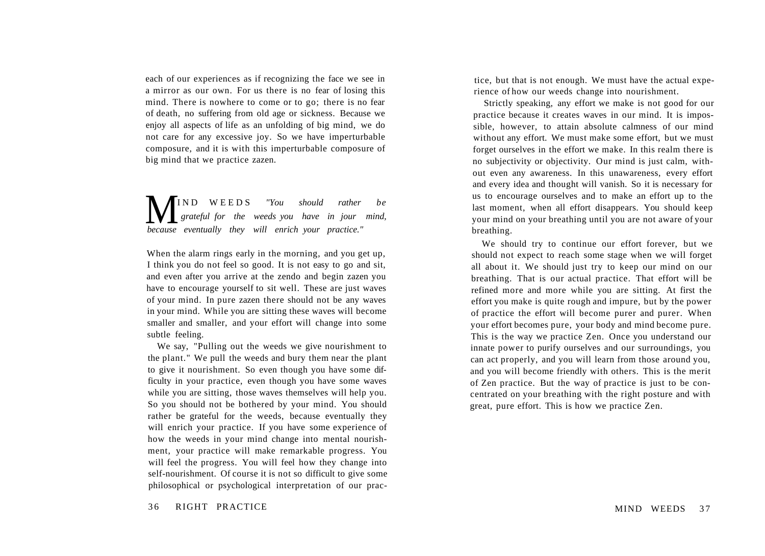each of our experiences as if recognizing the face we see in a mirror as our own. For us there is no fear of losing this mind. There is nowhere to come or to go; there is no fear of death, no suffering from old age or sickness. Because we enjoy all aspects of life as an unfolding of big mind, we do not care for any excessive joy. So we have imperturbable composure, and it is with this imperturbable composure of big mind that we practice zazen.

## MIND WEEDS

*"You should rather be grateful for the weeds you have in jour mind, because eventually they will enrich your practice."*

When the alarm rings early in the morning, and you get up, I think you do not feel so good. It is not easy to go and sit, and even after you arrive at the zendo and begin zazen you have to encourage yourself to sit well. These are just waves of your mind. In pure zazen there should not be any waves in your mind. While you are sitting these waves will become smaller and smaller, and your effort will change into some subtle feeling.

We say, "Pulling out the weeds we give nourishment to the plant." We pull the weeds and bury them near the plant to give it nourishment. So even though you have some difficulty in your practice, even though you have some waves while you are sitting, those waves themselves will help you. So you should not be bothered by your mind. You should rather be grateful for the weeds, because eventually they will enrich your practice. If you have some experience of how the weeds in your mind change into mental nourishment, your practice will make remarkable progress. You will feel the progress. You will feel how they change into self-nourishment. Of course it is not so difficult to give some philosophical or psychological interpretation of our practice, but that is not enough. We must have the actual experience of how our weeds change into nourishment.

Strictly speaking, any effort we make is not good for our practice because it creates waves in our mind. It is impossible, however, to attain absolute calmness of our mind without any effort. We must make some effort, but we must forget ourselves in the effort we make. In this realm there is no subjectivity or objectivity. Our mind is just calm, without even any awareness. In this unawareness, every effort and every idea and thought will vanish. So it is necessary for us to encourage ourselves and to make an effort up to the last moment, when all effort disappears. You should keep your mind on your breathing until you are not aware of your breathing.

We should try to continue our effort forever, but we should not expect to reach some stage when we will forget all about it. We should just try to keep our mind on our breathing. That is our actual practice. That effort will be refined more and more while you are sitting. At first the effort you make is quite rough and impure, but by the power of practice the effort will become purer and purer. When your effort becomes pure, your body and mind become pure. This is the way we practice Zen. Once you understand our innate power to purify ourselves and our surroundings, you can act properly, and you will learn from those around you, and you will become friendly with others. This is the merit of Zen practice. But the way of practice is just to be concentrated on your breathing with the right posture and with great, pure effort. This is how we practice Zen.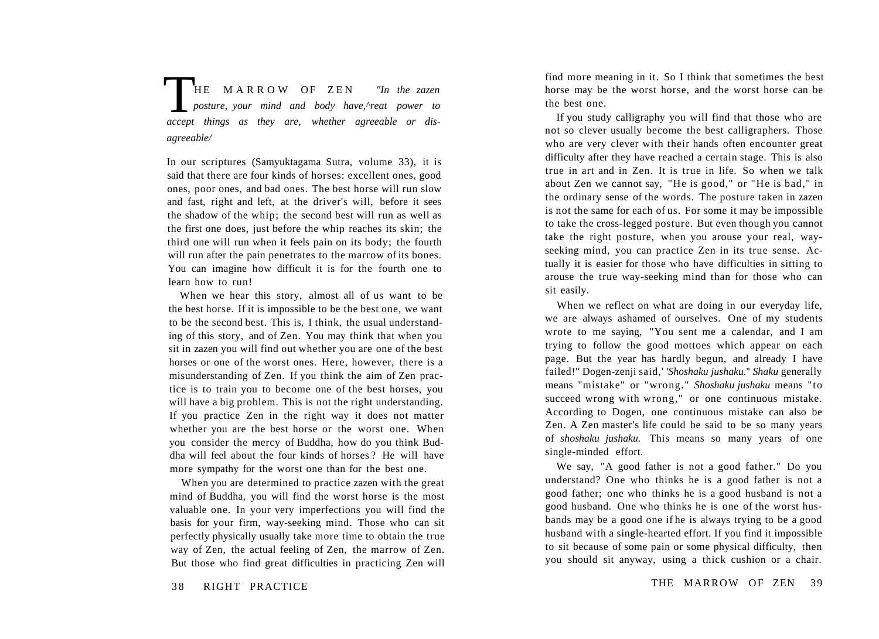# THE MARROW OF ZEN

*"In the zazen posture, your mind and body have,^reat power to accept things as they are, whether agreeable or disagreeable/*

In our scriptures (Samyuktagama Sutra, volume 33), it is said that there are four kinds of horses: excellent ones, good ones, poor ones, and bad ones. The best horse will run slow and fast, right and left, at the driver's will, before it sees the shadow of the whip; the second best will run as well as the first one does, just before the whip reaches its skin; the third one will run when it feels pain on its body; the fourth will run after the pain penetrates to the marrow of its bones. You can imagine how difficult it is for the fourth one to learn how to run!

When we hear this story, almost all of us want to be the best horse. If it is impossible to be the best one, we want to be the second best. This is, I think, the usual understanding of this story, and of Zen. You may think that when you sit in zazen you will find out whether you are one of the best horses or one of the worst ones. Here, however, there is a misunderstanding of Zen. If you think the aim of Zen practice is to train you to become one of the best horses, you will have a big problem. This is not the right understanding. If you practice Zen in the right way it does not matter whether you are the best horse or the worst one. When you consider the mercy of Buddha, how do you think Buddha will feel about the four kinds of horses? He will have more sympathy for the worst one than for the best one.

When you are determined to practice zazen with the great mind of Buddha, you will find the worst horse is the most valuable one. In your very imperfections you will find the basis for your firm, way-seeking mind. Those who can sit perfectly physically usually take more time to obtain the true way of Zen, the actual feeling of Zen, the marrow of Zen. But those who find great difficulties in practicing Zen will find more meaning in it. So I think that sometimes the best horse may be the worst horse, and the worst horse can be the best one.

If you study calligraphy you will find that those who are not so clever usually become the best calligraphers. Those who are very clever with their hands often encounter great difficulty after they have reached a certain stage. This is also true in art and in Zen. It is true in life. So when we talk about Zen we cannot say, "He is good," or "He is bad," in the ordinary sense of the words. The posture taken in zazen is not the same for each of us. For some it may be impossible to take the cross-legged posture. But even though you cannot take the right posture, when you arouse your real, way-seeking mind, you can practice Zen in its true sense. Actually it is easier for those who have difficulties in sitting to arouse the true way-seeking mind than for those who can sit easily.

When we reflect on what are doing in our everyday life, we are always ashamed of ourselves. One of my students wrote to me saying, "You sent me a calendar, and I am trying to follow the good mottoes which appear on each page. But the year has hardly begun, and already I have failed!" Dogen-zenji said,' *'Shoshaku jushaku.*" *Shaku* generally means "mistake" or "wrong." *Shoshaku jushaku* means "to succeed wrong with wrong," or one continuous mistake. According to Dogen, one continuous mistake can also be Zen. A Zen master's life could be said to be so many years of *shoshaku jushaku.* This means so many years of one single-minded effort.

We say, "A good father is not a good father." Do you understand? One who thinks he is a good father is not a good father; one who thinks he is a good husband is not a good husband. One who thinks he is one of the worst husbands may be a good one if he is always trying to be a good husband with a single-hearted effort. If you find it impossible to sit because of some pain or some physical difficulty, then you should sit anyway, using a thick cushion or a chair.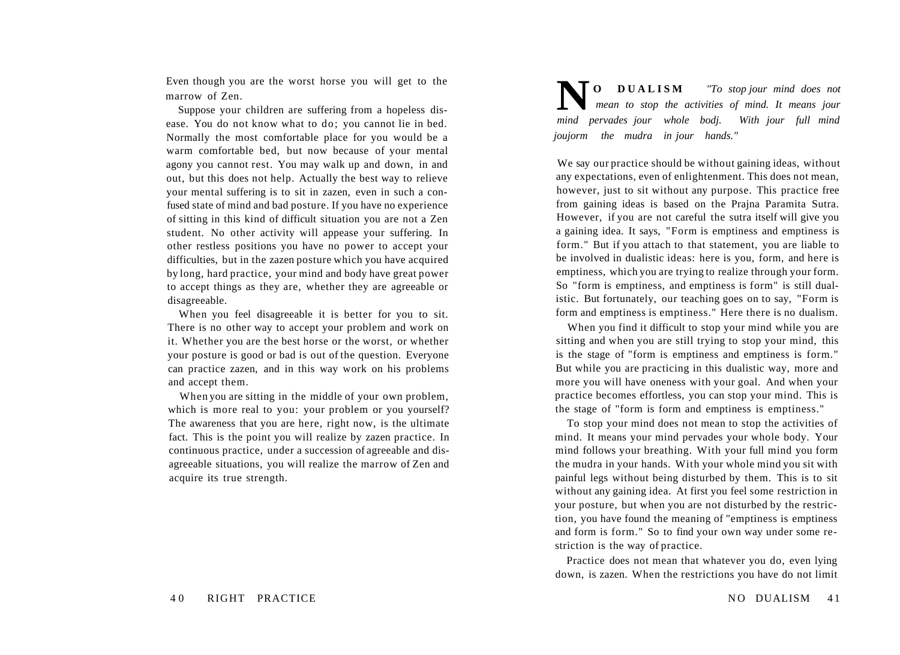Even though you are the worst horse you will get to the marrow of Zen.

Suppose your children are suffering from a hopeless disease. You do not know what to do; you cannot lie in bed. Normally the most comfortable place for you would be a warm comfortable bed, but now because of your mental agony you cannot rest. You may walk up and down, in and out, but this does not help. Actually the best way to relieve your mental suffering is to sit in zazen, even in such a confused state of mind and bad posture. If you have no experience of sitting in this kind of difficult situation you are not a Zen student. No other activity will appease your suffering. In other restless positions you have no power to accept your difficulties, but in the zazen posture which you have acquired by long, hard practice, your mind and body have great power to accept things as they are, whether they are agreeable or disagreeable.

When you feel disagreeable it is better for you to sit. There is no other way to accept your problem and work on it. Whether you are the best horse or the worst, or whether your posture is good or bad is out of the question. Everyone can practice zazen, and in this way work on his problems and accept them.

When you are sitting in the middle of your own problem, which is more real to you: your problem or you yourself? The awareness that you are here, right now, is the ultimate fact. This is the point you will realize by zazen practice. In continuous practice, under a succession of agreeable and disagreeable situations, you will realize the marrow of Zen and acquire its true strength.

# NO DUALISM

*"To stop jour mind does not mean to stop the activities of mind. It means jour mind pervades jour whole bodj. With jour full mind joujorm the mudra in jour hands."*

We say our practice should be without gaining ideas, without any expectations, even of enlightenment. This does not mean, however, just to sit without any purpose. This practice free from gaining ideas is based on the Prajna Paramita Sutra. However, if you are not careful the sutra itself will give you a gaining idea. It says, "Form is emptiness and emptiness is form." But if you attach to that statement, you are liable to be involved in dualistic ideas: here is you, form, and here is emptiness, which you are trying to realize through your form. So "form is emptiness, and emptiness is form" is still dualistic. But fortunately, our teaching goes on to say, "Form is form and emptiness is emptiness." Here there is no dualism.

When you find it difficult to stop your mind while you are sitting and when you are still trying to stop your mind, this is the stage of "form is emptiness and emptiness is form." But while you are practicing in this dualistic way, more and more you will have oneness with your goal. And when your practice becomes effortless, you can stop your mind. This is the stage of "form is form and emptiness is emptiness."

To stop your mind does not mean to stop the activities of mind. It means your mind pervades your whole body. Your mind follows your breathing. With your full mind you form the mudra in your hands. With your whole mind you sit with painful legs without being disturbed by them. This is to sit without any gaining idea. At first you feel some restriction in your posture, but when you are not disturbed by the restriction, you have found the meaning of "emptiness is emptiness and form is form." So to find your own way under some restriction is the way of practice.

Practice does not mean that whatever you do, even lying down, is zazen. When the restrictions you have do not limit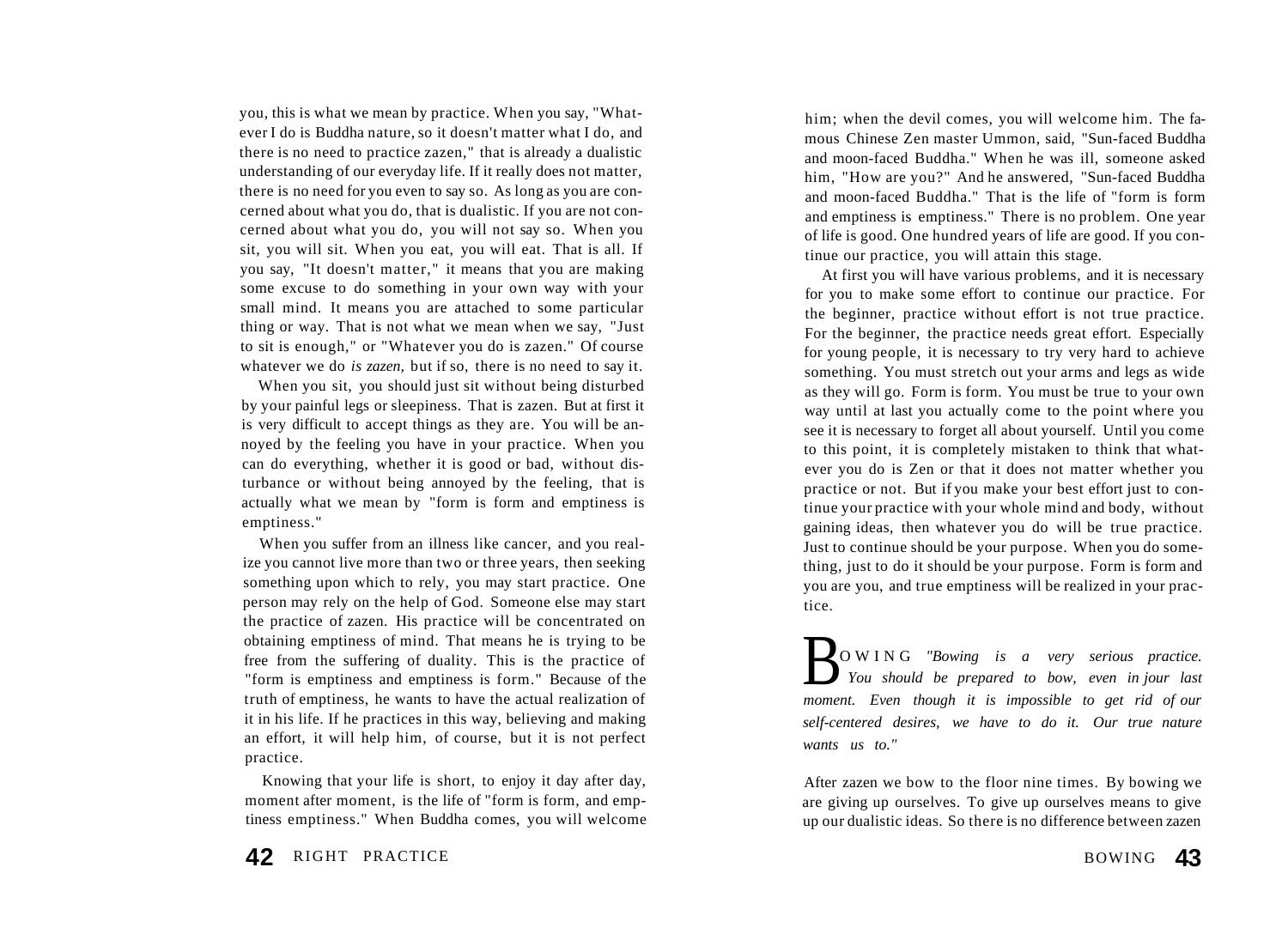you, this is what we mean by practice. When you say, "Whatever I do is Buddha nature, so it doesn't matter what I do, and there is no need to practice zazen," that is already a dualistic understanding of our everyday life. If it really does not matter, there is no need for you even to say so. As long as you are concerned about what you do, that is dualistic. If you are not concerned about what you do, you will not say so. When you sit, you will sit. When you eat, you will eat. That is all. If you say, "It doesn't matter," it means that you are making some excuse to do something in your own way with your small mind. It means you are attached to some particular thing or way. That is not what we mean when we say, "Just to sit is enough," or "Whatever you do is zazen." Of course whatever we do *is zazen,* but if so, there is no need to say it.

When you sit, you should just sit without being disturbed by your painful legs or sleepiness. That is zazen. But at first it is very difficult to accept things as they are. You will be annoyed by the feeling you have in your practice. When you can do everything, whether it is good or bad, without disturbance or without being annoyed by the feeling, that is actually what we mean by "form is form and emptiness is emptiness."

When you suffer from an illness like cancer, and you realize you cannot live more than two or three years, then seeking something upon which to rely, you may start practice. One person may rely on the help of God. Someone else may start the practice of zazen. His practice will be concentrated on obtaining emptiness of mind. That means he is trying to be free from the suffering of duality. This is the practice of "form is emptiness and emptiness is form." Because of the truth of emptiness, he wants to have the actual realization of it in his life. If he practices in this way, believing and making an effort, it will help him, of course, but it is not perfect practice.

Knowing that your life is short, to enjoy it day after day, moment after moment, is the life of "form is form, and emptiness emptiness." When Buddha comes, you will welcome him; when the devil comes, you will welcome him. The famous Chinese Zen master Ummon, said, "Sun-faced Buddha and moon-faced Buddha." When he was ill, someone asked him, "How are you?" And he answered, "Sun-faced Buddha and moon-faced Buddha." That is the life of "form is form and emptiness is emptiness." There is no problem. One year of life is good. One hundred years of life are good. If you continue our practice, you will attain this stage.

At first you will have various problems, and it is necessary for you to make some effort to continue our practice. For the beginner, practice without effort is not true practice. For the beginner, the practice needs great effort. Especially for young people, it is necessary to try very hard to achieve something. You must stretch out your arms and legs as wide as they will go. Form is form. You must be true to your own way until at last you actually come to the point where you see it is necessary to forget all about yourself. Until you come to this point, it is completely mistaken to think that whatever you do is Zen or that it does not matter whether you practice or not. But if you make your best effort just to continue your practice with your whole mind and body, without gaining ideas, then whatever you do will be true practice. Just to continue should be your purpose. When you do something, just to do it should be your purpose. Form is form and you are you, and true emptiness will be realized in your practice.

## BOWING

*"Bowing is a very serious practice. You should be prepared to bow, even in jour last moment. Even though it is impossible to get rid of our self-centered desires, we have to do it. Our true nature wants us to."*

After zazen we bow to the floor nine times. By bowing we are giving up ourselves. To give up ourselves means to give up our dualistic ideas. So there is no difference between zazen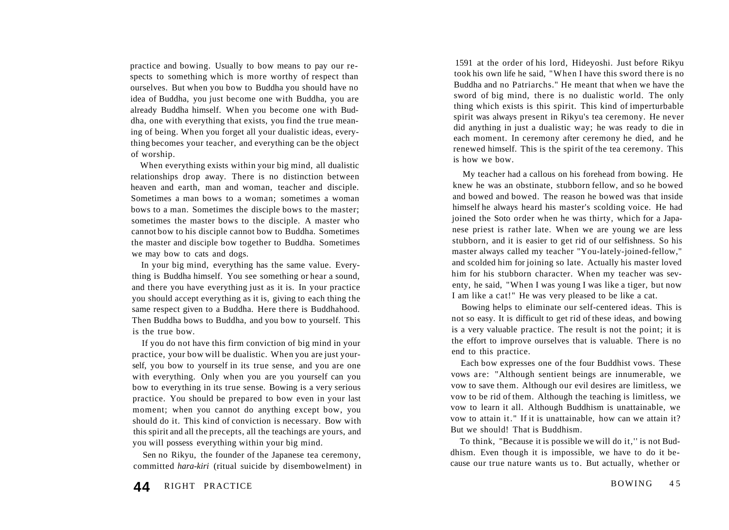practice and bowing. Usually to bow means to pay our respects to something which is more worthy of respect than ourselves. But when you bow to Buddha you should have no idea of Buddha, you just become one with Buddha, you are already Buddha himself. When you become one with Buddha, one with everything that exists, you find the true meaning of being. When you forget all your dualistic ideas, everything becomes your teacher, and everything can be the object of worship.

When everything exists within your big mind, all dualistic relationships drop away. There is no distinction between heaven and earth, man and woman, teacher and disciple. Sometimes a man bows to a woman; sometimes a woman bows to a man. Sometimes the disciple bows to the master; sometimes the master bows to the disciple. A master who cannot bow to his disciple cannot bow to Buddha. Sometimes the master and disciple bow together to Buddha. Sometimes we may bow to cats and dogs.

In your big mind, everything has the same value. Everything is Buddha himself. You see something or hear a sound, and there you have everything just as it is. In your practice you should accept everything as it is, giving to each thing the same respect given to a Buddha. Here there is Buddhahood. Then Buddha bows to Buddha, and you bow to yourself. This is the true bow.

If you do not have this firm conviction of big mind in your practice, your bow will be dualistic. When you are just yourself, you bow to yourself in its true sense, and you are one with everything. Only when you are you yourself can you bow to everything in its true sense. Bowing is a very serious practice. You should be prepared to bow even in your last moment; when you cannot do anything except bow, you should do it. This kind of conviction is necessary. Bow with this spirit and all the precepts, all the teachings are yours, and you will possess everything within your big mind.

Sen no Rikyu, the founder of the Japanese tea ceremony, committed *hara-kiri* (ritual suicide by disembowelment) in 1591 at the order of his lord, Hideyoshi. Just before Rikyu took his own life he said, "When I have this sword there is no Buddha and no Patriarchs." He meant that when we have the sword of big mind, there is no dualistic world. The only thing which exists is this spirit. This kind of imperturbable spirit was always present in Rikyu's tea ceremony. He never did anything in just a dualistic way; he was ready to die in each moment. In ceremony after ceremony he died, and he renewed himself. This is the spirit of the tea ceremony. This is how we bow.

My teacher had a callous on his forehead from bowing. He knew he was an obstinate, stubborn fellow, and so he bowed and bowed and bowed. The reason he bowed was that inside himself he always heard his master's scolding voice. He had joined the Soto order when he was thirty, which for a Japanese priest is rather late. When we are young we are less stubborn, and it is easier to get rid of our selfishness. So his master always called my teacher "You-lately-joined-fellow," and scolded him for joining so late. Actually his master loved him for his stubborn character. When my teacher was seventy, he said, "When I was young I was like a tiger, but now I am like a cat!" He was very pleased to be like a cat.

Bowing helps to eliminate our self-centered ideas. This is not so easy. It is difficult to get rid of these ideas, and bowing is a very valuable practice. The result is not the point; it is the effort to improve ourselves that is valuable. There is no end to this practice.

Each bow expresses one of the four Buddhist vows. These vows are: "Although sentient beings are innumerable, we vow to save them. Although our evil desires are limitless, we vow to be rid of them. Although the teaching is limitless, we vow to learn it all. Although Buddhism is unattainable, we vow to attain it." If it is unattainable, how can we attain it? But we should! That is Buddhism.

To think, "Because it is possible we will do it," is not Buddhism. Even though it is impossible, we have to do it because our true nature wants us to. But actually, whether or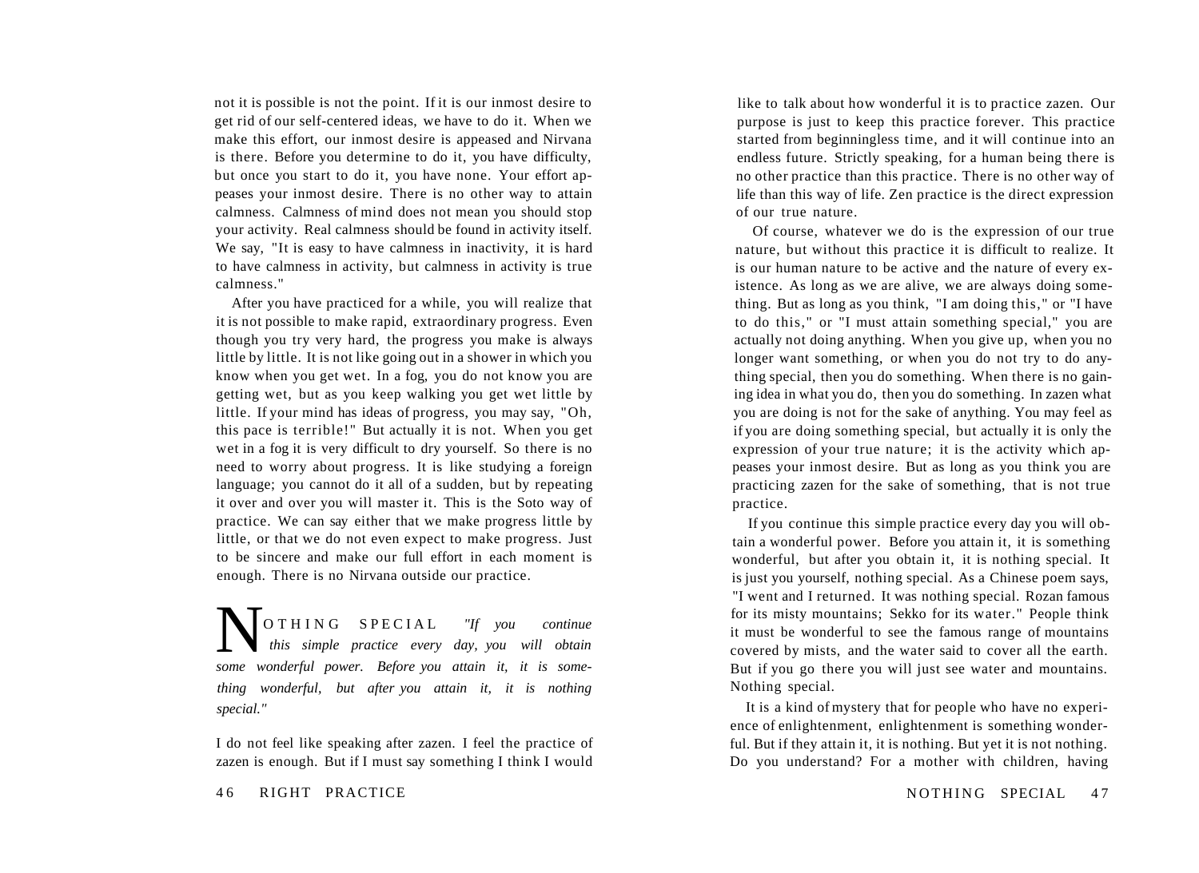not it is possible is not the point. If it is our inmost desire to get rid of our self-centered ideas, we have to do it. When we make this effort, our inmost desire is appeased and Nirvana is there. Before you determine to do it, you have difficulty, but once you start to do it, you have none. Your effort appeases your inmost desire. There is no other way to attain calmness. Calmness of mind does not mean you should stop your activity. Real calmness should be found in activity itself. We say, "It is easy to have calmness in inactivity, it is hard to have calmness in activity, but calmness in activity is true calmness."

After you have practiced for a while, you will realize that it is not possible to make rapid, extraordinary progress. Even though you try very hard, the progress you make is always little by little. It is not like going out in a shower in which you know when you get wet. In a fog, you do not know you are getting wet, but as you keep walking you get wet little by little. If your mind has ideas of progress, you may say, "Oh, this pace is terrible!" But actually it is not. When you get wet in a fog it is very difficult to dry yourself. So there is no need to worry about progress. It is like studying a foreign language; you cannot do it all of a sudden, but by repeating it over and over you will master it. This is the Soto way of practice. We can say either that we make progress little by little, or that we do not even expect to make progress. Just to be sincere and make our full effort in each moment is enough. There is no Nirvana outside our practice.

## NOTHING SPECIAL

*"If you continue this simple practice every day, you will obtain some wonderful power. Before you attain it, it is something wonderful, but after you attain it, it is nothing special."*

I do not feel like speaking after zazen. I feel the practice of zazen is enough. But if I must say something I think I would like to talk about how wonderful it is to practice zazen. Our purpose is just to keep this practice forever. This practice started from beginningless time, and it will continue into an endless future. Strictly speaking, for a human being there is no other practice than this practice. There is no other way of life than this way of life. Zen practice is the direct expression of our true nature.

Of course, whatever we do is the expression of our true nature, but without this practice it is difficult to realize. It is our human nature to be active and the nature of every existence. As long as we are alive, we are always doing something. But as long as you think, "I am doing this," or "I have to do this," or "I must attain something special," you are actually not doing anything. When you give up, when you no longer want something, or when you do not try to do anything special, then you do something. When there is no gaining idea in what you do, then you do something. In zazen what you are doing is not for the sake of anything. You may feel as if you are doing something special, but actually it is only the expression of your true nature; it is the activity which appeases your inmost desire. But as long as you think you are practicing zazen for the sake of something, that is not true practice.

If you continue this simple practice every day you will obtain a wonderful power. Before you attain it, it is something wonderful, but after you obtain it, it is nothing special. It is just you yourself, nothing special. As a Chinese poem says, "I went and I returned. It was nothing special. Rozan famous for its misty mountains; Sekko for its water." People think it must be wonderful to see the famous range of mountains covered by mists, and the water said to cover all the earth. But if you go there you will just see water and mountains. Nothing special.

It is a kind of mystery that for people who have no experience of enlightenment, enlightenment is something wonderful. But if they attain it, it is nothing. But yet it is not nothing. Do you understand? For a mother with children, having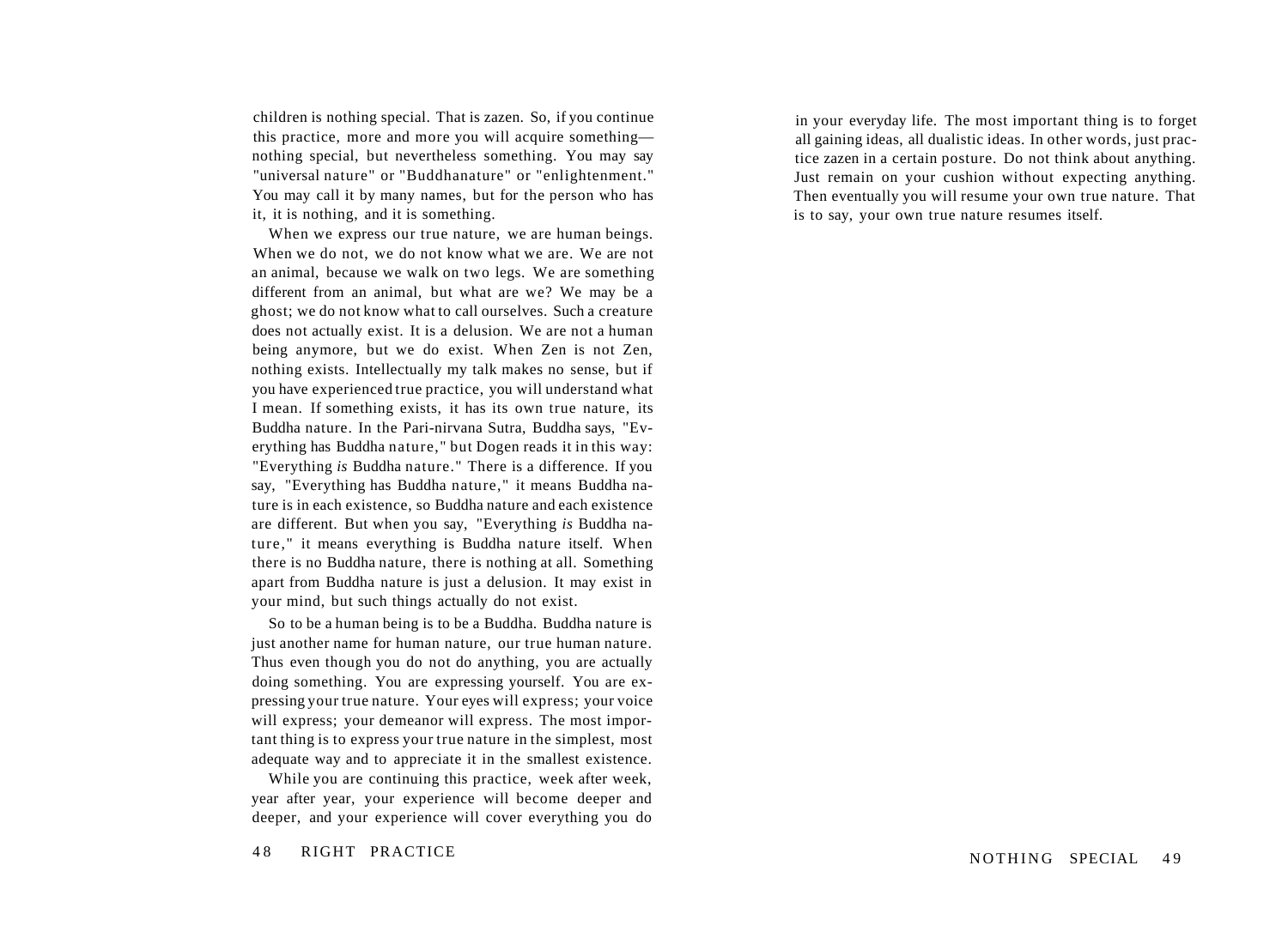children is nothing special. That is zazen. So, if you continue this practice, more and more you will acquire something—nothing special, but nevertheless something. You may say "universal nature" or "Buddhanature" or "enlightenment." You may call it by many names, but for the person who has it, it is nothing, and it is something.

When we express our true nature, we are human beings. When we do not, we do not know what we are. We are not an animal, because we walk on two legs. We are something different from an animal, but what are we? We may be a ghost; we do not know what to call ourselves. Such a creature does not actually exist. It is a delusion. We are not a human being anymore, but we do exist. When Zen is not Zen, nothing exists. Intellectually my talk makes no sense, but if you have experienced true practice, you will understand what I mean. If something exists, it has its own true nature, its Buddha nature. In the Pari-nirvana Sutra, Buddha says, "Everything has Buddha nature," but Dogen reads it in this way: "Everything *is* Buddha nature." There is a difference. If you say, "Everything has Buddha nature," it means Buddha nature is in each existence, so Buddha nature and each existence are different. But when you say, "Everything *is* Buddha nature," it means everything is Buddha nature itself. When there is no Buddha nature, there is nothing at all. Something apart from Buddha nature is just a delusion. It may exist in your mind, but such things actually do not exist.

So to be a human being is to be a Buddha. Buddha nature is just another name for human nature, our true human nature. Thus even though you do not do anything, you are actually doing something. You are expressing yourself. You are expressing your true nature. Your eyes will express; your voice will express; your demeanor will express. The most important thing is to express your true nature in the simplest, most adequate way and to appreciate it in the smallest existence.

While you are continuing this practice, week after week, year after year, your experience will become deeper and deeper, and your experience will cover everything you do in your everyday life. The most important thing is to forget all gaining ideas, all dualistic ideas. In other words, just practice zazen in a certain posture. Do not think about anything. Just remain on your cushion without expecting anything. Then eventually you will resume your own true nature. That is to say, your own true nature resumes itself.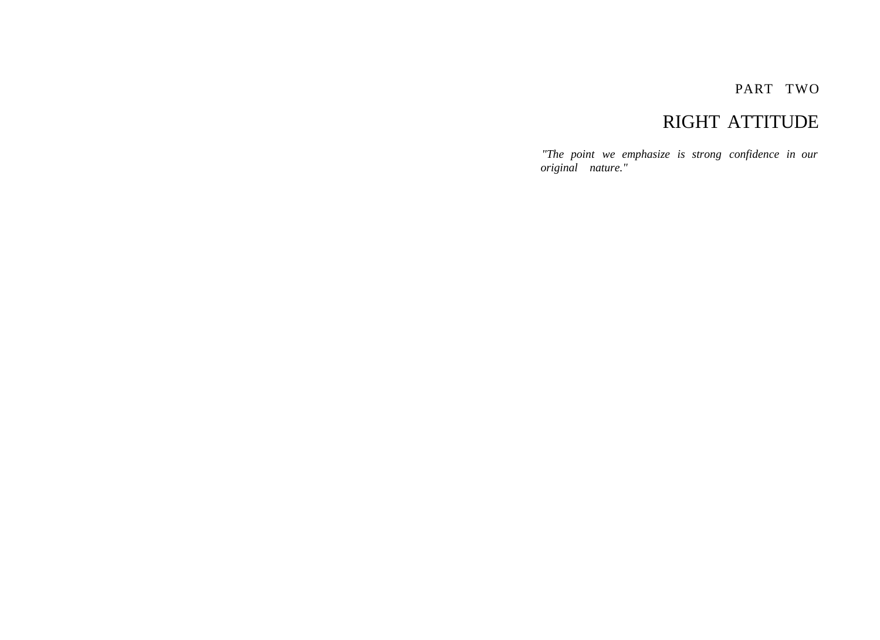PART TWO

# RIGHT ATTITUDE

*"The point we emphasize is strong confidence in our original nature."*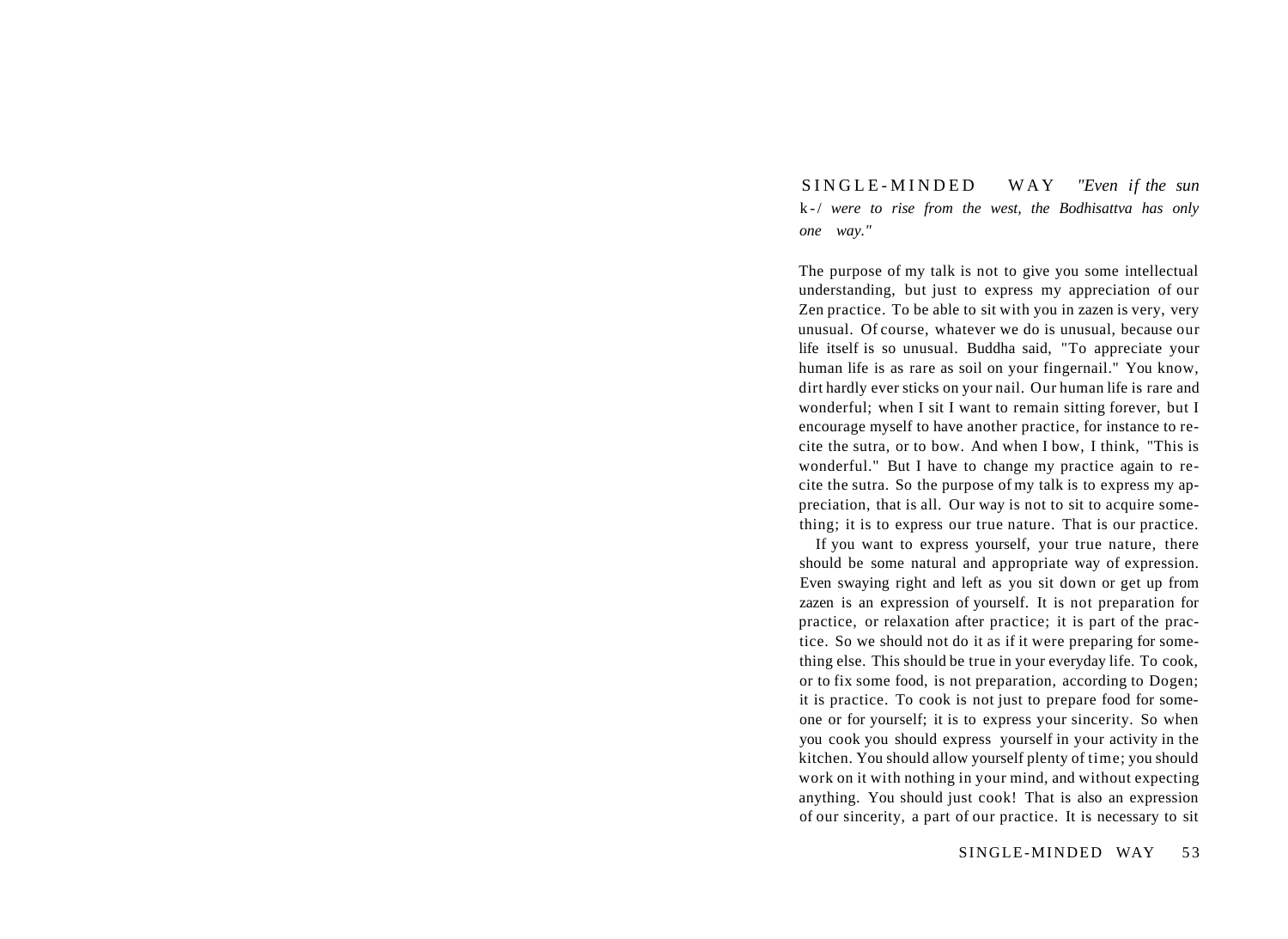## SINGLE-MINDED WAY

*"Even if the sun were to rise from the west, the Bodhisattva has only one way."*

The purpose of my talk is not to give you some intellectual understanding, but just to express my appreciation of our Zen practice. To be able to sit with you in zazen is very, very unusual. Of course, whatever we do is unusual, because our life itself is so unusual. Buddha said, "To appreciate your human life is as rare as soil on your fingernail." You know, dirt hardly ever sticks on your nail. Our human life is rare and wonderful; when I sit I want to remain sitting forever, but I encourage myself to have another practice, for instance to recite the sutra, or to bow. And when I bow, I think, "This is wonderful." But I have to change my practice again to recite the sutra. So the purpose of my talk is to express my appreciation, that is all. Our way is not to sit to acquire something; it is to express our true nature. That is our practice.

If you want to express yourself, your true nature, there should be some natural and appropriate way of expression. Even swaying right and left as you sit down or get up from zazen is an expression of yourself. It is not preparation for practice, or relaxation after practice; it is part of the practice. So we should not do it as if it were preparing for something else. This should be true in your everyday life. To cook, or to fix some food, is not preparation, according to Dogen; it is practice. To cook is not just to prepare food for someone or for yourself; it is to express your sincerity. So when you cook you should express yourself in your activity in the kitchen. You should allow yourself plenty of time; you should work on it with nothing in your mind, and without expecting anything. You should just cook! That is also an expression of our sincerity, a part of our practice. It is necessary to sit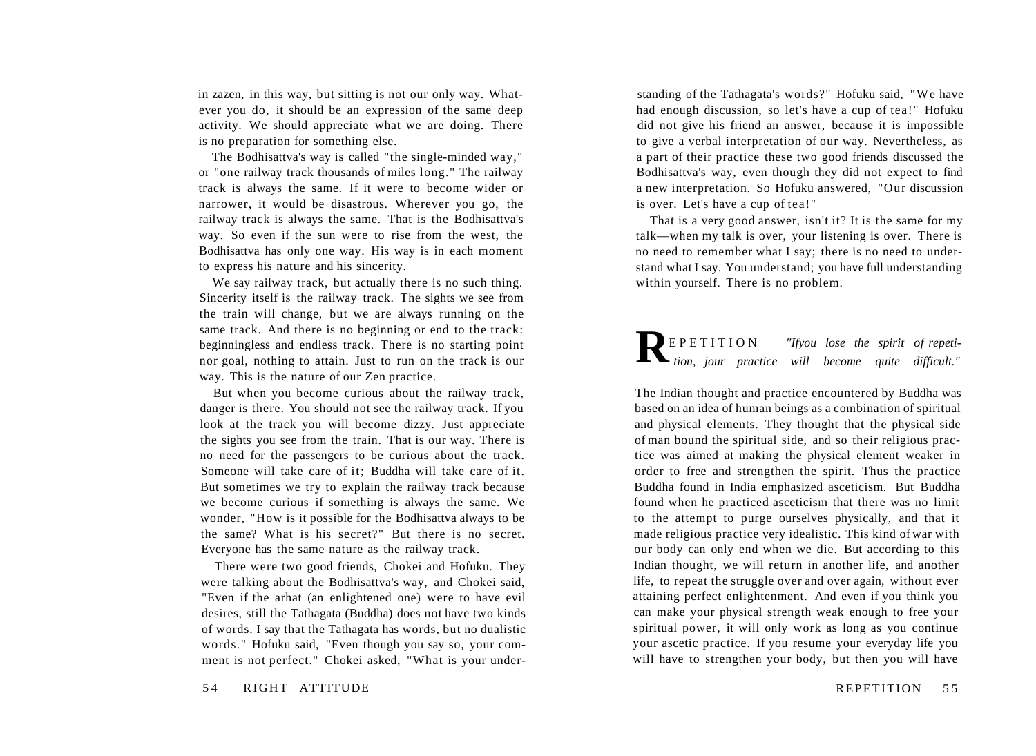in zazen, in this way, but sitting is not our only way. Whatever you do, it should be an expression of the same deep activity. We should appreciate what we are doing. There is no preparation for something else.

The Bodhisattva's way is called "the single-minded way," or "one railway track thousands of miles long." The railway track is always the same. If it were to become wider or narrower, it would be disastrous. Wherever you go, the railway track is always the same. That is the Bodhisattva's way. So even if the sun were to rise from the west, the Bodhisattva has only one way. His way is in each moment to express his nature and his sincerity.

We say railway track, but actually there is no such thing. Sincerity itself is the railway track. The sights we see from the train will change, but we are always running on the same track. And there is no beginning or end to the track: beginningless and endless track. There is no starting point nor goal, nothing to attain. Just to run on the track is our way. This is the nature of our Zen practice.

But when you become curious about the railway track, danger is there. You should not see the railway track. If you look at the track you will become dizzy. Just appreciate the sights you see from the train. That is our way. There is no need for the passengers to be curious about the track. Someone will take care of it; Buddha will take care of it. But sometimes we try to explain the railway track because we become curious if something is always the same. We wonder, "How is it possible for the Bodhisattva always to be the same? What is his secret?" But there is no secret. Everyone has the same nature as the railway track.

There were two good friends, Chokei and Hofuku. They were talking about the Bodhisattva's way, and Chokei said, "Even if the arhat (an enlightened one) were to have evil desires, still the Tathagata (Buddha) does not have two kinds of words. I say that the Tathagata has words, but no dualistic words." Hofuku said, "Even though you say so, your comment is not perfect." Chokei asked, "What is your understanding of the Tathagata's words?" Hofuku said, "We have had enough discussion, so let's have a cup of tea!" Hofuku did not give his friend an answer, because it is impossible to give a verbal interpretation of our way. Nevertheless, as a part of their practice these two good friends discussed the Bodhisattva's way, even though they did not expect to find a new interpretation. So Hofuku answered, "Our discussion is over. Let's have a cup of tea!"

That is a very good answer, isn't it? It is the same for my talk—when my talk is over, your listening is over. There is no need to remember what I say; there is no need to understand what I say. You understand; you have full understanding within yourself. There is no problem.

## REPETITION

*"Ifyou lose the spirit of repetition, jour practice will become quite difficult."*

The Indian thought and practice encountered by Buddha was based on an idea of human beings as a combination of spiritual and physical elements. They thought that the physical side of man bound the spiritual side, and so their religious practice was aimed at making the physical element weaker in order to free and strengthen the spirit. Thus the practice Buddha found in India emphasized asceticism. But Buddha found when he practiced asceticism that there was no limit to the attempt to purge ourselves physically, and that it made religious practice very idealistic. This kind of war with our body can only end when we die. But according to this Indian thought, we will return in another life, and another life, to repeat the struggle over and over again, without ever attaining perfect enlightenment. And even if you think you can make your physical strength weak enough to free your spiritual power, it will only work as long as you continue your ascetic practice. If you resume your everyday life you will have to strengthen your body, but then you will have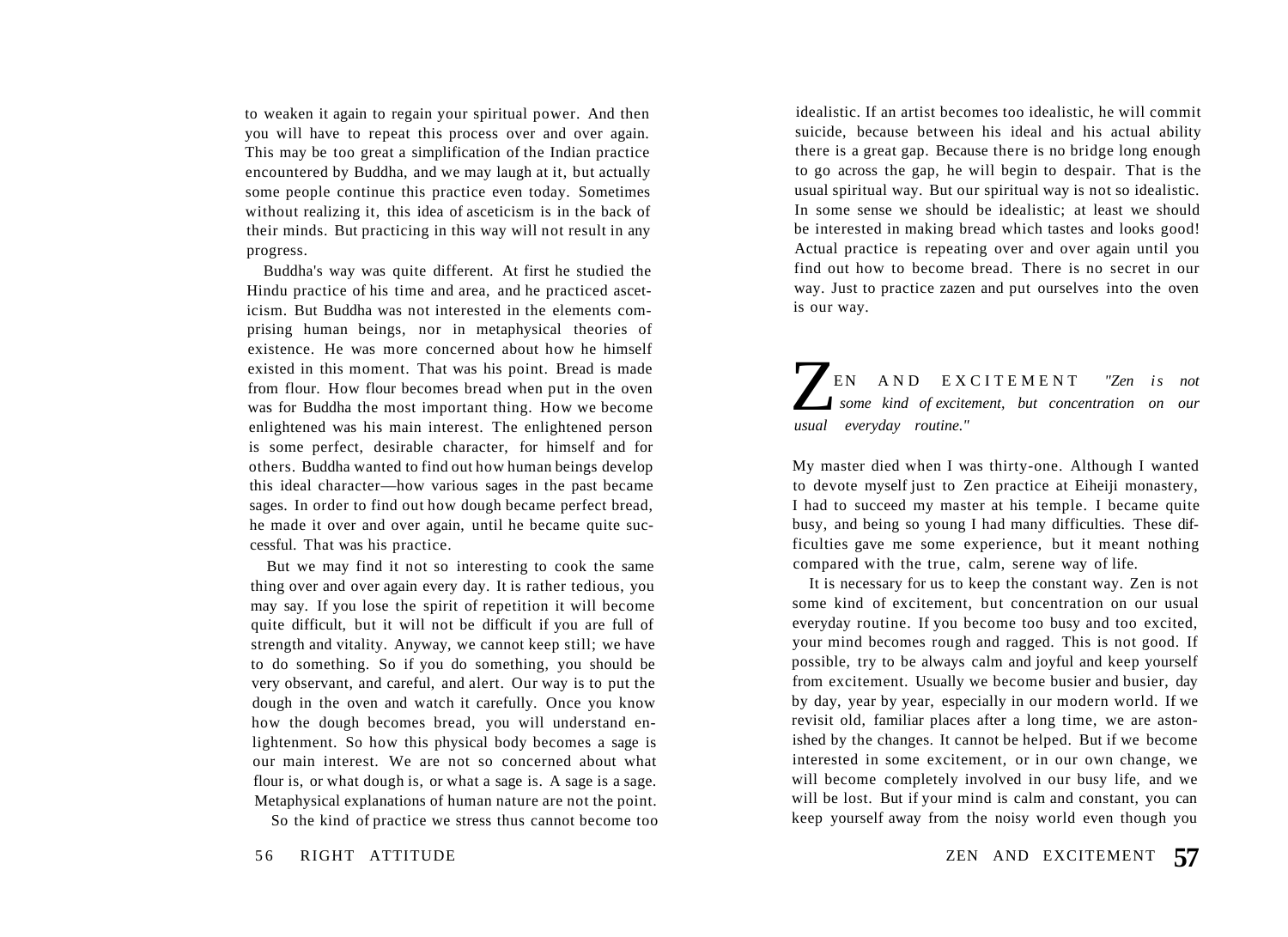to weaken it again to regain your spiritual power. And then you will have to repeat this process over and over again. This may be too great a simplification of the Indian practice encountered by Buddha, and we may laugh at it, but actually some people continue this practice even today. Sometimes without realizing it, this idea of asceticism is in the back of their minds. But practicing in this way will not result in any progress.

Buddha's way was quite different. At first he studied the Hindu practice of his time and area, and he practiced asceticism. But Buddha was not interested in the elements comprising human beings, nor in metaphysical theories of existence. He was more concerned about how he himself existed in this moment. That was his point. Bread is made from flour. How flour becomes bread when put in the oven was for Buddha the most important thing. How we become enlightened was his main interest. The enlightened person is some perfect, desirable character, for himself and for others. Buddha wanted to find out how human beings develop this ideal character—how various sages in the past became sages. In order to find out how dough became perfect bread, he made it over and over again, until he became quite successful. That was his practice.

But we may find it not so interesting to cook the same thing over and over again every day. It is rather tedious, you may say. If you lose the spirit of repetition it will become quite difficult, but it will not be difficult if you are full of strength and vitality. Anyway, we cannot keep still; we have to do something. So if you do something, you should be very observant, and careful, and alert. Our way is to put the dough in the oven and watch it carefully. Once you know how the dough becomes bread, you will understand enlightenment. So how this physical body becomes a sage is our main interest. We are not so concerned about what flour is, or what dough is, or what a sage is. A sage is a sage. Metaphysical explanations of human nature are not the point.

So the kind of practice we stress thus cannot become too idealistic. If an artist becomes too idealistic, he will commit suicide, because between his ideal and his actual ability there is a great gap. Because there is no bridge long enough to go across the gap, he will begin to despair. That is the usual spiritual way. But our spiritual way is not so idealistic. In some sense we should be idealistic; at least we should be interested in making bread which tastes and looks good! Actual practice is repeating over and over again until you find out how to become bread. There is no secret in our way. Just to practice zazen and put ourselves into the oven is our way.

## ZEN AND EXCITEMENT

*"Zen is not some kind of excitement, but concentration on our usual everyday routine."*

My master died when I was thirty-one. Although I wanted to devote myself just to Zen practice at Eiheiji monastery, I had to succeed my master at his temple. I became quite busy, and being so young I had many difficulties. These difficulties gave me some experience, but it meant nothing compared with the true, calm, serene way of life.

It is necessary for us to keep the constant way. Zen is not some kind of excitement, but concentration on our usual everyday routine. If you become too busy and too excited, your mind becomes rough and ragged. This is not good. If possible, try to be always calm and joyful and keep yourself from excitement. Usually we become busier and busier, day by day, year by year, especially in our modern world. If we revisit old, familiar places after a long time, we are astonished by the changes. It cannot be helped. But if we become interested in some excitement, or in our own change, we will become completely involved in our busy life, and we will be lost. But if your mind is calm and constant, you can keep yourself away from the noisy world even though you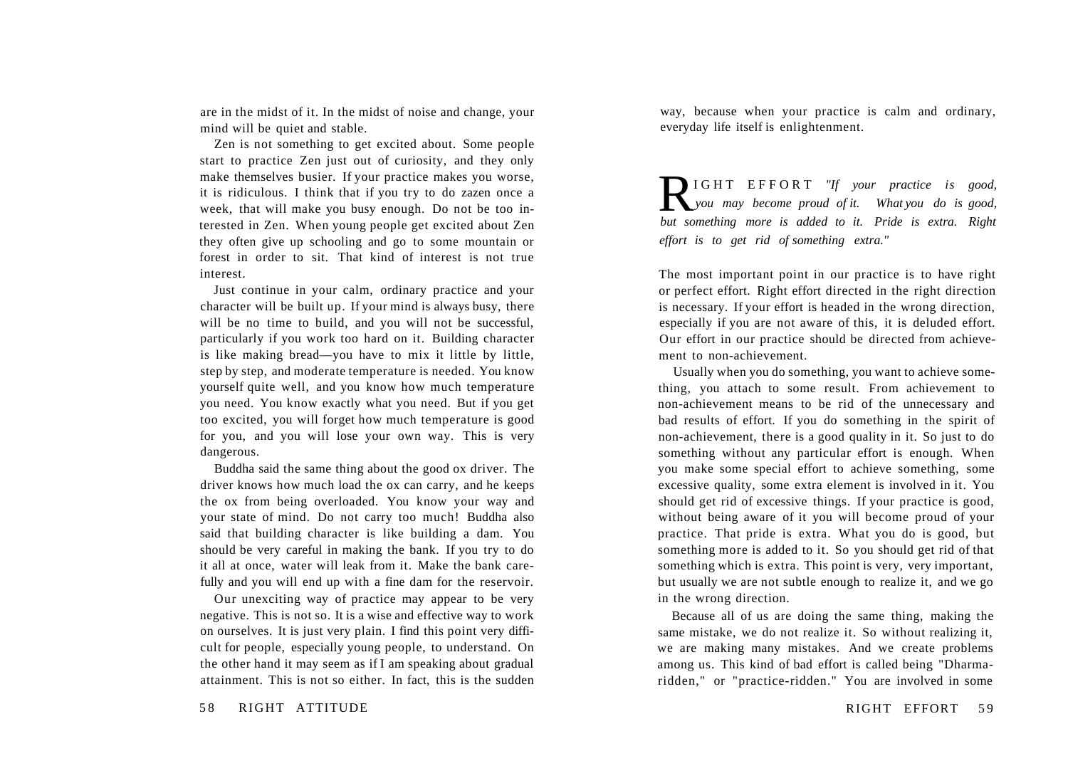are in the midst of it. In the midst of noise and change, your mind will be quiet and stable.

Zen is not something to get excited about. Some people start to practice Zen just out of curiosity, and they only make themselves busier. If your practice makes you worse, it is ridiculous. I think that if you try to do zazen once a week, that will make you busy enough. Do not be too interested in Zen. When young people get excited about Zen they often give up schooling and go to some mountain or forest in order to sit. That kind of interest is not true interest.

Just continue in your calm, ordinary practice and your character will be built up. If your mind is always busy, there will be no time to build, and you will not be successful, particularly if you work too hard on it. Building character is like making bread—you have to mix it little by little, step by step, and moderate temperature is needed. You know yourself quite well, and you know how much temperature you need. You know exactly what you need. But if you get too excited, you will forget how much temperature is good for you, and you will lose your own way. This is very dangerous.

Buddha said the same thing about the good ox driver. The driver knows how much load the ox can carry, and he keeps the ox from being overloaded. You know your way and your state of mind. Do not carry too much! Buddha also said that building character is like building a dam. You should be very careful in making the bank. If you try to do it all at once, water will leak from it. Make the bank carefully and you will end up with a fine dam for the reservoir.

Our unexciting way of practice may appear to be very negative. This is not so. It is a wise and effective way to work on ourselves. It is just very plain. I find this point very difficult for people, especially young people, to understand. On the other hand it may seem as if I am speaking about gradual attainment. This is not so either. In fact, this is the sudden way, because when your practice is calm and ordinary, everyday life itself is enlightenment.

## RIGHT EFFORT

*"If your practice is good, you may become proud of it. What you do is good, but something more is added to it. Pride is extra. Right effort is to get rid of something extra."*

The most important point in our practice is to have right or perfect effort. Right effort directed in the right direction is necessary. If your effort is headed in the wrong direction, especially if you are not aware of this, it is deluded effort. Our effort in our practice should be directed from achievement to non-achievement.

Usually when you do something, you want to achieve something, you attach to some result. From achievement to non-achievement means to be rid of the unnecessary and bad results of effort. If you do something in the spirit of non-achievement, there is a good quality in it. So just to do something without any particular effort is enough. When you make some special effort to achieve something, some excessive quality, some extra element is involved in it. You should get rid of excessive things. If your practice is good, without being aware of it you will become proud of your practice. That pride is extra. What you do is good, but something more is added to it. So you should get rid of that something which is extra. This point is very, very important, but usually we are not subtle enough to realize it, and we go in the wrong direction.

Because all of us are doing the same thing, making the same mistake, we do not realize it. So without realizing it, we are making many mistakes. And we create problems among us. This kind of bad effort is called being "Dharma-ridden," or "practice-ridden." You are involved in some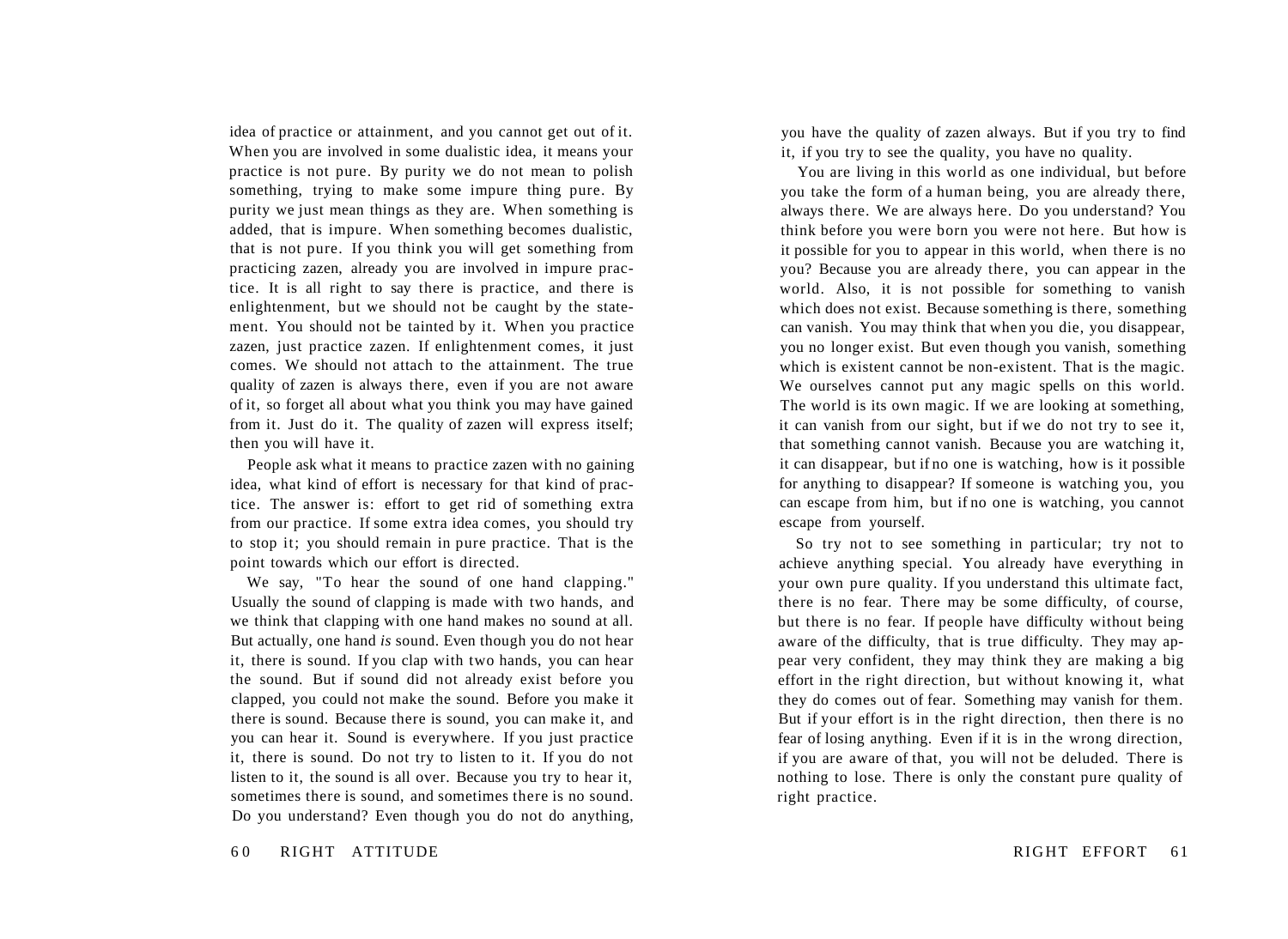idea of practice or attainment, and you cannot get out of it. When you are involved in some dualistic idea, it means your practice is not pure. By purity we do not mean to polish something, trying to make some impure thing pure. By purity we just mean things as they are. When something is added, that is impure. When something becomes dualistic, that is not pure. If you think you will get something from practicing zazen, already you are involved in impure practice. It is all right to say there is practice, and there is enlightenment, but we should not be caught by the statement. You should not be tainted by it. When you practice zazen, just practice zazen. If enlightenment comes, it just comes. We should not attach to the attainment. The true quality of zazen is always there, even if you are not aware of it, so forget all about what you think you may have gained from it. Just do it. The quality of zazen will express itself; then you will have it.

People ask what it means to practice zazen with no gaining idea, what kind of effort is necessary for that kind of practice. The answer is: effort to get rid of something extra from our practice. If some extra idea comes, you should try to stop it; you should remain in pure practice. That is the point towards which our effort is directed.

We say, "To hear the sound of one hand clapping." Usually the sound of clapping is made with two hands, and we think that clapping with one hand makes no sound at all. But actually, one hand *is* sound. Even though you do not hear it, there is sound. If you clap with two hands, you can hear the sound. But if sound did not already exist before you clapped, you could not make the sound. Before you make it there is sound. Because there is sound, you can make it, and you can hear it. Sound is everywhere. If you just practice it, there is sound. Do not try to listen to it. If you do not listen to it, the sound is all over. Because you try to hear it, sometimes there is sound, and sometimes there is no sound. Do you understand? Even though you do not do anything, you have the quality of zazen always. But if you try to find it, if you try to see the quality, you have no quality.

You are living in this world as one individual, but before you take the form of a human being, you are already there, always there. We are always here. Do you understand? You think before you were born you were not here. But how is it possible for you to appear in this world, when there is no you? Because you are already there, you can appear in the world. Also, it is not possible for something to vanish which does not exist. Because something is there, something can vanish. You may think that when you die, you disappear, you no longer exist. But even though you vanish, something which is existent cannot be non-existent. That is the magic. We ourselves cannot put any magic spells on this world. The world is its own magic. If we are looking at something, it can vanish from our sight, but if we do not try to see it, that something cannot vanish. Because you are watching it, it can disappear, but if no one is watching, how is it possible for anything to disappear? If someone is watching you, you can escape from him, but if no one is watching, you cannot escape from yourself.

So try not to see something in particular; try not to achieve anything special. You already have everything in your own pure quality. If you understand this ultimate fact, there is no fear. There may be some difficulty, of course, but there is no fear. If people have difficulty without being aware of the difficulty, that is true difficulty. They may appear very confident, they may think they are making a big effort in the right direction, but without knowing it, what they do comes out of fear. Something may vanish for them. But if your effort is in the right direction, then there is no fear of losing anything. Even if it is in the wrong direction, if you are aware of that, you will not be deluded. There is nothing to lose. There is only the constant pure quality of right practice.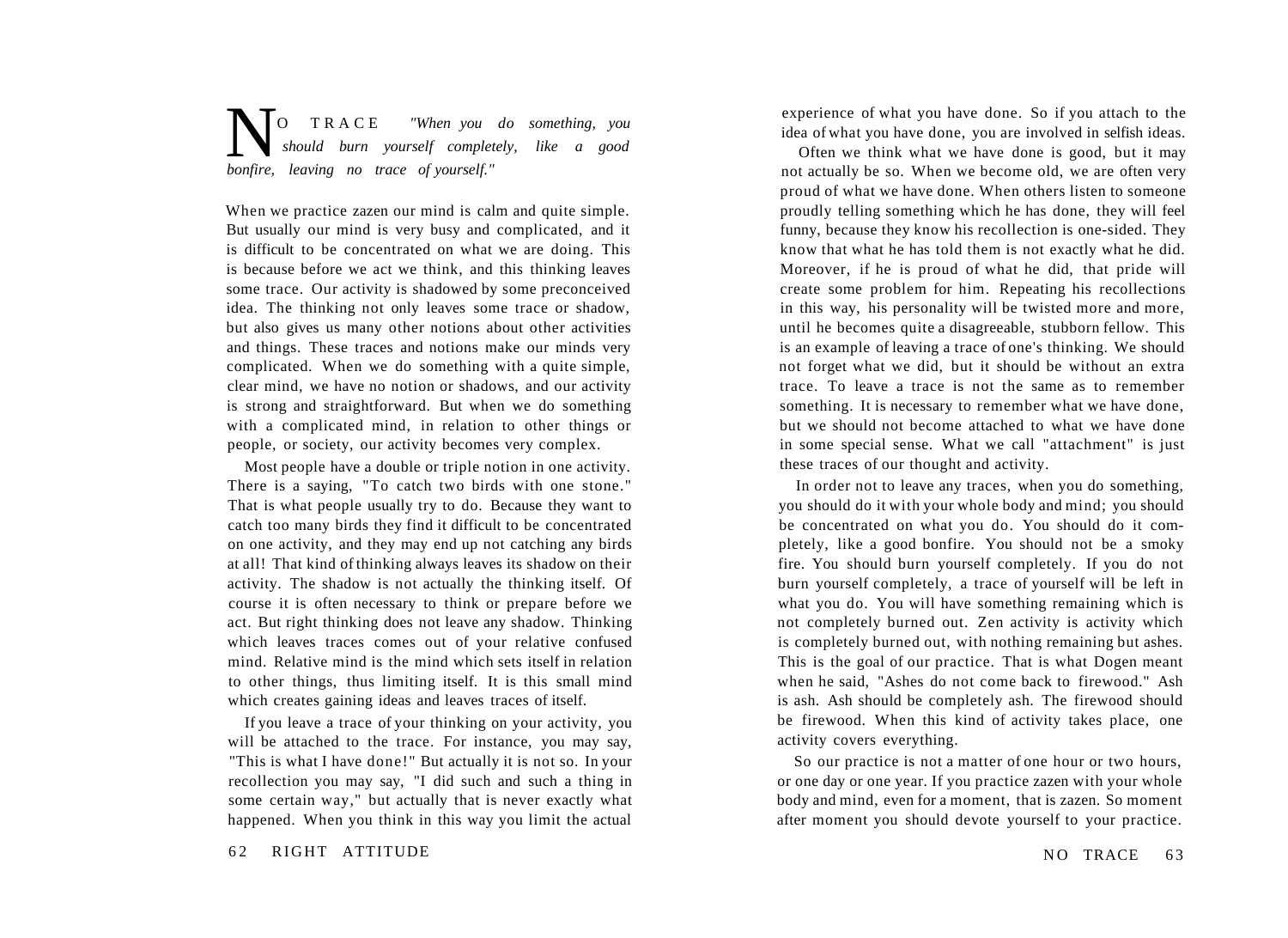# NO TRACE

*"When you do something, you should burn yourself completely, like a good bonfire, leaving no trace of yourself."*

When we practice zazen our mind is calm and quite simple. But usually our mind is very busy and complicated, and it is difficult to be concentrated on what we are doing. This is because before we act we think, and this thinking leaves some trace. Our activity is shadowed by some preconceived idea. The thinking not only leaves some trace or shadow, but also gives us many other notions about other activities and things. These traces and notions make our minds very complicated. When we do something with a quite simple, clear mind, we have no notion or shadows, and our activity is strong and straightforward. But when we do something with a complicated mind, in relation to other things or people, or society, our activity becomes very complex.

Most people have a double or triple notion in one activity. There is a saying, "To catch two birds with one stone." That is what people usually try to do. Because they want to catch too many birds they find it difficult to be concentrated on one activity, and they may end up not catching any birds at all! That kind of thinking always leaves its shadow on their activity. The shadow is not actually the thinking itself. Of course it is often necessary to think or prepare before we act. But right thinking does not leave any shadow. Thinking which leaves traces comes out of your relative confused mind. Relative mind is the mind which sets itself in relation to other things, thus limiting itself. It is this small mind which creates gaining ideas and leaves traces of itself.

If you leave a trace of your thinking on your activity, you will be attached to the trace. For instance, you may say, "This is what I have done!" But actually it is not so. In your recollection you may say, "I did such and such a thing in some certain way," but actually that is never exactly what happened. When you think in this way you limit the actual experience of what you have done. So if you attach to the idea of what you have done, you are involved in selfish ideas.

Often we think what we have done is good, but it may not actually be so. When we become old, we are often very proud of what we have done. When others listen to someone proudly telling something which he has done, they will feel funny, because they know his recollection is one-sided. They know that what he has told them is not exactly what he did. Moreover, if he is proud of what he did, that pride will create some problem for him. Repeating his recollections in this way, his personality will be twisted more and more, until he becomes quite a disagreeable, stubborn fellow. This is an example of leaving a trace of one's thinking. We should not forget what we did, but it should be without an extra trace. To leave a trace is not the same as to remember something. It is necessary to remember what we have done, but we should not become attached to what we have done in some special sense. What we call "attachment" is just these traces of our thought and activity.

In order not to leave any traces, when you do something, you should do it with your whole body and mind; you should be concentrated on what you do. You should do it completely, like a good bonfire. You should not be a smoky fire. You should burn yourself completely. If you do not burn yourself completely, a trace of yourself will be left in what you do. You will have something remaining which is not completely burned out. Zen activity is activity which is completely burned out, with nothing remaining but ashes. This is the goal of our practice. That is what Dogen meant when he said, "Ashes do not come back to firewood." Ash is ash. Ash should be completely ash. The firewood should be firewood. When this kind of activity takes place, one activity covers everything.

So our practice is not a matter of one hour or two hours, or one day or one year. If you practice zazen with your whole body and mind, even for a moment, that is zazen. So moment after moment you should devote yourself to your practice.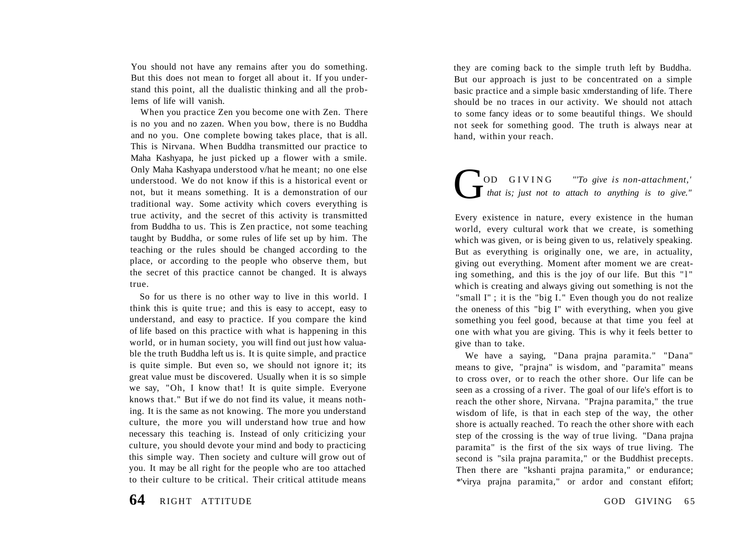You should not have any remains after you do something. But this does not mean to forget all about it. If you understand this point, all the dualistic thinking and all the problems of life will vanish.

When you practice Zen you become one with Zen. There is no you and no zazen. When you bow, there is no Buddha and no you. One complete bowing takes place, that is all. This is Nirvana. When Buddha transmitted our practice to Maha Kashyapa, he just picked up a flower with a smile. Only Maha Kashyapa understood v/hat he meant; no one else understood. We do not know if this is a historical event or not, but it means something. It is a demonstration of our traditional way. Some activity which covers everything is true activity, and the secret of this activity is transmitted from Buddha to us. This is Zen practice, not some teaching taught by Buddha, or some rules of life set up by him. The teaching or the rules should be changed according to the place, or according to the people who observe them, but the secret of this practice cannot be changed. It is always true.

So for us there is no other way to live in this world. I think this is quite true; and this is easy to accept, easy to understand, and easy to practice. If you compare the kind of life based on this practice with what is happening in this world, or in human society, you will find out just how valuable the truth Buddha left us is. It is quite simple, and practice is quite simple. But even so, we should not ignore it; its great value must be discovered. Usually when it is so simple we say, "Oh, I know that! It is quite simple. Everyone knows that." But if we do not find its value, it means nothing. It is the same as not knowing. The more you understand culture, the more you will understand how true and how necessary this teaching is. Instead of only criticizing your culture, you should devote your mind and body to practicing this simple way. Then society and culture will grow out of you. It may be all right for the people who are too attached to their culture to be critical. Their critical attitude means they are coming back to the simple truth left by Buddha. But our approach is just to be concentrated on a simple basic practice and a simple basic xmderstanding of life. There should be no traces in our activity. We should not attach to some fancy ideas or to some beautiful things. We should not seek for something good. The truth is always near at hand, within your reach.

## GOD GIVING

*"'To give is non-attachment,' that is; just not to attach to anything is to give."*

Every existence in nature, every existence in the human world, every cultural work that we create, is something which was given, or is being given to us, relatively speaking. But as everything is originally one, we are, in actuality, giving out everything. Moment after moment we are creating something, and this is the joy of our life. But this "l" which is creating and always giving out something is not the "small I" ; it is the "big I." Even though you do not realize the oneness of this "big I" with everything, when you give something you feel good, because at that time you feel at one with what you are giving. This is why it feels better to give than to take.

We have a saying, "Dana prajna paramita." "Dana" means to give, "prajna" is wisdom, and "paramita" means to cross over, or to reach the other shore. Our life can be seen as a crossing of a river. The goal of our life's effort is to reach the other shore, Nirvana. "Prajna paramita," the true wisdom of life, is that in each step of the way, the other shore is actually reached. To reach the other shore with each step of the crossing is the way of true living. "Dana prajna paramita" is the first of the six ways of true living. The second is "sila prajna paramita," or the Buddhist precepts. Then there are "kshanti prajna paramita," or endurance; *'virya prajna paramita," or ardor and constant efifort;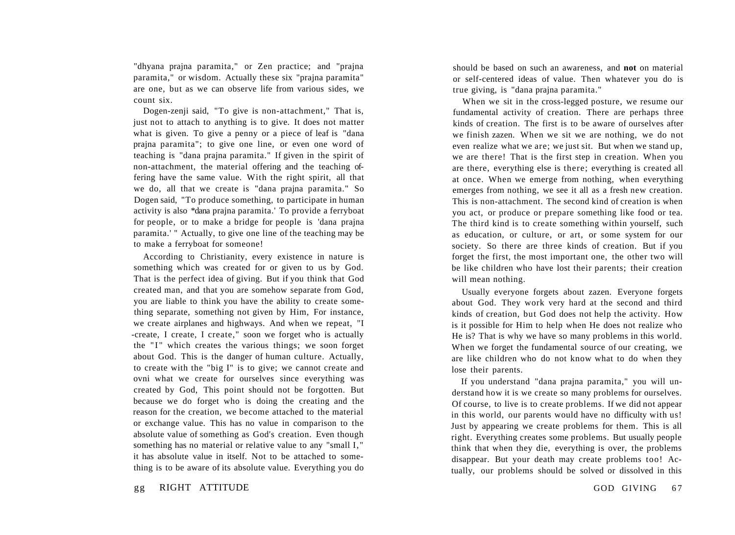"dhyana prajna paramita," or Zen practice; and "prajna paramita," or wisdom. Actually these six "prajna paramita" are one, but as we can observe life from various sides, we count six.

Dogen-zenji said, "To give is non-attachment," That is, just not to attach to anything is to give. It does not matter what is given. To give a penny or a piece of leaf is "dana prajna paramita"; to give one line, or even one word of teaching is "dana prajna paramita." If given in the spirit of non-attachment, the material offering and the teaching offering have the same value. With the right spirit, all that we do, all that we create is "dana prajna paramita." So Dogen said, "To produce something, to participate in human activity is also *dana prajna paramita.' To provide a ferryboat for people, or to make a bridge for people is 'dana prajna paramita.' " Actually, to give one line of the teaching may be to make a ferryboat for someone!

According to Christianity, every existence in nature is something which was created for or given to us by God. That is the perfect idea of giving. But if you think that God created man, and that you are somehow separate from God, you are liable to think you have the ability to create something separate, something not given by Him, For instance, we create airplanes and highways. And when we repeat, "I -create, I create, I create," soon we forget who is actually the "I" which creates the various things; we soon forget about God. This is the danger of human culture. Actually, to create with the "big I" is to give; we cannot create and ovni what we create for ourselves since everything was created by God, This point should not be forgotten. But because we do forget who is doing the creating and the reason for the creation, we become attached to the material or exchange value. This has no value in comparison to the absolute value of something as God's creation. Even though something has no material or relative value to any "small I," it has absolute value in itself. Not to be attached to something is to be aware of its absolute value. Everything you do should be based on such an awareness, and **not** on material or self-centered ideas of value. Then whatever you do is true giving, is "dana prajna paramita."

When we sit in the cross-legged posture, we resume our fundamental activity of creation. There are perhaps three kinds of creation. The first is to be aware of ourselves after we finish zazen. When we sit we are nothing, we do not even realize what we are; we just sit. But when we stand up, we are there! That is the first step in creation. When you are there, everything else is there; everything is created all at once. When we emerge from nothing, when everything emerges from nothing, we see it all as a fresh new creation. This is non-attachment. The second kind of creation is when you act, or produce or prepare something like food or tea. The third kind is to create something within yourself, such as education, or culture, or art, or some system for our society. So there are three kinds of creation. But if you forget the first, the most important one, the other two will be like children who have lost their parents; their creation will mean nothing.

Usually everyone forgets about zazen. Everyone forgets about God. They work very hard at the second and third kinds of creation, but God does not help the activity. How is it possible for Him to help when He does not realize who He is? That is why we have so many problems in this world. When we forget the fundamental source of our creating, we are like children who do not know what to do when they lose their parents.

If you understand "dana prajna paramita," you will understand how it is we create so many problems for ourselves. Of course, to live is to create problems. If we did not appear in this world, our parents would have no difficulty with us! Just by appearing we create problems for them. This is all right. Everything creates some problems. But usually people think that when they die, everything is over, the problems disappear. But your death may create problems too! Actually, our problems should be solved or dissolved in this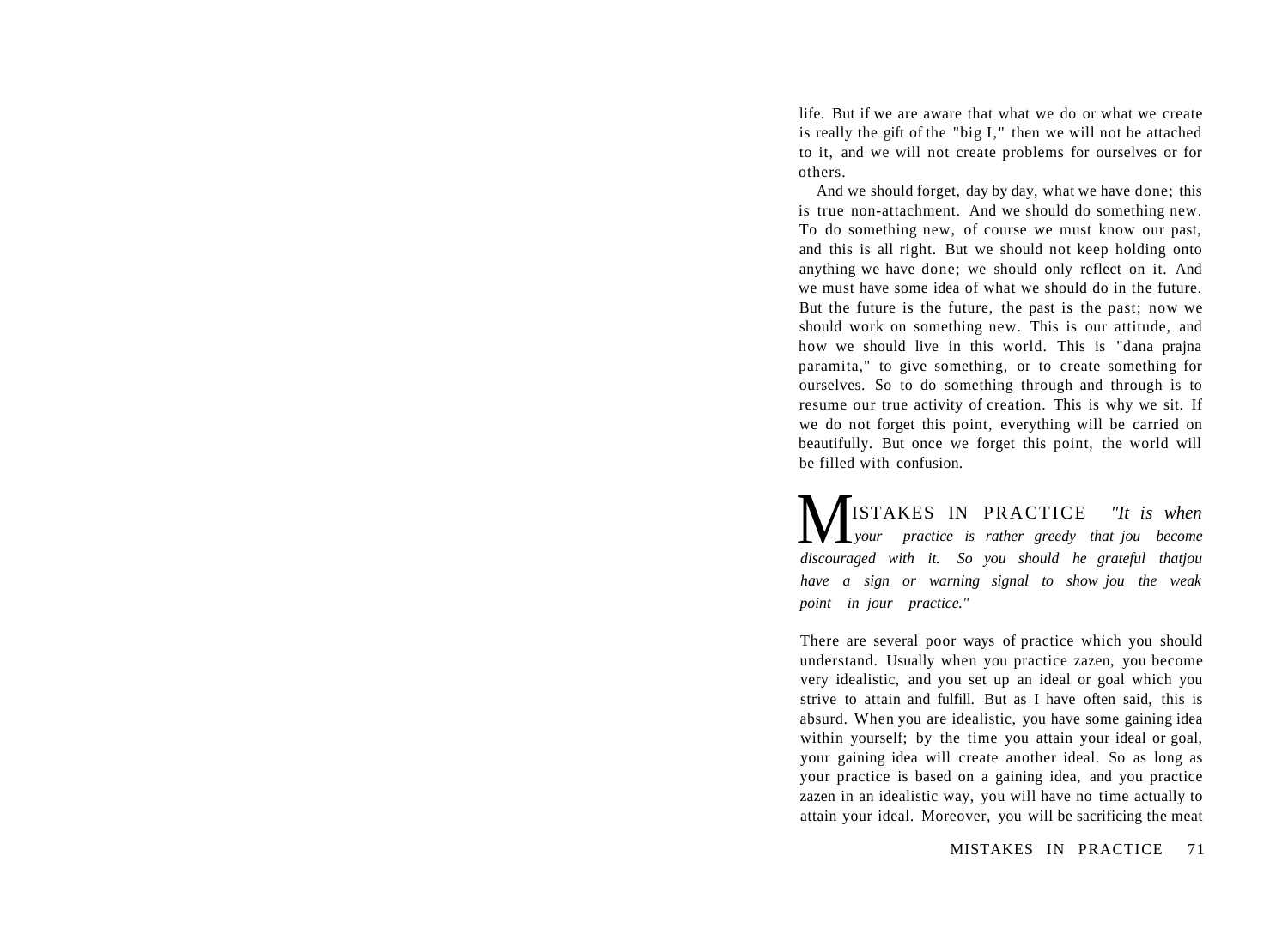life. But if we are aware that what we do or what we create is really the gift of the "big I," then we will not be attached to it, and we will not create problems for ourselves or for others.

And we should forget, day by day, what we have done; this is true non-attachment. And we should do something new. To do something new, of course we must know our past, and this is all right. But we should not keep holding onto anything we have done; we should only reflect on it. And we must have some idea of what we should do in the future. But the future is the future, the past is the past; now we should work on something new. This is our attitude, and how we should live in this world. This is "dana prajna paramita," to give something, or to create something for ourselves. So to do something through and through is to resume our true activity of creation. This is why we sit. If we do not forget this point, everything will be carried on beautifully. But once we forget this point, the world will be filled with confusion.

## MISTAKES IN PRACTICE

*"It is when your practice is rather greedy that jou become discouraged with it. So you should he grateful thatjou have a sign or warning signal to show jou the weak point in jour practice."*

There are several poor ways of practice which you should understand. Usually when you practice zazen, you become very idealistic, and you set up an ideal or goal which you strive to attain and fulfill. But as I have often said, this is absurd. When you are idealistic, you have some gaining idea within yourself; by the time you attain your ideal or goal, your gaining idea will create another ideal. So as long as your practice is based on a gaining idea, and you practice zazen in an idealistic way, you will have no time actually to attain your ideal. Moreover, you will be sacrificing the meat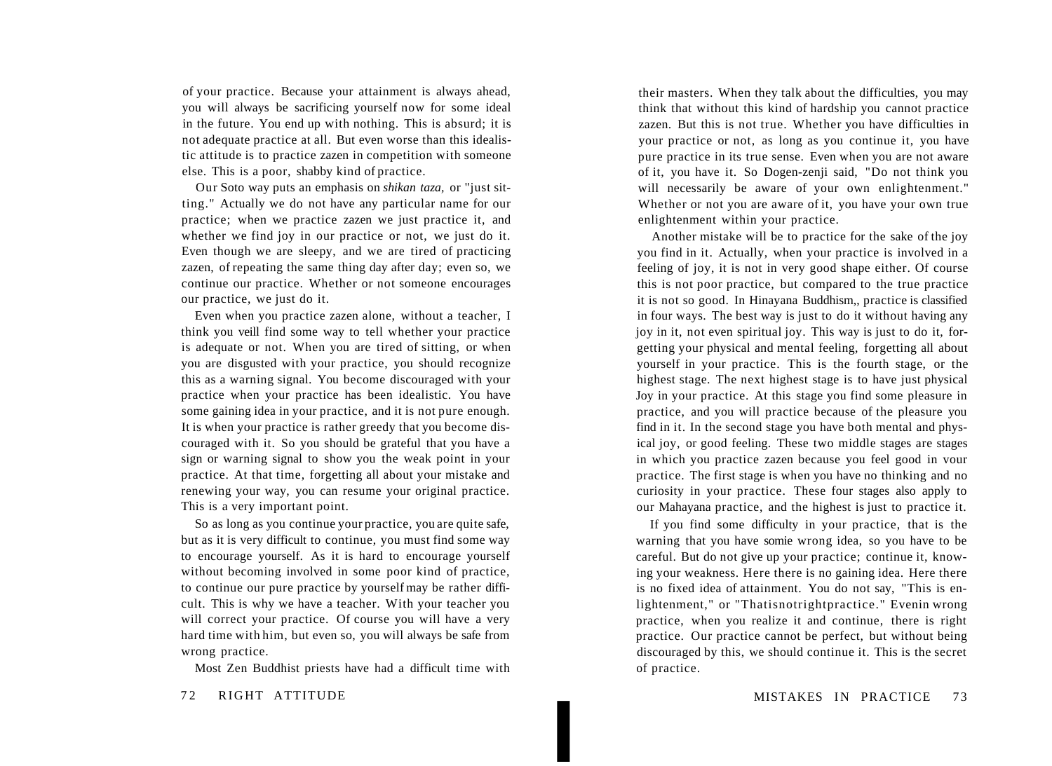of your practice. Because your attainment is always ahead, you will always be sacrificing yourself now for some ideal in the future. You end up with nothing. This is absurd; it is not adequate practice at all. But even worse than this idealistic attitude is to practice zazen in competition with someone else. This is a poor, shabby kind of practice.

Our Soto way puts an emphasis on *shikan taza,* or "just sitting." Actually we do not have any particular name for our practice; when we practice zazen we just practice it, and whether we find joy in our practice or not, we just do it. Even though we are sleepy, and we are tired of practicing zazen, of repeating the same thing day after day; even so, we continue our practice. Whether or not someone encourages our practice, we just do it.

Even when you practice zazen alone, without a teacher, I think you veill find some way to tell whether your practice is adequate or not. When you are tired of sitting, or when you are disgusted with your practice, you should recognize this as a warning signal. You become discouraged with your practice when your practice has been idealistic. You have some gaining idea in your practice, and it is not pure enough. It is when your practice is rather greedy that you become discouraged with it. So you should be grateful that you have a sign or warning signal to show you the weak point in your practice. At that time, forgetting all about your mistake and renewing your way, you can resume your original practice. This is a very important point.

So as long as you continue your practice, you are quite safe, but as it is very difficult to continue, you must find some way to encourage yourself. As it is hard to encourage yourself without becoming involved in some poor kind of practice, to continue our pure practice by yourself may be rather difficult. This is why we have a teacher. With your teacher you will correct your practice. Of course you will have a very hard time with him, but even so, you will always be safe from wrong practice.

Most Zen Buddhist priests have had a difficult time with their masters. When they talk about the difficulties, you may think that without this kind of hardship you cannot practice zazen. But this is not true. Whether you have difficulties in your practice or not, as long as you continue it, you have pure practice in its true sense. Even when you are not aware of it, you have it. So Dogen-zenji said, "Do not think you will necessarily be aware of your own enlightenment." Whether or not you are aware of it, you have your own true enlightenment within your practice.

Another mistake will be to practice for the sake of the joy you find in it. Actually, when your practice is involved in a feeling of joy, it is not in very good shape either. Of course this is not poor practice, but compared to the true practice it is not so good. In Hinayana Buddhism,, practice is classified in four ways. The best way is just to do it without having any joy in it, not even spiritual joy. This way is just to do it, forgetting your physical and mental feeling, forgetting all about yourself in your practice. This is the fourth stage, or the highest stage. The next highest stage is to have just physical Joy in your practice. At this stage you find some pleasure in practice, and you will practice because of the pleasure you find in it. In the second stage you have both mental and physical joy, or good feeling. These two middle stages are stages in which you practice zazen because you feel good in vour practice. The first stage is when you have no thinking and no curiosity in your practice. These four stages also apply to our Mahayana practice, and the highest is just to practice it.

If you find some difficulty in your practice, that is the warning that you have somie wrong idea, so you have to be careful. But do not give up your practice; continue it, knowing your weakness. Here there is no gaining idea. Here there is no fixed idea of attainment. You do not say, "This is enlightenment," or "Thatisnotrightpractice." Evenin wrong practice, when you realize it and continue, there is right practice. Our practice cannot be perfect, but without being discouraged by this, we should continue it. This is the secret of practice.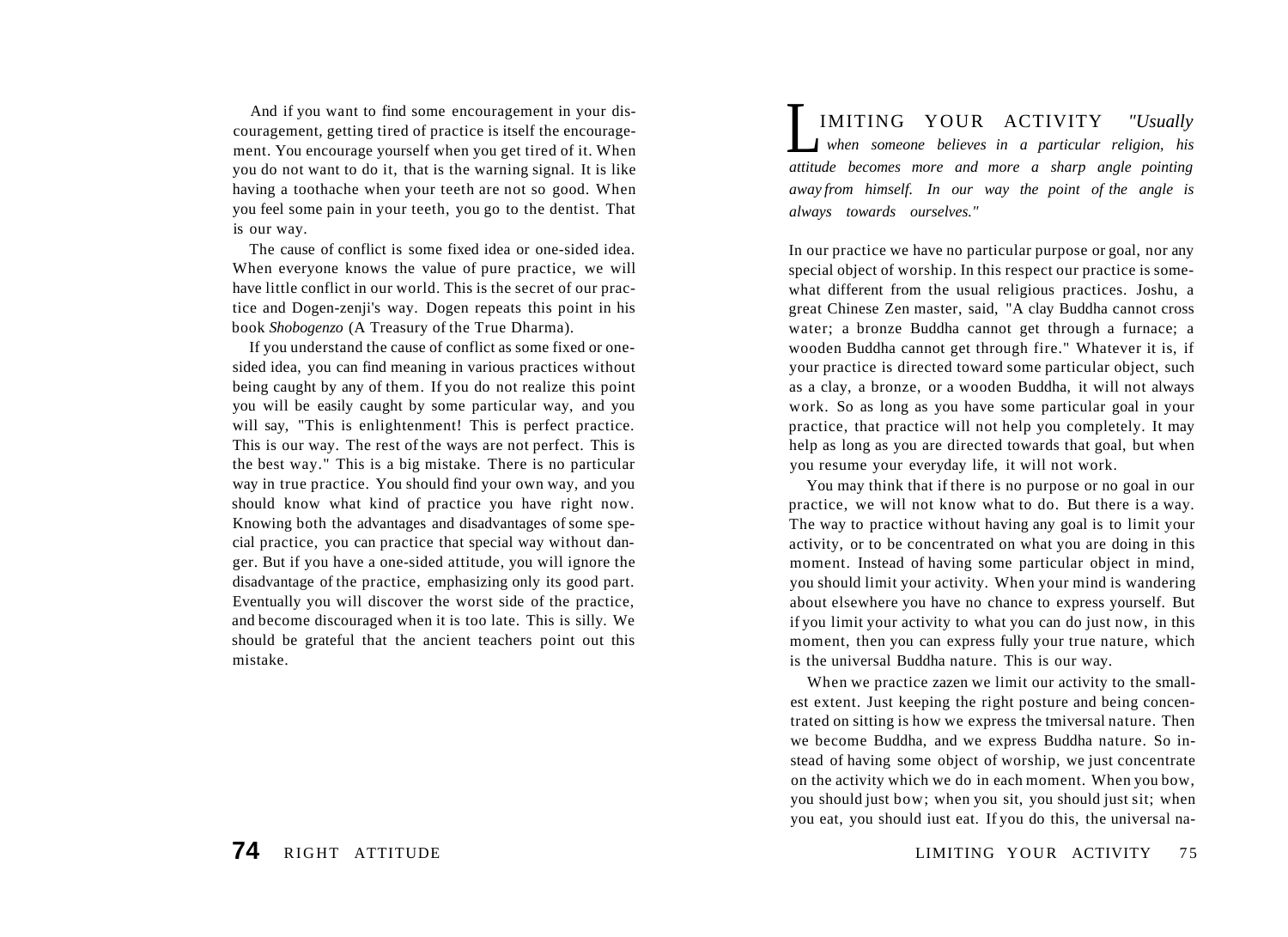And if you want to find some encouragement in your discouragement, getting tired of practice is itself the encouragement. You encourage yourself when you get tired of it. When you do not want to do it, that is the warning signal. It is like having a toothache when your teeth are not so good. When you feel some pain in your teeth, you go to the dentist. That is our way.

The cause of conflict is some fixed idea or one-sided idea. When everyone knows the value of pure practice, we will have little conflict in our world. This is the secret of our practice and Dogen-zenji's way. Dogen repeats this point in his book *Shobogenzo* (A Treasury of the True Dharma).

If you understand the cause of conflict as some fixed or one-sided idea, you can find meaning in various practices without being caught by any of them. If you do not realize this point you will be easily caught by some particular way, and you will say, "This is enlightenment! This is perfect practice. This is our way. The rest of the ways are not perfect. This is the best way." This is a big mistake. There is no particular way in true practice. You should find your own way, and you should know what kind of practice you have right now. Knowing both the advantages and disadvantages of some special practice, you can practice that special way without danger. But if you have a one-sided attitude, you will ignore the disadvantage of the practice, emphasizing only its good part. Eventually you will discover the worst side of the practice, and become discouraged when it is too late. This is silly. We should be grateful that the ancient teachers point out this mistake.

# LIMITING YOUR ACTIVITY

*"Usually when someone believes in a particular religion, his attitude becomes more and more a sharp angle pointing away from himself. In our way the point of the angle is always towards ourselves."*

In our practice we have no particular purpose or goal, nor any special object of worship. In this respect our practice is somewhat different from the usual religious practices. Joshu, a great Chinese Zen master, said, "A clay Buddha cannot cross water; a bronze Buddha cannot get through a furnace; a wooden Buddha cannot get through fire." Whatever it is, if your practice is directed toward some particular object, such as a clay, a bronze, or a wooden Buddha, it will not always work. So as long as you have some particular goal in your practice, that practice will not help you completely. It may help as long as you are directed towards that goal, but when you resume your everyday life, it will not work.

You may think that if there is no purpose or no goal in our practice, we will not know what to do. But there is a way. The way to practice without having any goal is to limit your activity, or to be concentrated on what you are doing in this moment. Instead of having some particular object in mind, you should limit your activity. When your mind is wandering about elsewhere you have no chance to express yourself. But if you limit your activity to what you can do just now, in this moment, then you can express fully your true nature, which is the universal Buddha nature. This is our way.

When we practice zazen we limit our activity to the smallest extent. Just keeping the right posture and being concentrated on sitting is how we express the tmiversal nature. Then we become Buddha, and we express Buddha nature. So instead of having some object of worship, we just concentrate on the activity which we do in each moment. When you bow, you should just bow; when you sit, you should just sit; when you eat, you should iust eat. If you do this, the universal na-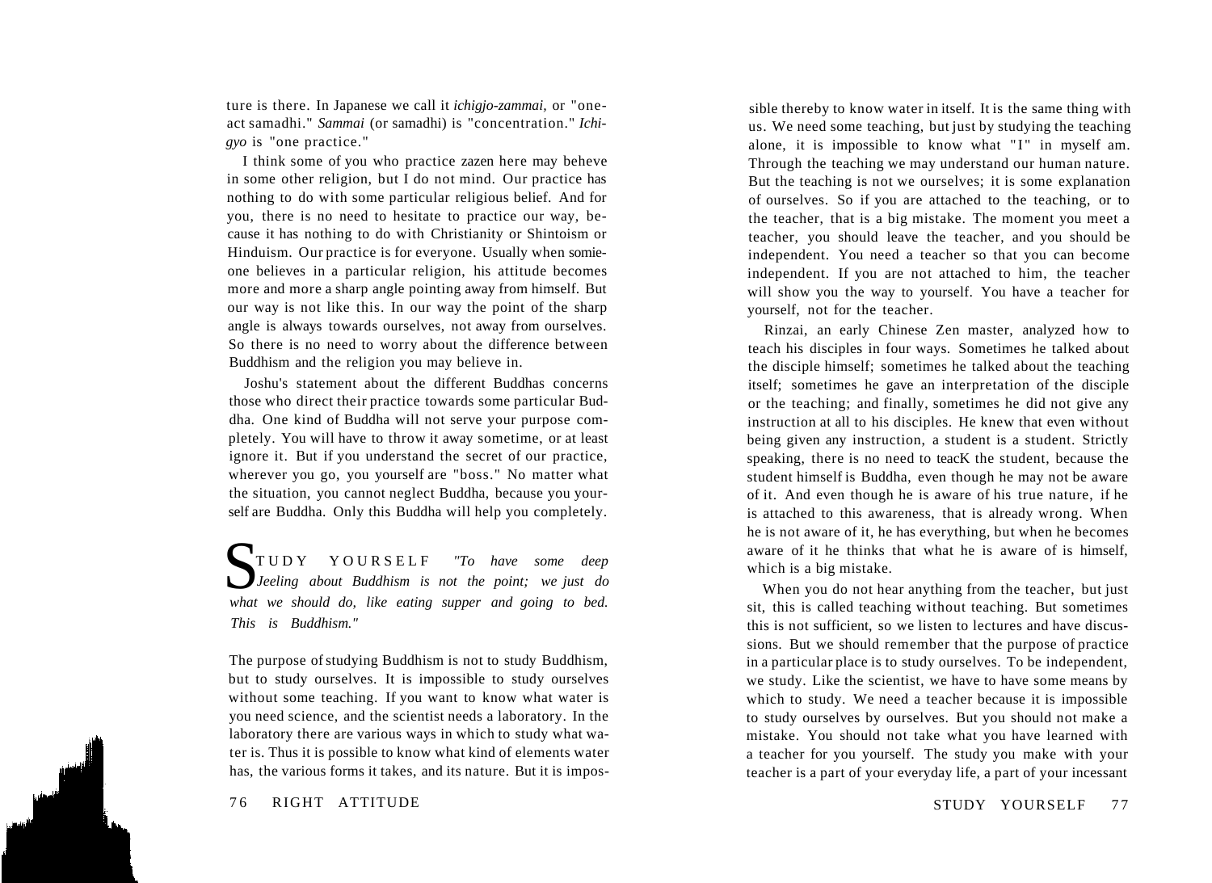ture is there. In Japanese we call it *ichigjo-zammai,* or "one-act samadhi." *Sammai* (or samadhi) is "concentration." *Ichigyo* is "one practice."

I think some of you who practice zazen here may beheve in some other religion, but I do not mind. Our practice has nothing to do with some particular religious belief. And for you, there is no need to hesitate to practice our way, because it has nothing to do with Christianity or Shintoism or Hinduism. Our practice is for everyone. Usually when somie-one believes in a particular religion, his attitude becomes more and more a sharp angle pointing away from himself. But our way is not like this. In our way the point of the sharp angle is always towards ourselves, not away from ourselves. So there is no need to worry about the difference between Buddhism and the religion you may believe in.

Joshu's statement about the different Buddhas concerns those who direct their practice towards some particular Buddha. One kind of Buddha will not serve your purpose completely. You will have to throw it away sometime, or at least ignore it. But if you understand the secret of our practice, wherever you go, you yourself are "boss." No matter what the situation, you cannot neglect Buddha, because you yourself are Buddha. Only this Buddha will help you completely.

## STUDY YOURSELF

*"To have some deep Jeeling about Buddhism is not the point; we just do what we should do, like eating supper and going to bed. This is Buddhism."*

The purpose of studying Buddhism is not to study Buddhism, but to study ourselves. It is impossible to study ourselves without some teaching. If you want to know what water is you need science, and the scientist needs a laboratory. In the laboratory there are various ways in which to study what water is. Thus it is possible to know what kind of elements water has, the various forms it takes, and its nature. But it is impossible thereby to know water in itself. It is the same thing with us. We need some teaching, but just by studying the teaching alone, it is impossible to know what "I" in myself am. Through the teaching we may understand our human nature. But the teaching is not we ourselves; it is some explanation of ourselves. So if you are attached to the teaching, or to the teacher, that is a big mistake. The moment you meet a teacher, you should leave the teacher, and you should be independent. You need a teacher so that you can become independent. If you are not attached to him, the teacher will show you the way to yourself. You have a teacher for yourself, not for the teacher.

Rinzai, an early Chinese Zen master, analyzed how to teach his disciples in four ways. Sometimes he talked about the disciple himself; sometimes he talked about the teaching itself; sometimes he gave an interpretation of the disciple or the teaching; and finally, sometimes he did not give any instruction at all to his disciples. He knew that even without being given any instruction, a student is a student. Strictly speaking, there is no need to teacK the student, because the student himself is Buddha, even though he may not be aware of it. And even though he is aware of his true nature, if he is attached to this awareness, that is already wrong. When he is not aware of it, he has everything, but when he becomes aware of it he thinks that what he is aware of is himself, which is a big mistake.

When you do not hear anything from the teacher, but just sit, this is called teaching without teaching. But sometimes this is not sufficient, so we listen to lectures and have discussions. But we should remember that the purpose of practice in a particular place is to study ourselves. To be independent, we study. Like the scientist, we have to have some means by which to study. We need a teacher because it is impossible to study ourselves by ourselves. But you should not make a mistake. You should not take what you have learned with a teacher for you yourself. The study you make with your teacher is a part of your everyday life, a part of your incessant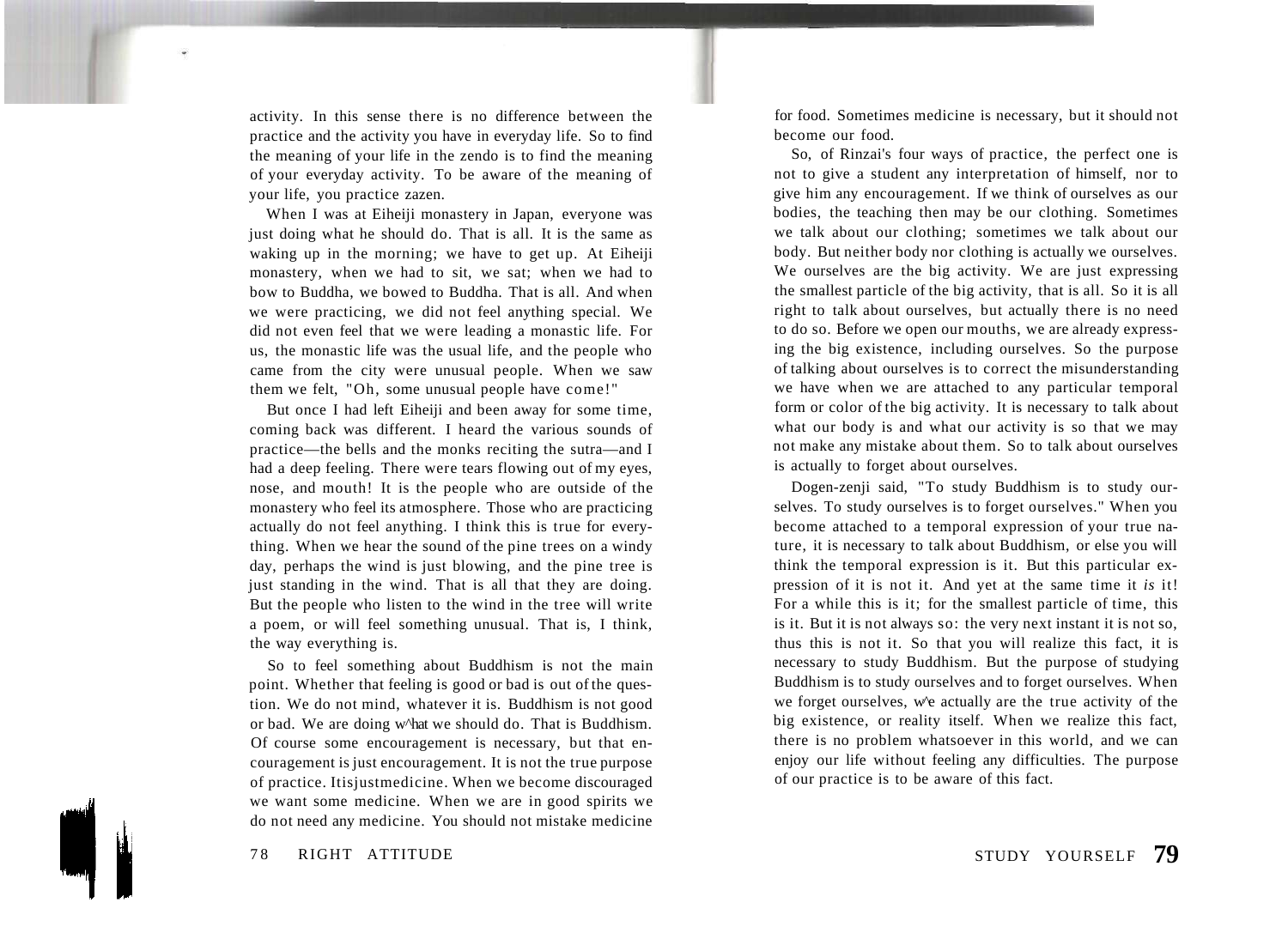activity. In this sense there is no difference between the practice and the activity you have in everyday life. So to find the meaning of your life in the zendo is to find the meaning of your everyday activity. To be aware of the meaning of your life, you practice zazen.

When I was at Eiheiji monastery in Japan, everyone was just doing what he should do. That is all. It is the same as waking up in the morning; we have to get up. At Eiheiji monastery, when we had to sit, we sat; when we had to bow to Buddha, we bowed to Buddha. That is all. And when we were practicing, we did not feel anything special. We did not even feel that we were leading a monastic life. For us, the monastic life was the usual life, and the people who came from the city were unusual people. When we saw them we felt, "Oh, some unusual people have come!"

But once I had left Eiheiji and been away for some time, coming back was different. I heard the various sounds of practice—the bells and the monks reciting the sutra—and I had a deep feeling. There were tears flowing out of my eyes, nose, and mouth! It is the people who are outside of the monastery who feel its atmosphere. Those who are practicing actually do not feel anything. I think this is true for everything. When we hear the sound of the pine trees on a windy day, perhaps the wind is just blowing, and the pine tree is just standing in the wind. That is all that they are doing. But the people who listen to the wind in the tree will write a poem, or will feel something unusual. That is, I think, the way everything is.

So to feel something about Buddhism is not the main point. Whether that feeling is good or bad is out of the question. We do not mind, whatever it is. Buddhism is not good or bad. We are doing what we should do. That is Buddhism. Of course some encouragement is necessary, but that encouragement is just encouragement. It is not the true purpose of practice. It is just medicine. When we become discouraged we want some medicine. When we are in good spirits we do not need any medicine. You should not mistake medicine for food. Sometimes medicine is necessary, but it should not become our food.

So, of Rinzai's four ways of practice, the perfect one is not to give a student any interpretation of himself, nor to give him any encouragement. If we think of ourselves as our bodies, the teaching then may be our clothing. Sometimes we talk about our clothing; sometimes we talk about our body. But neither body nor clothing is actually we ourselves. We ourselves are the big activity. We are just expressing the smallest particle of the big activity, that is all. So it is all right to talk about ourselves, but actually there is no need to do so. Before we open our mouths, we are already expressing the big existence, including ourselves. So the purpose of talking about ourselves is to correct the misunderstanding we have when we are attached to any particular temporal form or color of the big activity. It is necessary to talk about what our body is and what our activity is so that we may not make any mistake about them. So to talk about ourselves is actually to forget about ourselves.

Dogen-zenji said, "To study Buddhism is to study ourselves. To study ourselves is to forget ourselves." When you become attached to a temporal expression of your true nature, it is necessary to talk about Buddhism, or else you will think the temporal expression is it. But this particular expression of it is not it. And yet at the same time it *is* it! For a while this is it; for the smallest particle of time, this is it. But it is not always so: the very next instant it is not so, thus this is not it. So that you will realize this fact, it is necessary to study Buddhism. But the purpose of studying Buddhism is to study ourselves and to forget ourselves. When we forget ourselves, we actually are the true activity of the big existence, or reality itself. When we realize this fact, there is no problem whatsoever in this world, and we can enjoy our life without feeling any difficulties. The purpose of our practice is to be aware of this fact.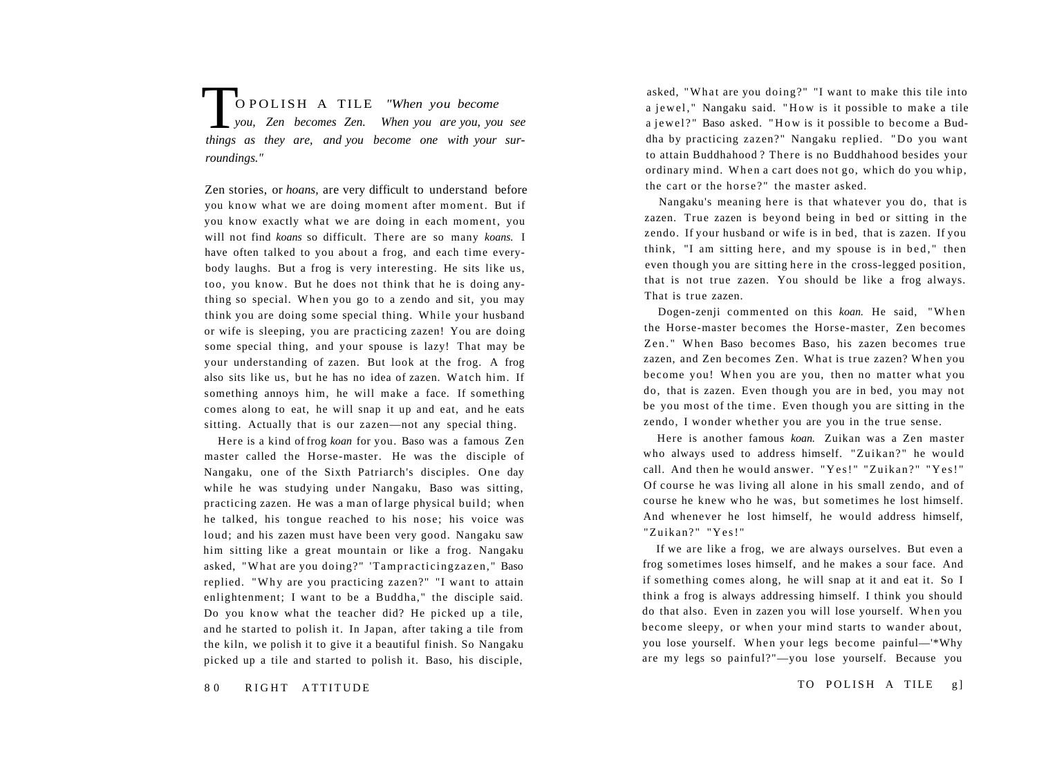# TO POLISH A TILE

*"When you become you, Zen becomes Zen. When you are you, you see things as they are, and you become one with your surroundings."*

Zen stories, or *hoans*, are very difficult to understand before you know what we are doing moment after moment. But if you know exactly what we are doing in each moment, you will not find *koans* so difficult. There are so many *koans.* I have often talked to you about a frog, and each time everybody laughs. But a frog is very interesting. He sits like us, too, you know. But he does not think that he is doing anything so special. When you go to a zendo and sit, you may think you are doing some special thing. While your husband or wife is sleeping, you are practicing zazen! You are doing some special thing, and your spouse is lazy! That may be your understanding of zazen. But look at the frog. A frog also sits like us, but he has no idea of zazen. Watch him. If something annoys him, he will make a face. If something comes along to eat, he will snap it up and eat, and he eats sitting. Actually that is our zazen—not any special thing.

Here is a kind of frog *koan* for you. Baso was a famous Zen master called the Horse-master. He was the disciple of Nangaku, one of the Sixth Patriarch's disciples. One day while he was studying under Nangaku, Baso was sitting, practicing zazen. He was a man of large physical build; when he talked, his tongue reached to his nose; his voice was loud; and his zazen must have been very good. Nangaku saw him sitting like a great mountain or like a frog. Nangaku asked, "What are you doing?" 'Tampracticingzazen," Baso replied. "Why are you practicing zazen?" "I want to attain enlightenment; I want to be a Buddha," the disciple said. Do you know what the teacher did? He picked up a tile, and he started to polish it. In Japan, after taking a tile from the kiln, we polish it to give it a beautiful finish. So Nangaku picked up a tile and started to polish it. Baso, his disciple, asked, "What are you doing?" "I want to make this tile into a jewel," Nangaku said. "How is it possible to make a tile a jewel?" Baso asked. "How is it possible to become a Buddha by practicing zazen?" Nangaku replied. "Do you want to attain Buddhahood ? There is no Buddhahood besides your ordinary mind. When a cart does not go, which do you whip, the cart or the horse?" the master asked.

Nangaku's meaning here is that whatever you do, that is zazen. True zazen is beyond being in bed or sitting in the zendo. If your husband or wife is in bed, that is zazen. If you think, "I am sitting here, and my spouse is in bed," then even though you are sitting here in the cross-legged position, that is not true zazen. You should be like a frog always. That is true zazen.

Dogen-zenji commented on this *koan.* He said, "When the Horse-master becomes the Horse-master, Zen becomes Zen." When Baso becomes Baso, his zazen becomes true zazen, and Zen becomes Zen. What is true zazen? When you become you! When you are you, then no matter what you do, that is zazen. Even though you are in bed, you may not be you most of the time. Even though you are sitting in the zendo, I wonder whether you are you in the true sense.

Here is another famous *koan.* Zuikan was a Zen master who always used to address himself. "Zuikan?" he would call. And then he would answer. "Yes!" "Zuikan?" "Yes!" Of course he was living all alone in his small zendo, and of course he knew who he was, but sometimes he lost himself. And whenever he lost himself, he would address himself, "Zuikan?" "Yes!"

If we are like a frog, we are always ourselves. But even a frog sometimes loses himself, and he makes a sour face. And if something comes along, he will snap at it and eat it. So I think a frog is always addressing himself. I think you should do that also. Even in zazen you will lose yourself. When you become sleepy, or when your mind starts to wander about, you lose yourself. When your legs become painful—'*Why are my legs so painful?"—you lose yourself. Because you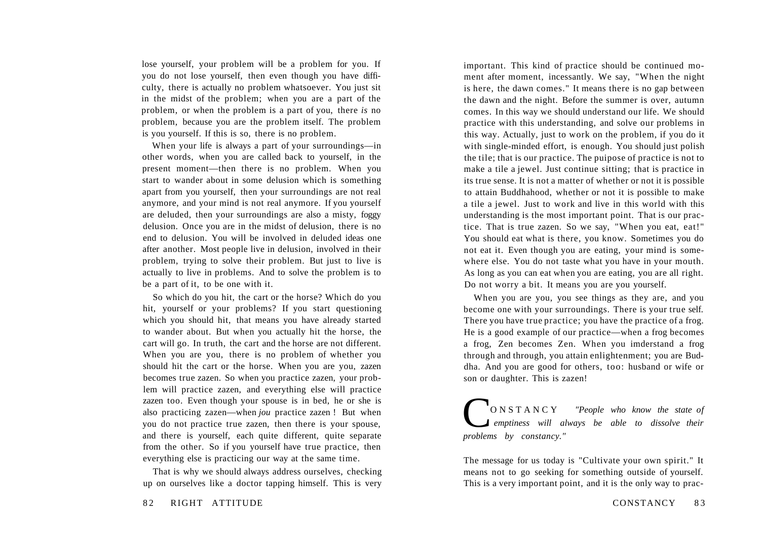lose yourself, your problem will be a problem for you. If you do not lose yourself, then even though you have difficulty, there is actually no problem whatsoever. You just sit in the midst of the problem; when you are a part of the problem, or when the problem is a part of you, there *is* no problem, because you are the problem itself. The problem is you yourself. If this is so, there is no problem.

When your life is always a part of your surroundings—in other words, when you are called back to yourself, in the present moment—then there is no problem. When you start to wander about in some delusion which is something apart from you yourself, then your surroundings are not real anymore, and your mind is not real anymore. If you yourself are deluded, then your surroundings are also a misty, foggy delusion. Once you are in the midst of delusion, there is no end to delusion. You will be involved in deluded ideas one after another. Most people live in delusion, involved in their problem, trying to solve their problem. But just to live is actually to live in problems. And to solve the problem is to be a part of it, to be one with it.

So which do you hit, the cart or the horse? Which do you hit, yourself or your problems? If you start questioning which you should hit, that means you have already started to wander about. But when you actually hit the horse, the cart will go. In truth, the cart and the horse are not different. When you are you, there is no problem of whether you should hit the cart or the horse. When you are you, zazen becomes true zazen. So when you practice zazen, your problem will practice zazen, and everything else will practice zazen too. Even though your spouse is in bed, he or she is also practicing zazen—when *jou* practice zazen ! But when you do not practice true zazen, then there is your spouse, and there is yourself, each quite different, quite separate from the other. So if you yourself have true practice, then everything else is practicing our way at the same time.

That is why we should always address ourselves, checking up on ourselves like a doctor tapping himself. This is very important. This kind of practice should be continued moment after moment, incessantly. We say, "When the night is here, the dawn comes." It means there is no gap between the dawn and the night. Before the summer is over, autumn comes. In this way we should understand our life. We should practice with this understanding, and solve our problems in this way. Actually, just to work on the problem, if you do it with single-minded effort, is enough. You should just polish the tile; that is our practice. The puipose of practice is not to make a tile a jewel. Just continue sitting; that is practice in its true sense. It is not a matter of whether or not it is possible to attain Buddhahood, whether or not it is possible to make a tile a jewel. Just to work and live in this world with this understanding is the most important point. That is our practice. That is true zazen. So we say, "When you eat, eat!" You should eat what is there, you know. Sometimes you do not eat it. Even though you are eating, your mind is somewhere else. You do not taste what you have in your mouth. As long as you can eat when you are eating, you are all right. Do not worry a bit. It means you are you yourself.

When you are you, you see things as they are, and you become one with your surroundings. There is your true self. There you have true practice; you have the practice of a frog. He is a good example of our practice—when a frog becomes a frog, Zen becomes Zen. When you imderstand a frog through and through, you attain enlightenment; you are Buddha. And you are good for others, too: husband or wife or son or daughter. This is zazen!

## CONSTANCY

*"People who know the state of emptiness will always be able to dissolve their problems by constancy."*

The message for us today is "Cultivate your own spirit." It means not to go seeking for something outside of yourself. This is a very important point, and it is the only way to prac-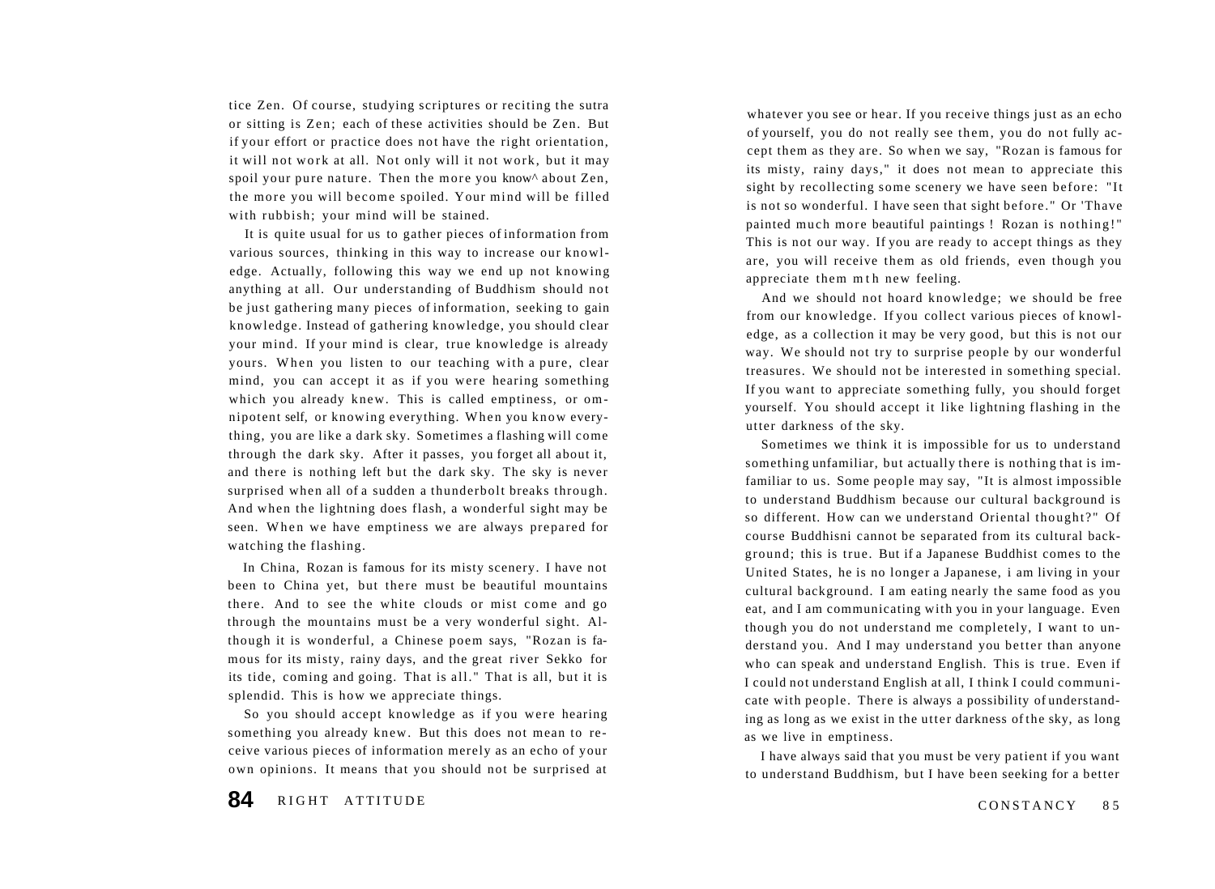tice Zen. Of course, studying scriptures or reciting the sutra or sitting is Zen; each of these activities should be Zen. But if your effort or practice does not have the right orientation, it will not work at all. Not only will it not work, but it may spoil your pure nature. Then the more you know^ about Zen, the more you will become spoiled. Your mind will be filled with rubbish; your mind will be stained.

It is quite usual for us to gather pieces of information from various sources, thinking in this way to increase our knowledge. Actually, following this way we end up not knowing anything at all. Our understanding of Buddhism should not be just gathering many pieces of information, seeking to gain knowledge. Instead of gathering knowledge, you should clear your mind. If your mind is clear, true knowledge is already yours. When you listen to our teaching with a pure, clear mind, you can accept it as if you were hearing something which you already knew. This is called emptiness, or omnipotent self, or knowing everything. When you know everything, you are like a dark sky. Sometimes a flashing will come through the dark sky. After it passes, you forget all about it, and there is nothing left but the dark sky. The sky is never surprised when all of a sudden a thunderbolt breaks through. And when the lightning does flash, a wonderful sight may be seen. When we have emptiness we are always prepared for watching the flashing.

In China, Rozan is famous for its misty scenery. I have not been to China yet, but there must be beautiful mountains there. And to see the white clouds or mist come and go through the mountains must be a very wonderful sight. Although it is wonderful, a Chinese poem says, "Rozan is famous for its misty, rainy days, and the great river Sekko for its tide, coming and going. That is all." That is all, but it is splendid. This is how we appreciate things.

So you should accept knowledge as if you were hearing something you already knew. But this does not mean to receive various pieces of information merely as an echo of your own opinions. It means that you should not be surprised at whatever you see or hear. If you receive things just as an echo of yourself, you do not really see them, you do not fully accept them as they are. So when we say, "Rozan is famous for its misty, rainy days," it does not mean to appreciate this sight by recollecting some scenery we have seen before: "It is not so wonderful. I have seen that sight before." Or 'Thave painted much more beautiful paintings ! Rozan is nothing!" This is not our way. If you are ready to accept things as they are, you will receive them as old friends, even though you appreciate them mth new feeling.

And we should not hoard knowledge; we should be free from our knowledge. If you collect various pieces of knowledge, as a collection it may be very good, but this is not our way. We should not try to surprise people by our wonderful treasures. We should not be interested in something special. If you want to appreciate something fully, you should forget yourself. You should accept it like lightning flashing in the utter darkness of the sky.

Sometimes we think it is impossible for us to understand something unfamiliar, but actually there is nothing that is imfamiliar to us. Some people may say, "It is almost impossible to understand Buddhism because our cultural background is so different. How can we understand Oriental thought?" Of course Buddhisni cannot be separated from its cultural background; this is true. But if a Japanese Buddhist comes to the United States, he is no longer a Japanese, i am living in your cultural background. I am eating nearly the same food as you eat, and I am communicating with you in your language. Even though you do not understand me completely, I want to understand you. And I may understand you better than anyone who can speak and understand English. This is true. Even if I could not understand English at all, I think I could communicate with people. There is always a possibility of understanding as long as we exist in the utter darkness of the sky, as long as we live in emptiness.

I have always said that you must be very patient if you want to understand Buddhism, but I have been seeking for a better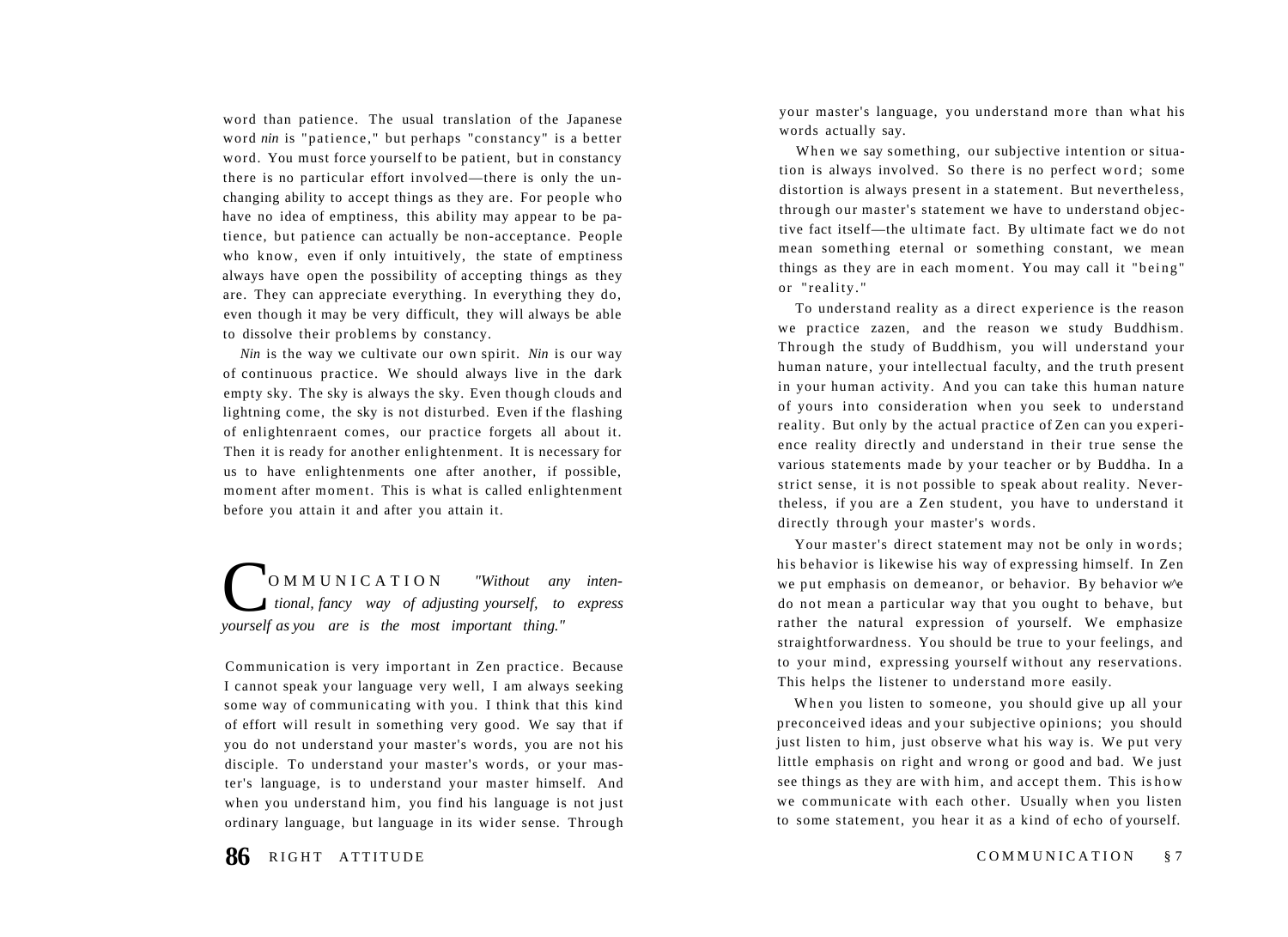word than patience. The usual translation of the Japanese word *nin* is "patience," but perhaps "constancy" is a better word. You must force yourself to be patient, but in constancy there is no particular effort involved—there is only the unchanging ability to accept things as they are. For people who have no idea of emptiness, this ability may appear to be patience, but patience can actually be non-acceptance. People who know, even if only intuitively, the state of emptiness always have open the possibility of accepting things as they are. They can appreciate everything. In everything they do, even though it may be very difficult, they will always be able to dissolve their problems by constancy.

*Nin* is the way we cultivate our own spirit. *Nin* is our way of continuous practice. We should always live in the dark empty sky. The sky is always the sky. Even though clouds and lightning come, the sky is not disturbed. Even if the flashing of enlightenraent comes, our practice forgets all about it. Then it is ready for another enlightenment. It is necessary for us to have enlightenments one after another, if possible, moment after moment. This is what is called enlightenment before you attain it and after you attain it.

## COMMUNICATION

*"Without any intentional, fancy way of adjusting yourself, to express yourself as you are is the most important thing."*

Communication is very important in Zen practice. Because I cannot speak your language very well, I am always seeking some way of communicating with you. I think that this kind of effort will result in something very good. We say that if you do not understand your master's words, you are not his disciple. To understand your master's words, or your master's language, is to understand your master himself. And when you understand him, you find his language is not just ordinary language, but language in its wider sense. Through your master's language, you understand more than what his words actually say.

When we say something, our subjective intention or situation is always involved. So there is no perfect word; some distortion is always present in a statement. But nevertheless, through our master's statement we have to understand objective fact itself—the ultimate fact. By ultimate fact we do not mean something eternal or something constant, we mean things as they are in each moment. You may call it "being" or "reality."

To understand reality as a direct experience is the reason we practice zazen, and the reason we study Buddhism. Through the study of Buddhism, you will understand your human nature, your intellectual faculty, and the truth present in your human activity. And you can take this human nature of yours into consideration when you seek to understand reality. But only by the actual practice of Zen can you experience reality directly and understand in their true sense the various statements made by your teacher or by Buddha. In a strict sense, it is not possible to speak about reality. Nevertheless, if you are a Zen student, you have to understand it directly through your master's words.

Your master's direct statement may not be only in words; his behavior is likewise his way of expressing himself. In Zen we put emphasis on demeanor, or behavior. By behavior we do not mean a particular way that you ought to behave, but rather the natural expression of yourself. We emphasize straightforwardness. You should be true to your feelings, and to your mind, expressing yourself without any reservations. This helps the listener to understand more easily.

When you listen to someone, you should give up all your preconceived ideas and your subjective opinions; you should just listen to him, just observe what his way is. We put very little emphasis on right and wrong or good and bad. We just see things as they are with him, and accept them. This is how we communicate with each other. Usually when you listen to some statement, you hear it as a kind of echo of yourself.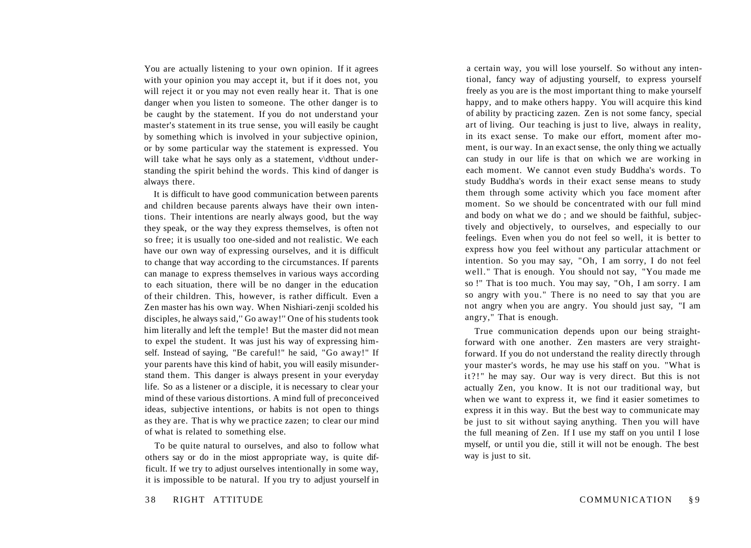You are actually listening to your own opinion. If it agrees with your opinion you may accept it, but if it does not, you will reject it or you may not even really hear it. That is one danger when you listen to someone. The other danger is to be caught by the statement. If you do not understand your master's statement in its true sense, you will easily be caught by something which is involved in your subjective opinion, or by some particular way the statement is expressed. You will take what he says only as a statement, v\dthout understanding the spirit behind the words. This kind of danger is always there.

It is difficult to have good communication between parents and children because parents always have their own intentions. Their intentions are nearly always good, but the way they speak, or the way they express themselves, is often not so free; it is usually too one-sided and not realistic. We each have our own way of expressing ourselves, and it is difficult to change that way according to the circumstances. If parents can manage to express themselves in various ways according to each situation, there will be no danger in the education of their children. This, however, is rather difficult. Even a Zen master has his own way. When Nishiari-zenji scolded his disciples, he always said," Go away!" One of his students took him literally and left the temple! But the master did not mean to expel the student. It was just his way of expressing himself. Instead of saying, "Be careful!" he said, "Go away!" If your parents have this kind of habit, you will easily misunderstand them. This danger is always present in your everyday life. So as a listener or a disciple, it is necessary to clear your mind of these various distortions. A mind full of preconceived ideas, subjective intentions, or habits is not open to things as they are. That is why we practice zazen; to clear our mind of what is related to something else.

To be quite natural to ourselves, and also to follow what others say or do in the miost appropriate way, is quite difficult. If we try to adjust ourselves intentionally in some way, it is impossible to be natural. If you try to adjust yourself in a certain way, you will lose yourself. So without any intentional, fancy way of adjusting yourself, to express yourself freely as you are is the most important thing to make yourself happy, and to make others happy. You will acquire this kind of ability by practicing zazen. Zen is not some fancy, special art of living. Our teaching is just to live, always in reality, in its exact sense. To make our effort, moment after moment, is our way. In an exact sense, the only thing we actually can study in our life is that on which we are working in each moment. We cannot even study Buddha's words. To study Buddha's words in their exact sense means to study them through some activity which you face moment after moment. So we should be concentrated with our full mind and body on what we do ; and we should be faithful, subjectively and objectively, to ourselves, and especially to our feelings. Even when you do not feel so well, it is better to express how you feel without any particular attachment or intention. So you may say, "Oh, I am sorry, I do not feel well." That is enough. You should not say, "You made me so !" That is too much. You may say, "Oh, I am sorry. I am so angry with you." There is no need to say that you are not angry when you are angry. You should just say, "I am angry," That is enough.

True communication depends upon our being straightforward with one another. Zen masters are very straightforward. If you do not understand the reality directly through your master's words, he may use his staff on you. "What is it?!" he may say. Our way is very direct. But this is not actually Zen, you know. It is not our traditional way, but when we want to express it, we find it easier sometimes to express it in this way. But the best way to communicate may be just to sit without saying anything. Then you will have the full meaning of Zen. If I use my staff on you until I lose myself, or until you die, still it will not be enough. The best way is just to sit.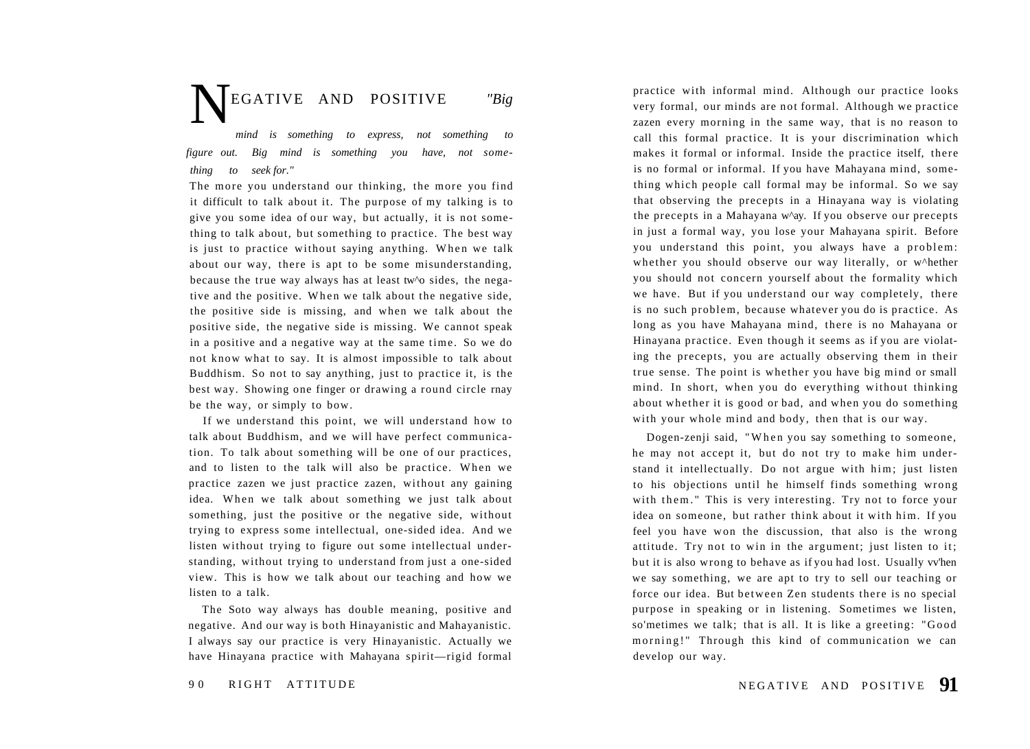# NEGATIVE AND POSITIVE

*"Big mind is something to express, not something to figure out. Big mind is something you have, not something to seek for."*

The more you understand our thinking, the more you find it difficult to talk about it. The purpose of my talking is to give you some idea of our way, but actually, it is not something to talk about, but something to practice. The best way is just to practice without saying anything. When we talk about our way, there is apt to be some misunderstanding, because the true way always has at least two sides, the negative and the positive. When we talk about the negative side, the positive side is missing, and when we talk about the positive side, the negative side is missing. We cannot speak in a positive and a negative way at the same time. So we do not know what to say. It is almost impossible to talk about Buddhism. So not to say anything, just to practice it, is the best way. Showing one finger or drawing a round circle may be the way, or simply to bow.

If we understand this point, we will understand how to talk about Buddhism, and we will have perfect communication. To talk about something will be one of our practices, and to listen to the talk will also be practice. When we practice zazen we just practice zazen, without any gaining idea. When we talk about something we just talk about something, just the positive or the negative side, without trying to express some intellectual, one-sided idea. And we listen without trying to figure out some intellectual understanding, without trying to understand from just a one-sided view. This is how we talk about our teaching and how we listen to a talk.

The Soto way always has double meaning, positive and negative. And our way is both Hinayanistic and Mahayanistic. I always say our practice is very Hinayanistic. Actually we have Hinayana practice with Mahayana spirit—rigid formal practice with informal mind. Although our practice looks very formal, our minds are not formal. Although we practice zazen every morning in the same way, that is no reason to call this formal practice. It is your discrimination which makes it formal or informal. Inside the practice itself, there is no formal or informal. If you have Mahayana mind, something which people call formal may be informal. So we say that observing the precepts in a Hinayana way is violating the precepts in a Mahayana way. If you observe our precepts in just a formal way, you lose your Mahayana spirit. Before you understand this point, you always have a problem: whether you should observe our way literally, or whether you should not concern yourself about the formality which we have. But if you understand our way completely, there is no such problem, because whatever you do is practice. As long as you have Mahayana mind, there is no Mahayana or Hinayana practice. Even though it seems as if you are violating the precepts, you are actually observing them in their true sense. The point is whether you have big mind or small mind. In short, when you do everything without thinking about whether it is good or bad, and when you do something with your whole mind and body, then that is our way.

Dogen-zenji said, "When you say something to someone, he may not accept it, but do not try to make him understand it intellectually. Do not argue with him; just listen to his objections until he himself finds something wrong with them." This is very interesting. Try not to force your idea on someone, but rather think about it with him. If you feel you have won the discussion, that also is the wrong attitude. Try not to win in the argument; just listen to it; but it is also wrong to behave as if you had lost. Usually when we say something, we are apt to try to sell our teaching or force our idea. But between Zen students there is no special purpose in speaking or in listening. Sometimes we listen, sometimes we talk; that is all. It is like a greeting: "Good morning!" Through this kind of communication we can develop our way.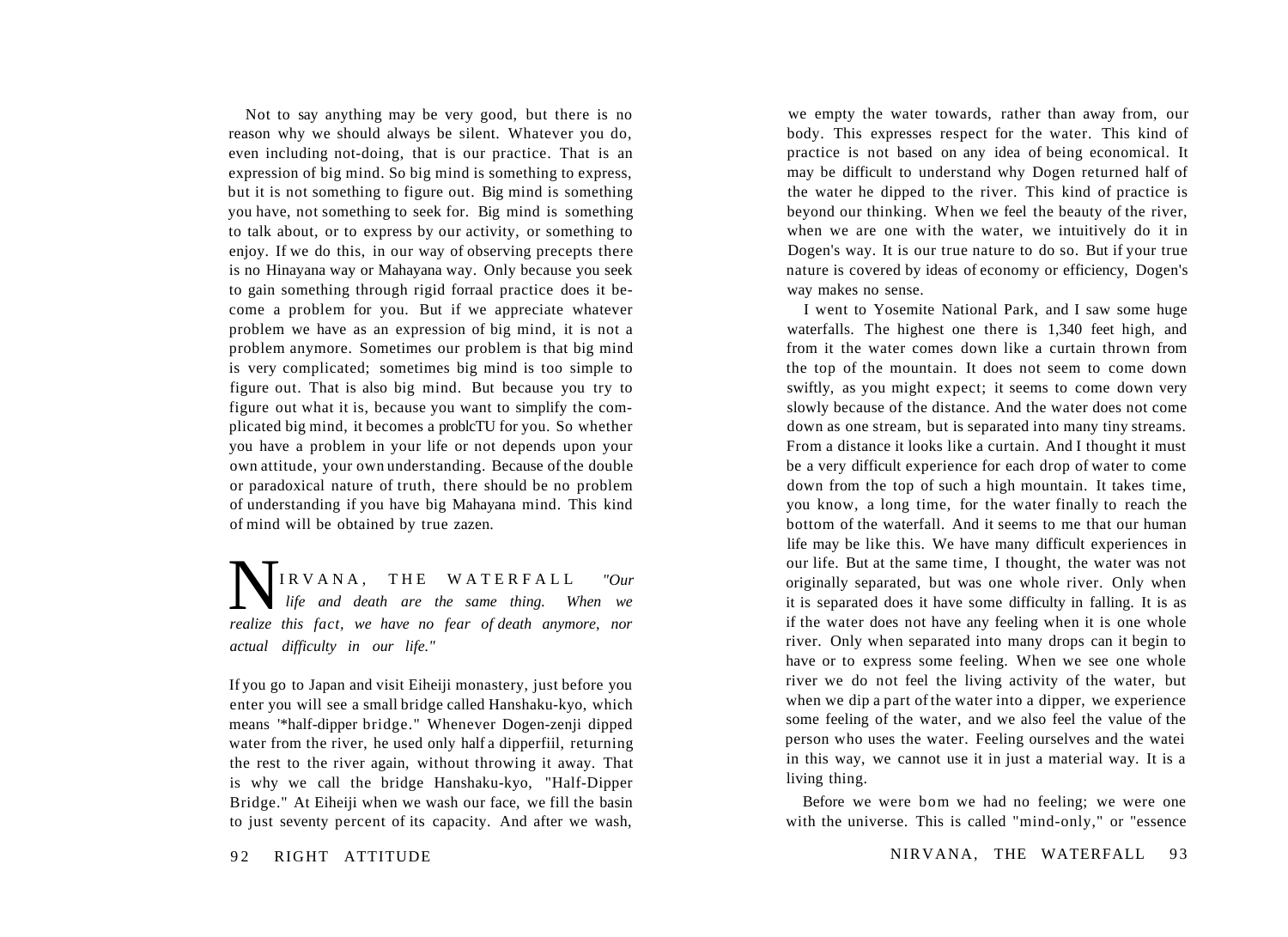Not to say anything may be very good, but there is no reason why we should always be silent. Whatever you do, even including not-doing, that is our practice. That is an expression of big mind. So big mind is something to express, but it is not something to figure out. Big mind is something you have, not something to seek for. Big mind is something to talk about, or to express by our activity, or something to enjoy. If we do this, in our way of observing precepts there is no Hinayana way or Mahayana way. Only because you seek to gain something through rigid forraal practice does it become a problem for you. But if we appreciate whatever problem we have as an expression of big mind, it is not a problem anymore. Sometimes our problem is that big mind is very complicated; sometimes big mind is too simple to figure out. That is also big mind. But because you try to figure out what it is, because you want to simplify the complicated big mind, it becomes a problcTU for you. So whether you have a problem in your life or not depends upon your own attitude, your own understanding. Because of the double or paradoxical nature of truth, there should be no problem of understanding if you have big Mahayana mind. This kind of mind will be obtained by true zazen.

## NIRVANA, THE WATERFALL

*"Our life and death are the same thing. When we realize this fact, we have no fear of death anymore, nor actual difficulty in our life."*

If you go to Japan and visit Eiheiji monastery, just before you enter you will see a small bridge called Hanshaku-kyo, which means '*half-dipper bridge." Whenever Dogen-zenji dipped water from the river, he used only half a dipperfiil, returning the rest to the river again, without throwing it away. That is why we call the bridge Hanshaku-kyo, "Half-Dipper Bridge." At Eiheiji when we wash our face, we fill the basin to just seventy percent of its capacity. And after we wash, we empty the water towards, rather than away from, our body. This expresses respect for the water. This kind of practice is not based on any idea of being economical. It may be difficult to understand why Dogen returned half of the water he dipped to the river. This kind of practice is beyond our thinking. When we feel the beauty of the river, when we are one with the water, we intuitively do it in Dogen's way. It is our true nature to do so. But if your true nature is covered by ideas of economy or efficiency, Dogen's way makes no sense.

I went to Yosemite National Park, and I saw some huge waterfalls. The highest one there is 1,340 feet high, and from it the water comes down like a curtain thrown from the top of the mountain. It does not seem to come down swiftly, as you might expect; it seems to come down very slowly because of the distance. And the water does not come down as one stream, but is separated into many tiny streams. From a distance it looks like a curtain. And I thought it must be a very difficult experience for each drop of water to come down from the top of such a high mountain. It takes time, you know, a long time, for the water finally to reach the bottom of the waterfall. And it seems to me that our human life may be like this. We have many difficult experiences in our life. But at the same time, I thought, the water was not originally separated, but was one whole river. Only when it is separated does it have some difficulty in falling. It is as if the water does not have any feeling when it is one whole river. Only when separated into many drops can it begin to have or to express some feeling. When we see one whole river we do not feel the living activity of the water, but when we dip a part of the water into a dipper, we experience some feeling of the water, and we also feel the value of the person who uses the water. Feeling ourselves and the watei in this way, we cannot use it in just a material way. It is a living thing.

Before we were bom we had no feeling; we were one with the universe. This is called "mind-only," or "essence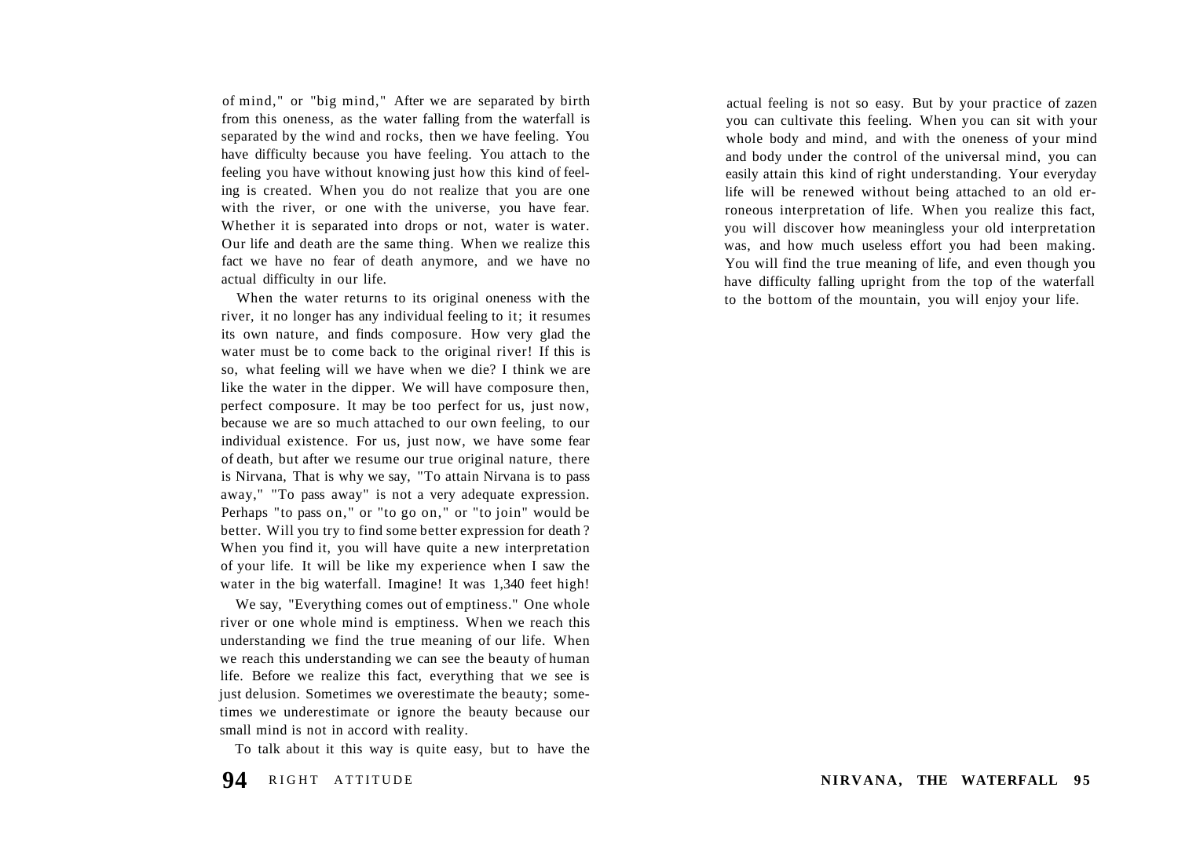of mind," or "big mind," After we are separated by birth from this oneness, as the water falling from the waterfall is separated by the wind and rocks, then we have feeling. You have difficulty because you have feeling. You attach to the feeling you have without knowing just how this kind of feeling is created. When you do not realize that you are one with the river, or one with the universe, you have fear. Whether it is separated into drops or not, water is water. Our life and death are the same thing. When we realize this fact we have no fear of death anymore, and we have no actual difficulty in our life.

When the water returns to its original oneness with the river, it no longer has any individual feeling to it; it resumes its own nature, and finds composure. How very glad the water must be to come back to the original river! If this is so, what feeling will we have when we die? I think we are like the water in the dipper. We will have composure then, perfect composure. It may be too perfect for us, just now, because we are so much attached to our own feeling, to our individual existence. For us, just now, we have some fear of death, but after we resume our true original nature, there is Nirvana, That is why we say, "To attain Nirvana is to pass away," "To pass away" is not a very adequate expression. Perhaps "to pass on," or "to go on," or "to join" would be better. Will you try to find some better expression for death? When you find it, you will have quite a new interpretation of your life. It will be like my experience when I saw the water in the big waterfall. Imagine! It was 1,340 feet high!

We say, "Everything comes out of emptiness." One whole river or one whole mind is emptiness. When we reach this understanding we find the true meaning of our life. When we reach this understanding we can see the beauty of human life. Before we realize this fact, everything that we see is just delusion. Sometimes we overestimate the beauty; sometimes we underestimate or ignore the beauty because our small mind is not in accord with reality.

To talk about it this way is quite easy, but to have the actual feeling is not so easy. But by your practice of zazen you can cultivate this feeling. When you can sit with your whole body and mind, and with the oneness of your mind and body under the control of the universal mind, you can easily attain this kind of right understanding. Your everyday life will be renewed without being attached to an old erroneous interpretation of life. When you realize this fact, you will discover how meaningless your old interpretation was, and how much useless effort you had been making. You will find the true meaning of life, and even though you have difficulty falling upright from the top of the waterfall to the bottom of the mountain, you will enjoy your life.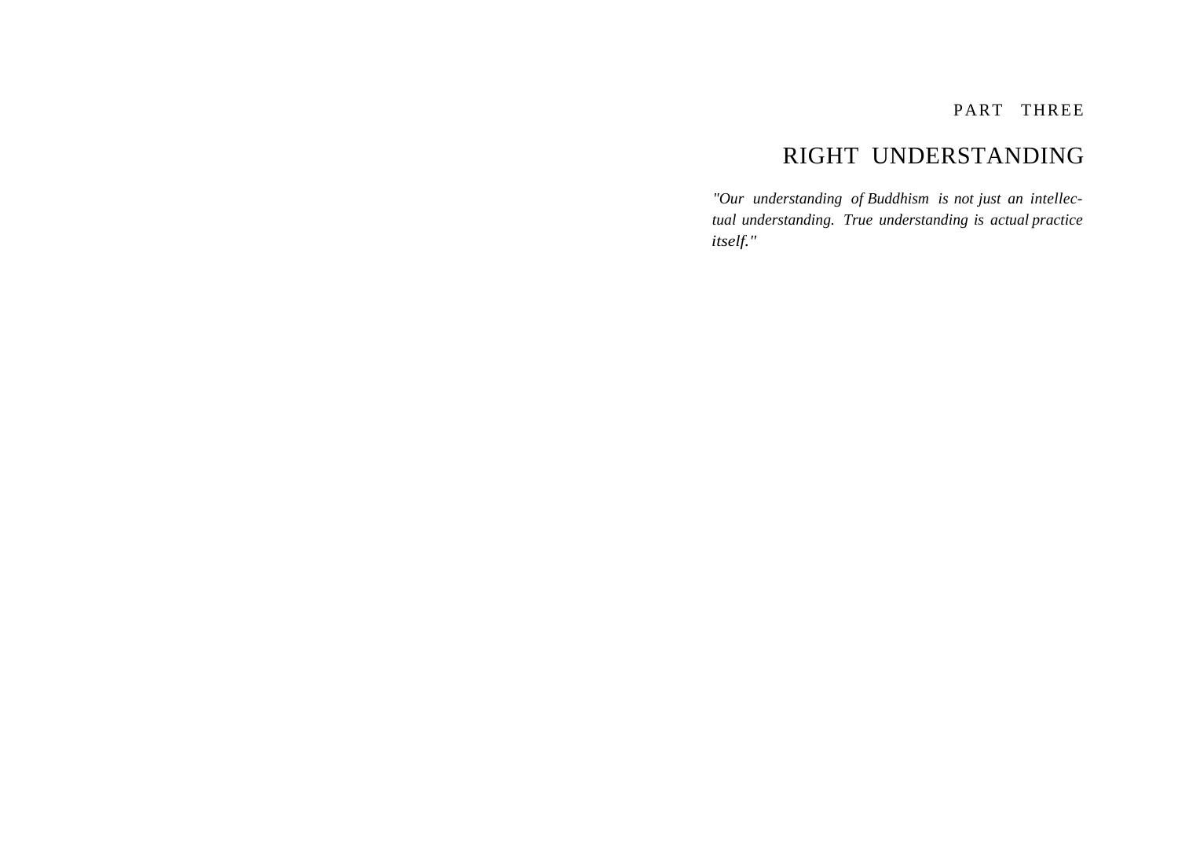PART THREE

# RIGHT UNDERSTANDING

*"Our understanding of Buddhism is not just an intellectual understanding. True understanding is actual practice itself."*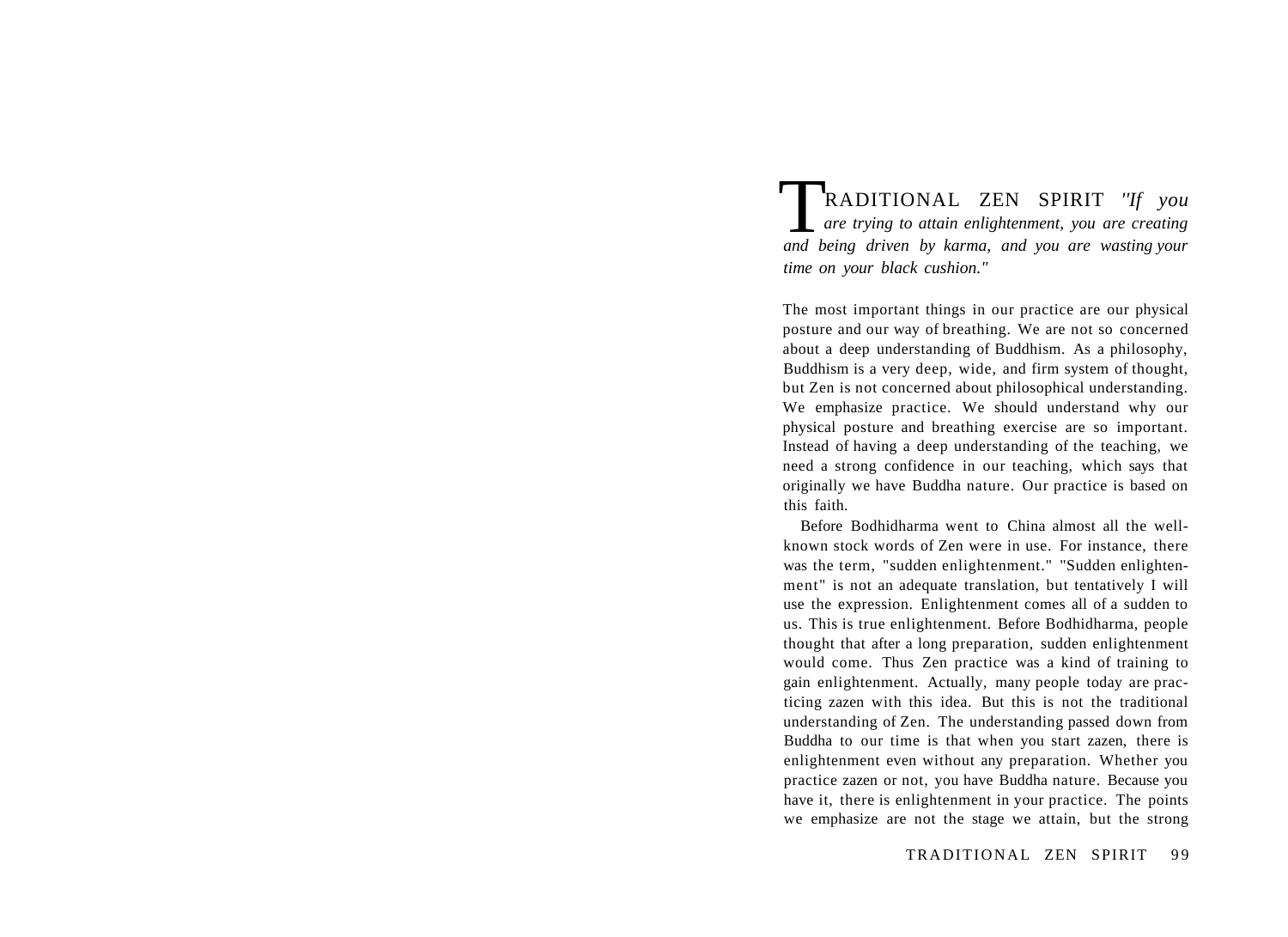# TRADITIONAL ZEN SPIRIT

*"If you are trying to attain enlightenment, you are creating and being driven by karma, and you are wasting your time on your black cushion."*

The most important things in our practice are our physical posture and our way of breathing. We are not so concerned about a deep understanding of Buddhism. As a philosophy, Buddhism is a very deep, wide, and firm system of thought, but Zen is not concerned about philosophical understanding. We emphasize practice. We should understand why our physical posture and breathing exercise are so important. Instead of having a deep understanding of the teaching, we need a strong confidence in our teaching, which says that originally we have Buddha nature. Our practice is based on this faith.

Before Bodhidharma went to China almost all the well-known stock words of Zen were in use. For instance, there was the term, "sudden enlightenment." "Sudden enlightenment" is not an adequate translation, but tentatively I will use the expression. Enlightenment comes all of a sudden to us. This is true enlightenment. Before Bodhidharma, people thought that after a long preparation, sudden enlightenment would come. Thus Zen practice was a kind of training to gain enlightenment. Actually, many people today are practicing zazen with this idea. But this is not the traditional understanding of Zen. The understanding passed down from Buddha to our time is that when you start zazen, there is enlightenment even without any preparation. Whether you practice zazen or not, you have Buddha nature. Because you have it, there is enlightenment in your practice. The points we emphasize are not the stage we attain, but the strong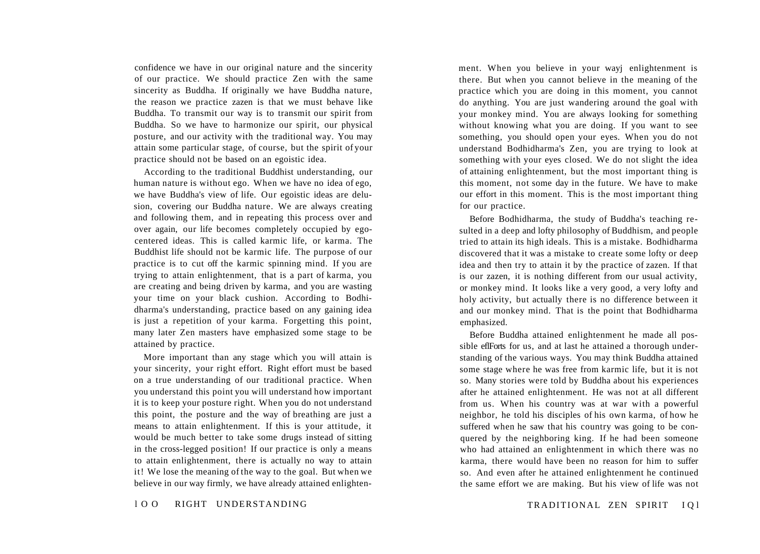confidence we have in our original nature and the sincerity of our practice. We should practice Zen with the same sincerity as Buddha. If originally we have Buddha nature, the reason we practice zazen is that we must behave like Buddha. To transmit our way is to transmit our spirit from Buddha. So we have to harmonize our spirit, our physical posture, and our activity with the traditional way. You may attain some particular stage, of course, but the spirit of your practice should not be based on an egoistic idea.

According to the traditional Buddhist understanding, our human nature is without ego. When we have no idea of ego, we have Buddha's view of life. Our egoistic ideas are delusion, covering our Buddha nature. We are always creating and following them, and in repeating this process over and over again, our life becomes completely occupied by ego-centered ideas. This is called karmic life, or karma. The Buddhist life should not be karmic life. The purpose of our practice is to cut off the karmic spinning mind. If you are trying to attain enlightenment, that is a part of karma, you are creating and being driven by karma, and you are wasting your time on your black cushion. According to Bodhidharma's understanding, practice based on any gaining idea is just a repetition of your karma. Forgetting this point, many later Zen masters have emphasized some stage to be attained by practice.

More important than any stage which you will attain is your sincerity, your right effort. Right effort must be based on a true understanding of our traditional practice. When you understand this point you will understand how important it is to keep your posture right. When you do not understand this point, the posture and the way of breathing are just a means to attain enlightenment. If this is your attitude, it would be much better to take some drugs instead of sitting in the cross-legged position! If our practice is only a means to attain enlightenment, there is actually no way to attain it! We lose the meaning of the way to the goal. But when we believe in our way firmly, we have already attained enlightenment. When you believe in your wayj enlightenment is there. But when you cannot believe in the meaning of the practice which you are doing in this moment, you cannot do anything. You are just wandering around the goal with your monkey mind. You are always looking for something without knowing what you are doing. If you want to see something, you should open your eyes. When you do not understand Bodhidharma's Zen, you are trying to look at something with your eyes closed. We do not slight the idea of attaining enlightenment, but the most important thing is this moment, not some day in the future. We have to make our effort in this moment. This is the most important thing for our practice.

Before Bodhidharma, the study of Buddha's teaching resulted in a deep and lofty philosophy of Buddhism, and people tried to attain its high ideals. This is a mistake. Bodhidharma discovered that it was a mistake to create some lofty or deep idea and then try to attain it by the practice of zazen. If that is our zazen, it is nothing different from our usual activity, or monkey mind. It looks like a very good, a very lofty and holy activity, but actually there is no difference between it and our monkey mind. That is the point that Bodhidharma emphasized.

Before Buddha attained enlightenment he made all possible efforts for us, and at last he attained a thorough understanding of the various ways. You may think Buddha attained some stage where he was free from karmic life, but it is not so. Many stories were told by Buddha about his experiences after he attained enlightenment. He was not at all different from us. When his country was at war with a powerful neighbor, he told his disciples of his own karma, of how he suffered when he saw that his country was going to be conquered by the neighboring king. If he had been someone who had attained an enlightenment in which there was no karma, there would have been no reason for him to suffer so. And even after he attained enlightenment he continued the same effort we are making. But his view of life was not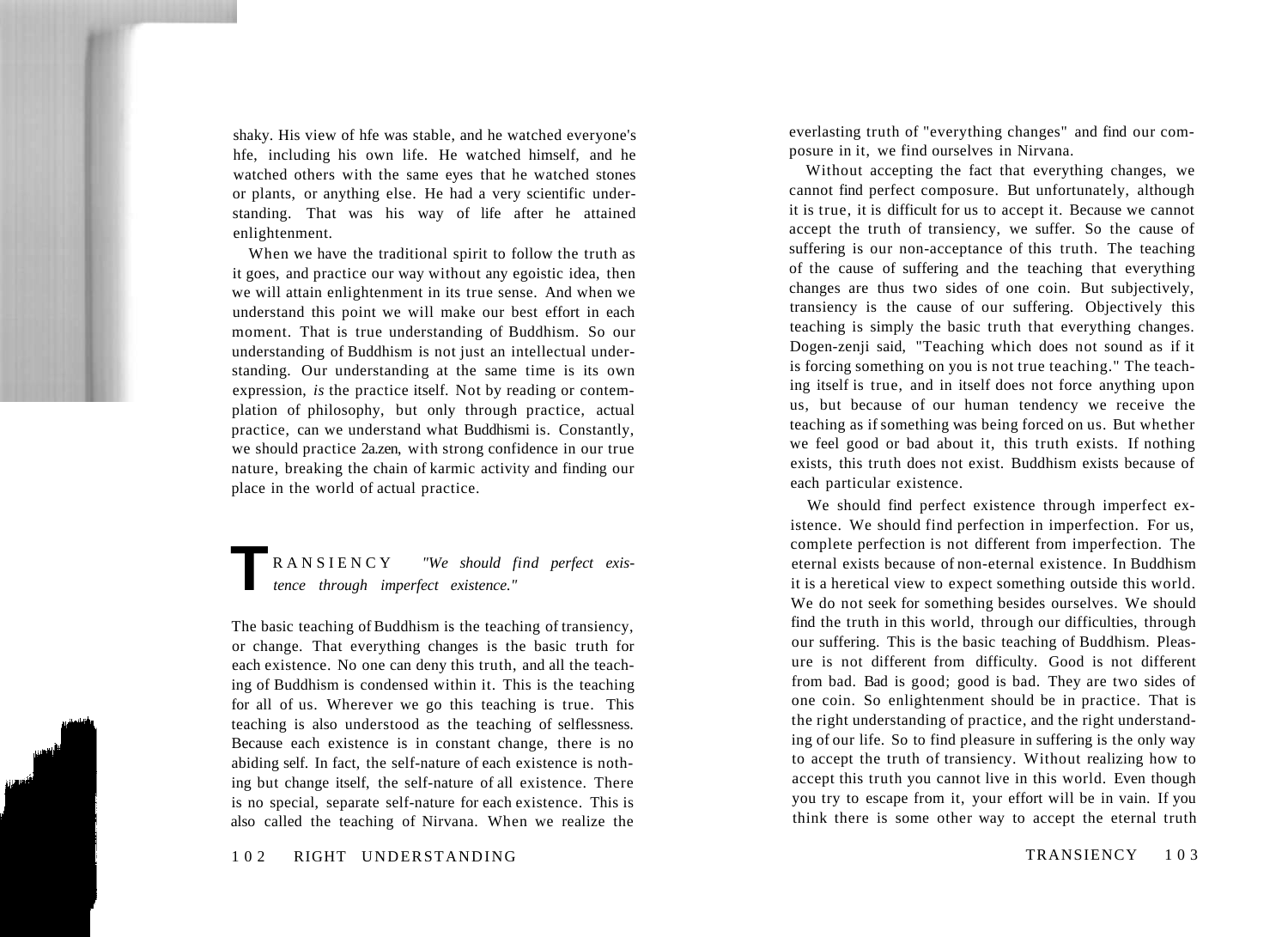shaky. His view of hfe was stable, and he watched everyone's hfe, including his own life. He watched himself, and he watched others with the same eyes that he watched stones or plants, or anything else. He had a very scientific understanding. That was his way of life after he attained enlightenment.

When we have the traditional spirit to follow the truth as it goes, and practice our way without any egoistic idea, then we will attain enlightenment in its true sense. And when we understand this point we will make our best effort in each moment. That is true understanding of Buddhism. So our understanding of Buddhism is not just an intellectual understanding. Our understanding at the same time is its own expression, *is* the practice itself. Not by reading or contemplation of philosophy, but only through practice, actual practice, can we understand what Buddhismi is. Constantly, we should practice 2a.zen, with strong confidence in our true nature, breaking the chain of karmic activity and finding our place in the world of actual practice.

## TRANSIENCY *"We should find perfect existence through imperfect existence."*

The basic teaching of Buddhism is the teaching of transiency, or change. That everything changes is the basic truth for each existence. No one can deny this truth, and all the teaching of Buddhism is condensed within it. This is the teaching for all of us. Wherever we go this teaching is true. This teaching is also understood as the teaching of selflessness. Because each existence is in constant change, there is no abiding self. In fact, the self-nature of each existence is nothing but change itself, the self-nature of all existence. There is no special, separate self-nature for each existence. This is also called the teaching of Nirvana. When we realize the everlasting truth of "everything changes" and find our composure in it, we find ourselves in Nirvana.

Without accepting the fact that everything changes, we cannot find perfect composure. But unfortunately, although it is true, it is difficult for us to accept it. Because we cannot accept the truth of transiency, we suffer. So the cause of suffering is our non-acceptance of this truth. The teaching of the cause of suffering and the teaching that everything changes are thus two sides of one coin. But subjectively, transiency is the cause of our suffering. Objectively this teaching is simply the basic truth that everything changes. Dogen-zenji said, "Teaching which does not sound as if it is forcing something on you is not true teaching." The teaching itself is true, and in itself does not force anything upon us, but because of our human tendency we receive the teaching as if something was being forced on us. But whether we feel good or bad about it, this truth exists. If nothing exists, this truth does not exist. Buddhism exists because of each particular existence.

We should find perfect existence through imperfect existence. We should find perfection in imperfection. For us, complete perfection is not different from imperfection. The eternal exists because of non-eternal existence. In Buddhism it is a heretical view to expect something outside this world. We do not seek for something besides ourselves. We should find the truth in this world, through our difficulties, through our suffering. This is the basic teaching of Buddhism. Pleasure is not different from difficulty. Good is not different from bad. Bad is good; good is bad. They are two sides of one coin. So enlightenment should be in practice. That is the right understanding of practice, and the right understanding of our life. So to find pleasure in suffering is the only way to accept the truth of transiency. Without realizing how to accept this truth you cannot live in this world. Even though you try to escape from it, your effort will be in vain. If you think there is some other way to accept the eternal truth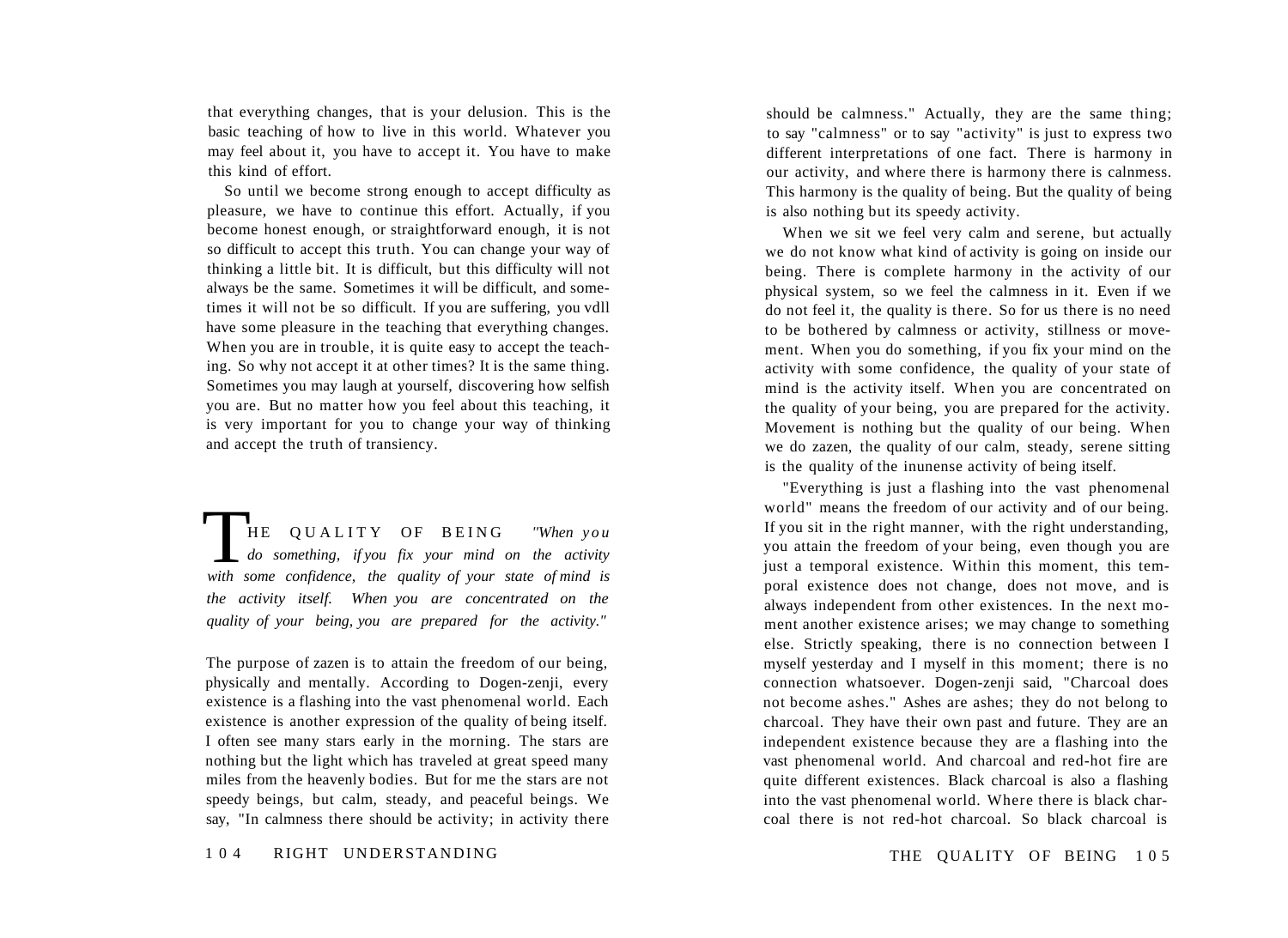that everything changes, that is your delusion. This is the basic teaching of how to live in this world. Whatever you may feel about it, you have to accept it. You have to make this kind of effort.

So until we become strong enough to accept difficulty as pleasure, we have to continue this effort. Actually, if you become honest enough, or straightforward enough, it is not so difficult to accept this truth. You can change your way of thinking a little bit. It is difficult, but this difficulty will not always be the same. Sometimes it will be difficult, and sometimes it will not be so difficult. If you are suffering, you vdll have some pleasure in the teaching that everything changes. When you are in trouble, it is quite easy to accept the teaching. So why not accept it at other times? It is the same thing. Sometimes you may laugh at yourself, discovering how selfish you are. But no matter how you feel about this teaching, it is very important for you to change your way of thinking and accept the truth of transiency.

## THE QUALITY OF BEING

*"When you do something, if you fix your mind on the activity with some confidence, the quality of your state of mind is the activity itself. When you are concentrated on the quality of your being, you are prepared for the activity."*

The purpose of zazen is to attain the freedom of our being, physically and mentally. According to Dogen-zenji, every existence is a flashing into the vast phenomenal world. Each existence is another expression of the quality of being itself. I often see many stars early in the morning. The stars are nothing but the light which has traveled at great speed many miles from the heavenly bodies. But for me the stars are not speedy beings, but calm, steady, and peaceful beings. We say, "In calmness there should be activity; in activity there should be calmness." Actually, they are the same thing; to say "calmness" or to say "activity" is just to express two different interpretations of one fact. There is harmony in our activity, and where there is harmony there is calmness. This harmony is the quality of being. But the quality of being is also nothing but its speedy activity.

When we sit we feel very calm and serene, but actually we do not know what kind of activity is going on inside our being. There is complete harmony in the activity of our physical system, so we feel the calmness in it. Even if we do not feel it, the quality is there. So for us there is no need to be bothered by calmness or activity, stillness or movement. When you do something, if you fix your mind on the activity with some confidence, the quality of your state of mind is the activity itself. When you are concentrated on the quality of your being, you are prepared for the activity. Movement is nothing but the quality of our being. When we do zazen, the quality of our calm, steady, serene sitting is the quality of the inunense activity of being itself.

"Everything is just a flashing into the vast phenomenal world" means the freedom of our activity and of our being. If you sit in the right manner, with the right understanding, you attain the freedom of your being, even though you are just a temporal existence. Within this moment, this temporal existence does not change, does not move, and is always independent from other existences. In the next moment another existence arises; we may change to something else. Strictly speaking, there is no connection between I myself yesterday and I myself in this moment; there is no connection whatsoever. Dogen-zenji said, "Charcoal does not become ashes." Ashes are ashes; they do not belong to charcoal. They have their own past and future. They are an independent existence because they are a flashing into the vast phenomenal world. And charcoal and red-hot fire are quite different existences. Black charcoal is also a flashing into the vast phenomenal world. Where there is black charcoal there is not red-hot charcoal. So black charcoal is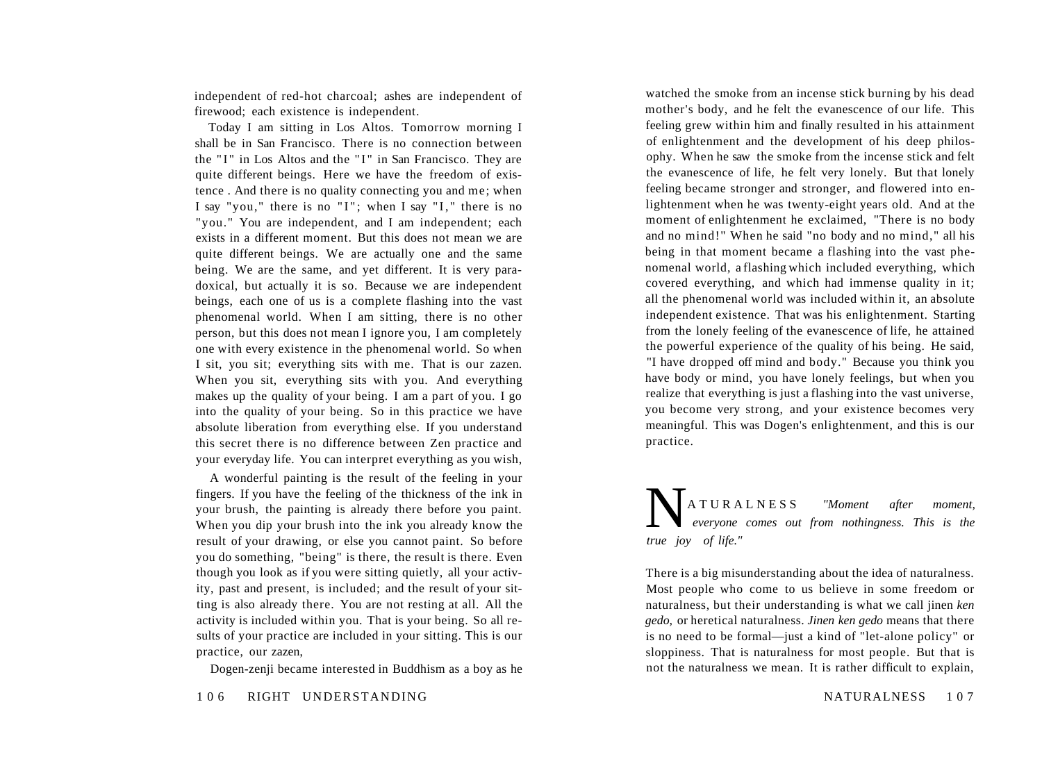independent of red-hot charcoal; ashes are independent of firewood; each existence is independent.

Today I am sitting in Los Altos. Tomorrow morning I shall be in San Francisco. There is no connection between the "I" in Los Altos and the "I" in San Francisco. They are quite different beings. Here we have the freedom of existence . And there is no quality connecting you and me; when I say "you," there is no "I"; when I say "I," there is no "you." You are independent, and I am independent; each exists in a different moment. But this does not mean we are quite different beings. We are actually one and the same being. We are the same, and yet different. It is very paradoxical, but actually it is so. Because we are independent beings, each one of us is a complete flashing into the vast phenomenal world. When I am sitting, there is no other person, but this does not mean I ignore you, I am completely one with every existence in the phenomenal world. So when I sit, you sit; everything sits with me. That is our zazen. When you sit, everything sits with you. And everything makes up the quality of your being. I am a part of you. I go into the quality of your being. So in this practice we have absolute liberation from everything else. If you understand this secret there is no difference between Zen practice and your everyday life. You can interpret everything as you wish,

A wonderful painting is the result of the feeling in your fingers. If you have the feeling of the thickness of the ink in your brush, the painting is already there before you paint. When you dip your brush into the ink you already know the result of your drawing, or else you cannot paint. So before you do something, "being" is there, the result is there. Even though you look as if you were sitting quietly, all your activity, past and present, is included; and the result of your sitting is also already there. You are not resting at all. All the activity is included within you. That is your being. So all results of your practice are included in your sitting. This is our practice, our zazen,

Dogen-zenji became interested in Buddhism as a boy as he watched the smoke from an incense stick burning by his dead mother's body, and he felt the evanescence of our life. This feeling grew within him and finally resulted in his attainment of enlightenment and the development of his deep philosophy. When he saw the smoke from the incense stick and felt the evanescence of life, he felt very lonely. But that lonely feeling became stronger and stronger, and flowered into enlightenment when he was twenty-eight years old. And at the moment of enlightenment he exclaimed, "There is no body and no mind!" When he said "no body and no mind," all his being in that moment became a flashing into the vast phenomenal world, a flashing which included everything, which covered everything, and which had immense quality in it; all the phenomenal world was included within it, an absolute independent existence. That was his enlightenment. Starting from the lonely feeling of the evanescence of life, he attained the powerful experience of the quality of his being. He said, "I have dropped off mind and body." Because you think you have body or mind, you have lonely feelings, but when you realize that everything is just a flashing into the vast universe, you become very strong, and your existence becomes very meaningful. This was Dogen's enlightenment, and this is our practice.

# NATURALNESS

*"Moment after moment, everyone comes out from nothingness. This is the true joy of life."*

There is a big misunderstanding about the idea of naturalness. Most people who come to us believe in some freedom or naturalness, but their understanding is what we call jinen *ken gedo,* or heretical naturalness. *Jinen ken gedo* means that there is no need to be formal—just a kind of "let-alone policy" or sloppiness. That is naturalness for most people. But that is not the naturalness we mean. It is rather difficult to explain,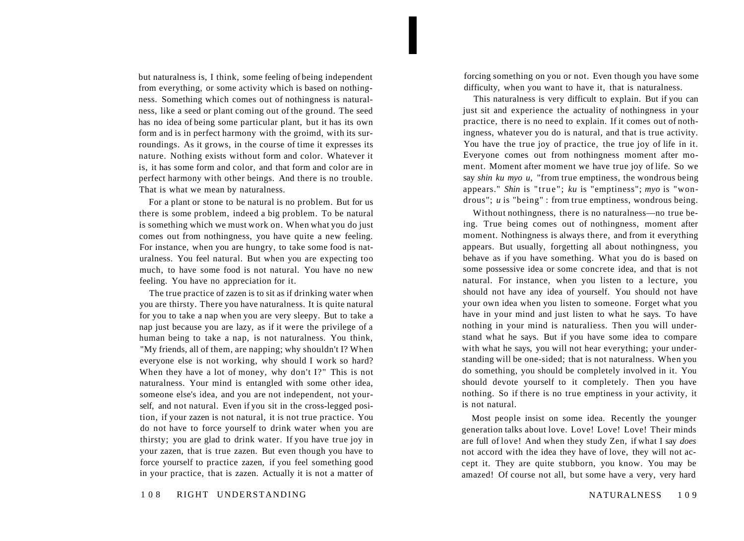but naturalness is, I think, some feeling of being independent from everything, or some activity which is based on nothingness. Something which comes out of nothingness is naturalness, like a seed or plant coming out of the ground. The seed has no idea of being some particular plant, but it has its own form and is in perfect harmony with the groimd, with its surroundings. As it grows, in the course of time it expresses its nature. Nothing exists without form and color. Whatever it is, it has some form and color, and that form and color are in perfect harmony with other beings. And there is no trouble. That is what we mean by naturalness.

For a plant or stone to be natural is no problem. But for us there is some problem, indeed a big problem. To be natural is something which we must work on. When what you do just comes out from nothingness, you have quite a new feeling. For instance, when you are hungry, to take some food is naturalness. You feel natural. But when you are expecting too much, to have some food is not natural. You have no new feeling. You have no appreciation for it.

The true practice of zazen is to sit as if drinking water when you are thirsty. There you have naturalness. It is quite natural for you to take a nap when you are very sleepy. But to take a nap just because you are lazy, as if it were the privilege of a human being to take a nap, is not naturalness. You think, "My friends, all of them, are napping; why shouldn't I? When everyone else is not working, why should I work so hard? When they have a lot of money, why don't I?" This is not naturalness. Your mind is entangled with some other idea, someone else's idea, and you are not independent, not yourself, and not natural. Even if you sit in the cross-legged position, if your zazen is not natural, it is not true practice. You do not have to force yourself to drink water when you are thirsty; you are glad to drink water. If you have true joy in your zazen, that is true zazen. But even though you have to force yourself to practice zazen, if you feel something good in your practice, that is zazen. Actually it is not a matter of forcing something on you or not. Even though you have some difficulty, when you want to have it, that is naturalness.

This naturalness is very difficult to explain. But if you can just sit and experience the actuality of nothingness in your practice, there is no need to explain. If it comes out of nothingness, whatever you do is natural, and that is true activity. You have the true joy of practice, the true joy of life in it. Everyone comes out from nothingness moment after moment. Moment after moment we have true joy of life. So we say *shin ku myo u,* "from true emptiness, the wondrous being appears." *Shin* is "true"; *ku* is "emptiness"; *myo* is "wondrous"; *u* is "being" : from true emptiness, wondrous being.

Without nothingness, there is no naturalness—no true being. True being comes out of nothingness, moment after moment. Nothingness is always there, and from it everything appears. But usually, forgetting all about nothingness, you behave as if you have something. What you do is based on some possessive idea or some concrete idea, and that is not natural. For instance, when you listen to a lecture, you should not have any idea of yourself. You should not have your own idea when you listen to someone. Forget what you have in your mind and just listen to what he says. To have nothing in your mind is naturaliess. Then you will understand what he says. But if you have some idea to compare with what he says, you will not hear everything; your understanding will be one-sided; that is not naturalness. When you do something, you should be completely involved in it. You should devote yourself to it completely. Then you have nothing. So if there is no true emptiness in your activity, it is not natural.

Most people insist on some idea. Recently the younger generation talks about love. Love! Love! Love! Their minds are full of love! And when they study Zen, if what I say *does* not accord with the idea they have of love, they will not accept it. They are quite stubborn, you know. You may be amazed! Of course not all, but some have a very, very hard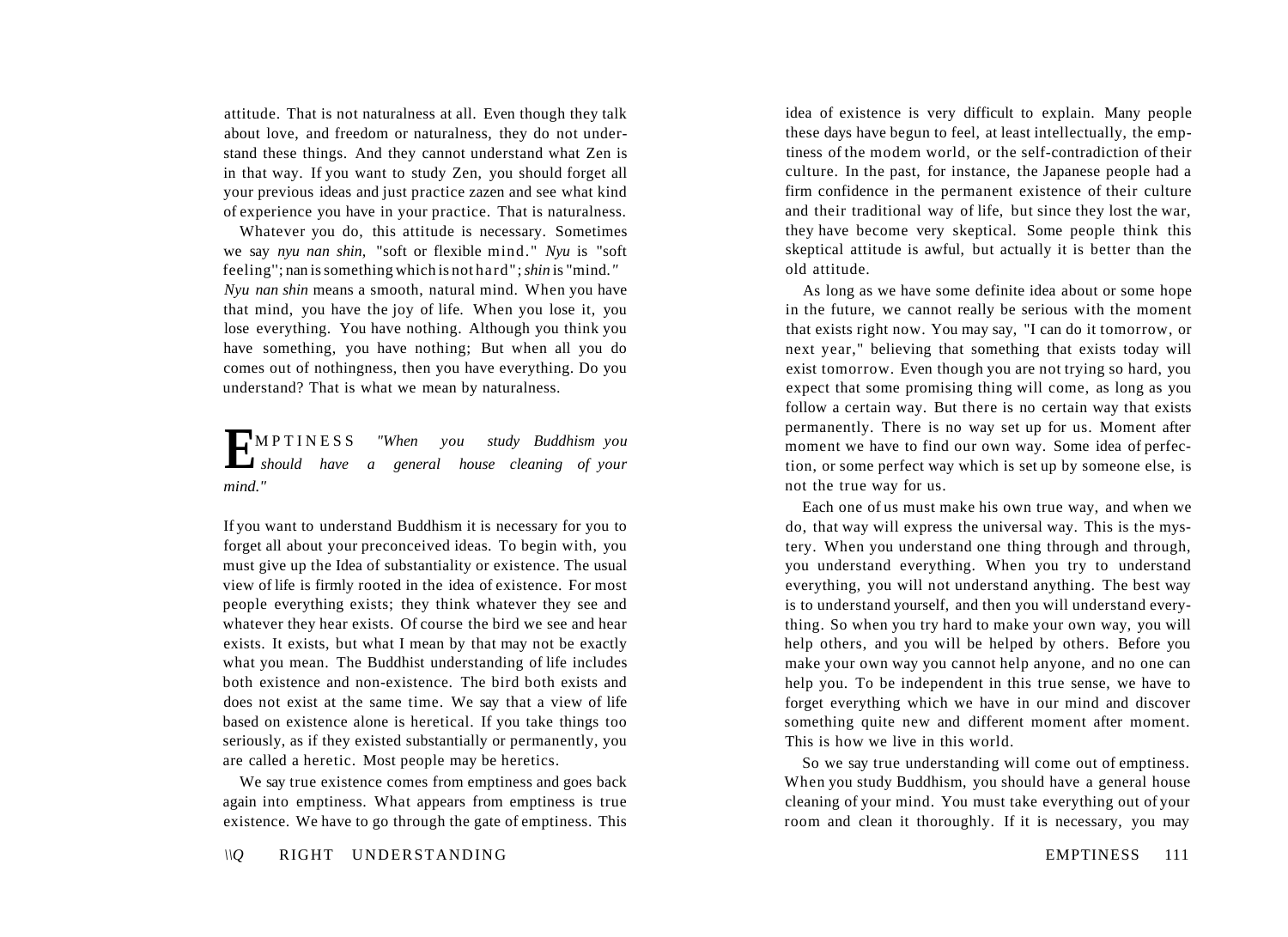attitude. That is not naturalness at all. Even though they talk about love, and freedom or naturalness, they do not understand these things. And they cannot understand what Zen is in that way. If you want to study Zen, you should forget all your previous ideas and just practice zazen and see what kind of experience you have in your practice. That is naturalness.

Whatever you do, this attitude is necessary. Sometimes we say *nyu nan shin*, "soft or flexible mind." *Nyu* is "soft feeling"; nan is something which is not hard"; *shin* is "mind." *Nyu nan shin* means a smooth, natural mind. When you have that mind, you have the joy of life. When you lose it, you lose everything. You have nothing. Although you think you have something, you have nothing; But when all you do comes out of nothingness, then you have everything. Do you understand? That is what we mean by naturalness.

## EMPTINESS

*"When you study Buddhism you should have a general house cleaning of your mind."*

If you want to understand Buddhism it is necessary for you to forget all about your preconceived ideas. To begin with, you must give up the Idea of substantiality or existence. The usual view of life is firmly rooted in the idea of existence. For most people everything exists; they think whatever they see and whatever they hear exists. Of course the bird we see and hear exists. It exists, but what I mean by that may not be exactly what you mean. The Buddhist understanding of life includes both existence and non-existence. The bird both exists and does not exist at the same time. We say that a view of life based on existence alone is heretical. If you take things too seriously, as if they existed substantially or permanently, you are called a heretic. Most people may be heretics.

We say true existence comes from emptiness and goes back again into emptiness. What appears from emptiness is true existence. We have to go through the gate of emptiness. This idea of existence is very difficult to explain. Many people these days have begun to feel, at least intellectually, the emptiness of the modem world, or the self-contradiction of their culture. In the past, for instance, the Japanese people had a firm confidence in the permanent existence of their culture and their traditional way of life, but since they lost the war, they have become very skeptical. Some people think this skeptical attitude is awful, but actually it is better than the old attitude.

As long as we have some definite idea about or some hope in the future, we cannot really be serious with the moment that exists right now. You may say, "I can do it tomorrow, or next year," believing that something that exists today will exist tomorrow. Even though you are not trying so hard, you expect that some promising thing will come, as long as you follow a certain way. But there is no certain way that exists permanently. There is no way set up for us. Moment after moment we have to find our own way. Some idea of perfection, or some perfect way which is set up by someone else, is not the true way for us.

Each one of us must make his own true way, and when we do, that way will express the universal way. This is the mystery. When you understand one thing through and through, you understand everything. When you try to understand everything, you will not understand anything. The best way is to understand yourself, and then you will understand everything. So when you try hard to make your own way, you will help others, and you will be helped by others. Before you make your own way you cannot help anyone, and no one can help you. To be independent in this true sense, we have to forget everything which we have in our mind and discover something quite new and different moment after moment. This is how we live in this world.

So we say true understanding will come out of emptiness. When you study Buddhism, you should have a general house cleaning of your mind. You must take everything out of your room and clean it thoroughly. If it is necessary, you may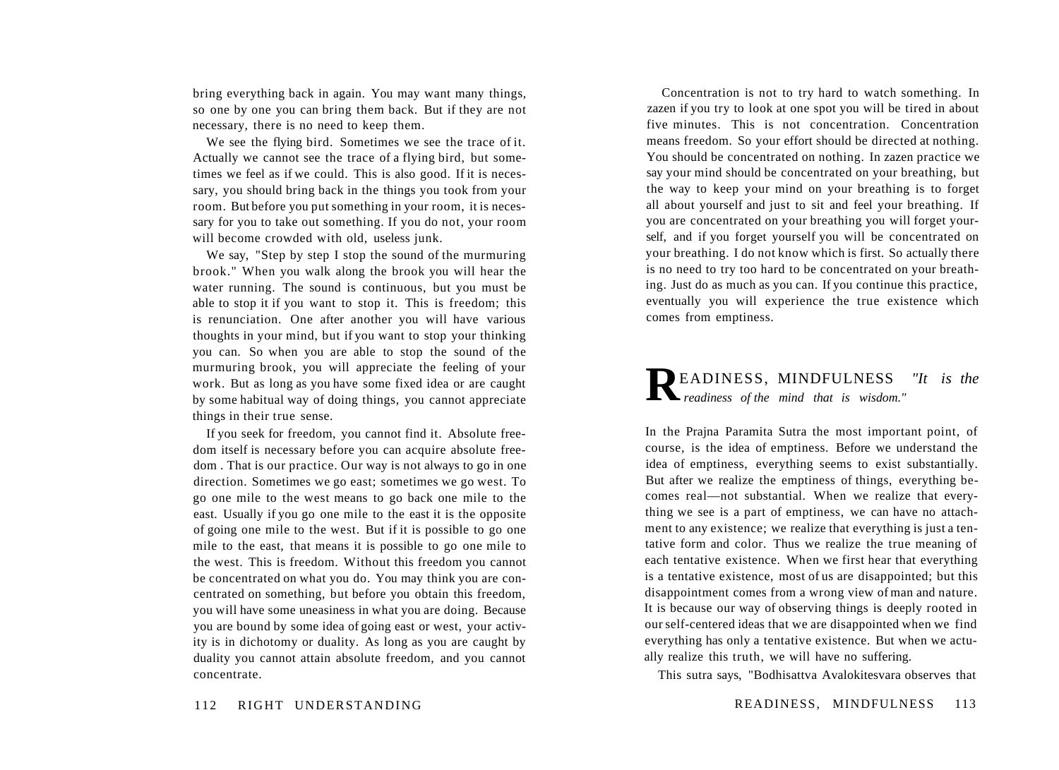bring everything back in again. You may want many things, so one by one you can bring them back. But if they are not necessary, there is no need to keep them.

We see the flying bird. Sometimes we see the trace of it. Actually we cannot see the trace of a flying bird, but sometimes we feel as if we could. This is also good. If it is necessary, you should bring back in the things you took from your room. But before you put something in your room, it is necessary for you to take out something. If you do not, your room will become crowded with old, useless junk.

We say, "Step by step I stop the sound of the murmuring brook." When you walk along the brook you will hear the water running. The sound is continuous, but you must be able to stop it if you want to stop it. This is freedom; this is renunciation. One after another you will have various thoughts in your mind, but if you want to stop your thinking you can. So when you are able to stop the sound of the murmuring brook, you will appreciate the feeling of your work. But as long as you have some fixed idea or are caught by some habitual way of doing things, you cannot appreciate things in their true sense.

If you seek for freedom, you cannot find it. Absolute freedom itself is necessary before you can acquire absolute freedom. That is our practice. Our way is not always to go in one direction. Sometimes we go east; sometimes we go west. To go one mile to the west means to go back one mile to the east. Usually if you go one mile to the east it is the opposite of going one mile to the west. But if it is possible to go one mile to the east, that means it is possible to go one mile to the west. This is freedom. Without this freedom you cannot be concentrated on what you do. You may think you are concentrated on something, but before you obtain this freedom, you will have some uneasiness in what you are doing. Because you are bound by some idea of going east or west, your activity is in dichotomy or duality. As long as you are caught by duality you cannot attain absolute freedom, and you cannot concentrate.

Concentration is not to try hard to watch something. In zazen if you try to look at one spot you will be tired in about five minutes. This is not concentration. Concentration means freedom. So your effort should be directed at nothing. You should be concentrated on nothing. In zazen practice we say your mind should be concentrated on your breathing, but the way to keep your mind on your breathing is to forget all about yourself and just to sit and feel your breathing. If you are concentrated on your breathing you will forget yourself, and if you forget yourself you will be concentrated on your breathing. I do not know which is first. So actually there is no need to try too hard to be concentrated on your breathing. Just do as much as you can. If you continue this practice, eventually you will experience the true existence which comes from emptiness.

## READINESS, MINDFULNESS *"It is the readiness of the mind that is wisdom."*

In the Prajna Paramita Sutra the most important point, of course, is the idea of emptiness. Before we understand the idea of emptiness, everything seems to exist substantially. But after we realize the emptiness of things, everything becomes real—not substantial. When we realize that everything we see is a part of emptiness, we can have no attachment to any existence; we realize that everything is just a tentative form and color. Thus we realize the true meaning of each tentative existence. When we first hear that everything is a tentative existence, most of us are disappointed; but this disappointment comes from a wrong view of man and nature. It is because our way of observing things is deeply rooted in our self-centered ideas that we are disappointed when we find everything has only a tentative existence. But when we actually realize this truth, we will have no suffering.

This sutra says, "Bodhisattva Avalokitesvara observes that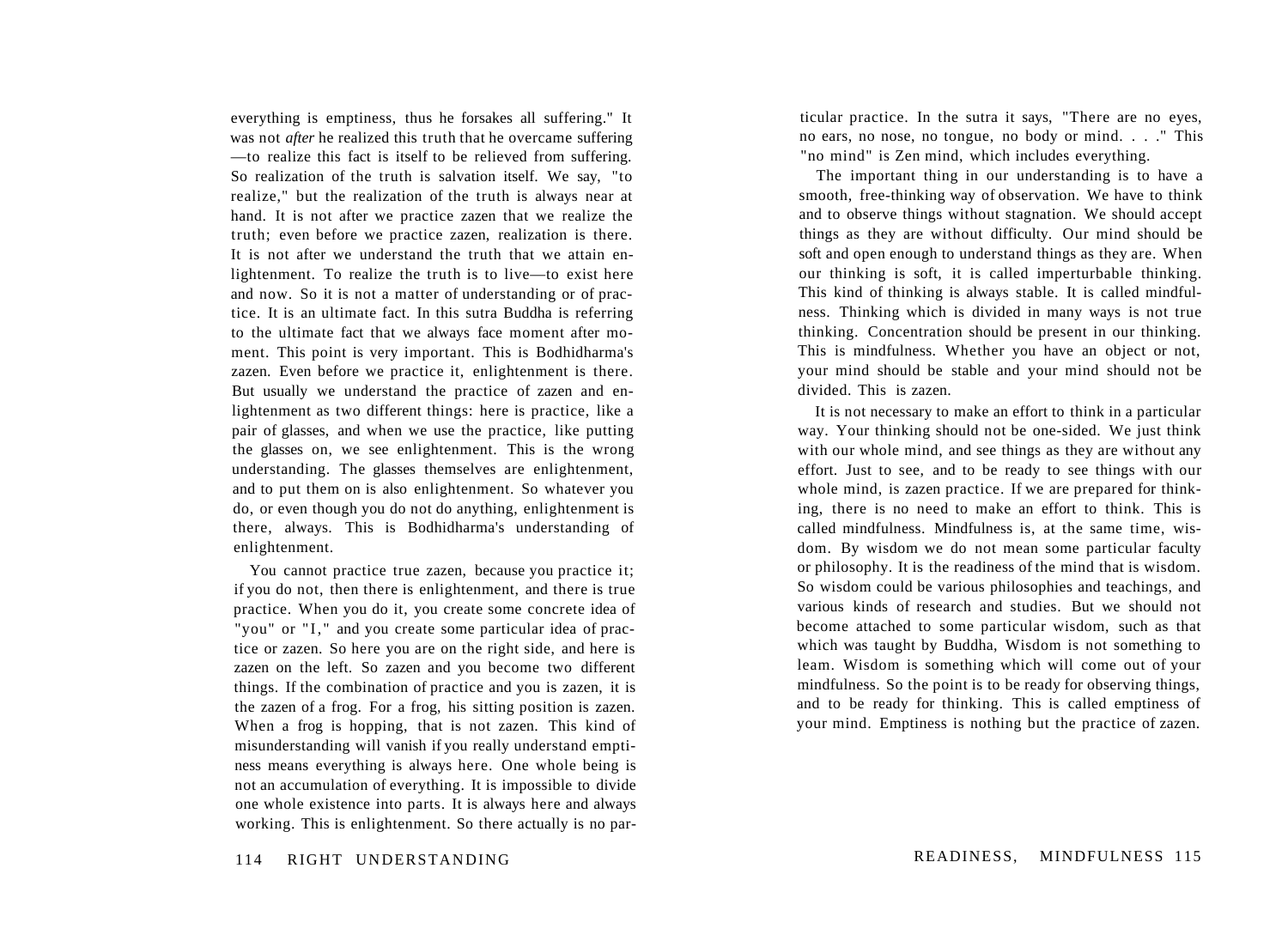everything is emptiness, thus he forsakes all suffering." It was not *after* he realized this truth that he overcame suffering —to realize this fact is itself to be relieved from suffering. So realization of the truth is salvation itself. We say, "to realize," but the realization of the truth is always near at hand. It is not after we practice zazen that we realize the truth; even before we practice zazen, realization is there. It is not after we understand the truth that we attain enlightenment. To realize the truth is to live—to exist here and now. So it is not a matter of understanding or of practice. It is an ultimate fact. In this sutra Buddha is referring to the ultimate fact that we always face moment after moment. This point is very important. This is Bodhidharma's zazen. Even before we practice it, enlightenment is there. But usually we understand the practice of zazen and enlightenment as two different things: here is practice, like a pair of glasses, and when we use the practice, like putting the glasses on, we see enlightenment. This is the wrong understanding. The glasses themselves are enlightenment, and to put them on is also enlightenment. So whatever you do, or even though you do not do anything, enlightenment is there, always. This is Bodhidharma's understanding of enlightenment.

You cannot practice true zazen, because you practice it; if you do not, then there is enlightenment, and there is true practice. When you do it, you create some concrete idea of "you" or "I," and you create some particular idea of practice or zazen. So here you are on the right side, and here is zazen on the left. So zazen and you become two different things. If the combination of practice and you is zazen, it is the zazen of a frog. For a frog, his sitting position is zazen. When a frog is hopping, that is not zazen. This kind of misunderstanding will vanish if you really understand emptiness means everything is always here. One whole being is not an accumulation of everything. It is impossible to divide one whole existence into parts. It is always here and always working. This is enlightenment. So there actually is no particular practice. In the sutra it says, "There are no eyes, no ears, no nose, no tongue, no body or mind. . . ." This "no mind" is Zen mind, which includes everything.

The important thing in our understanding is to have a smooth, free-thinking way of observation. We have to think and to observe things without stagnation. We should accept things as they are without difficulty. Our mind should be soft and open enough to understand things as they are. When our thinking is soft, it is called imperturbable thinking. This kind of thinking is always stable. It is called mindfulness. Thinking which is divided in many ways is not true thinking. Concentration should be present in our thinking. This is mindfulness. Whether you have an object or not, your mind should be stable and your mind should not be divided. This is zazen.

It is not necessary to make an effort to think in a particular way. Your thinking should not be one-sided. We just think with our whole mind, and see things as they are without any effort. Just to see, and to be ready to see things with our whole mind, is zazen practice. If we are prepared for thinking, there is no need to make an effort to think. This is called mindfulness. Mindfulness is, at the same time, wisdom. By wisdom we do not mean some particular faculty or philosophy. It is the readiness of the mind that is wisdom. So wisdom could be various philosophies and teachings, and various kinds of research and studies. But we should not become attached to some particular wisdom, such as that which was taught by Buddha, Wisdom is not something to leam. Wisdom is something which will come out of your mindfulness. So the point is to be ready for observing things, and to be ready for thinking. This is called emptiness of your mind. Emptiness is nothing but the practice of zazen.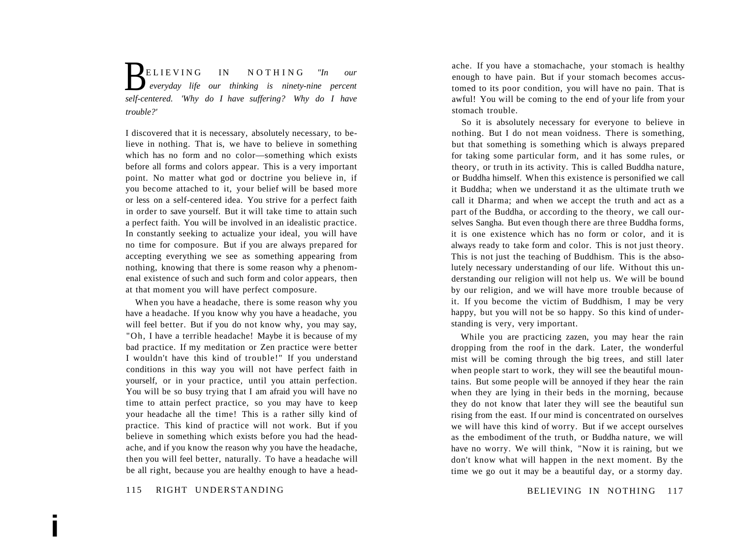# BELIEVING IN NOTHING

*"In our everyday life our thinking is ninety-nine percent self-centered. 'Why do I have suffering? Why do I have trouble?'*

I discovered that it is necessary, absolutely necessary, to believe in nothing. That is, we have to believe in something which has no form and no color—something which exists before all forms and colors appear. This is a very important point. No matter what god or doctrine you believe in, if you become attached to it, your belief will be based more or less on a self-centered idea. You strive for a perfect faith in order to save yourself. But it will take time to attain such a perfect faith. You will be involved in an idealistic practice. In constantly seeking to actualize your ideal, you will have no time for composure. But if you are always prepared for accepting everything we see as something appearing from nothing, knowing that there is some reason why a phenomenal existence of such and such form and color appears, then at that moment you will have perfect composure.

When you have a headache, there is some reason why you have a headache. If you know why you have a headache, you will feel better. But if you do not know why, you may say, "Oh, I have a terrible headache! Maybe it is because of my bad practice. If my meditation or Zen practice were better I wouldn't have this kind of trouble!" If you understand conditions in this way you will not have perfect faith in yourself, or in your practice, until you attain perfection. You will be so busy trying that I am afraid you will have no time to attain perfect practice, so you may have to keep your headache all the time! This is a rather silly kind of practice. This kind of practice will not work. But if you believe in something which exists before you had the headache, and if you know the reason why you have the headache, then you will feel better, naturally. To have a headache will be all right, because you are healthy enough to have a headache. If you have a stomachache, your stomach is healthy enough to have pain. But if your stomach becomes accustomed to its poor condition, you will have no pain. That is awful! You will be coming to the end of your life from your stomach trouble.

So it is absolutely necessary for everyone to believe in nothing. But I do not mean voidness. There is something, but that something is something which is always prepared for taking some particular form, and it has some rules, or theory, or truth in its activity. This is called Buddha nature, or Buddha himself. When this existence is personified we call it Buddha; when we understand it as the ultimate truth we call it Dharma; and when we accept the truth and act as a part of the Buddha, or according to the theory, we call ourselves Sangha. But even though there are three Buddha forms, it is one existence which has no form or color, and it is always ready to take form and color. This is not just theory. This is not just the teaching of Buddhism. This is the absolutely necessary understanding of our life. Without this understanding our religion will not help us. We will be bound by our religion, and we will have more trouble because of it. If you become the victim of Buddhism, I may be very happy, but you will not be so happy. So this kind of understanding is very, very important.

While you are practicing zazen, you may hear the rain dropping from the roof in the dark. Later, the wonderful mist will be coming through the big trees, and still later when people start to work, they will see the beautiful mountains. But some people will be annoyed if they hear the rain when they are lying in their beds in the morning, because they do not know that later they will see the beautiful sun rising from the east. If our mind is concentrated on ourselves we will have this kind of worry. But if we accept ourselves as the embodiment of the truth, or Buddha nature, we will have no worry. We will think, "Now it is raining, but we don't know what will happen in the next moment. By the time we go out it may be a beautiful day, or a stormy day.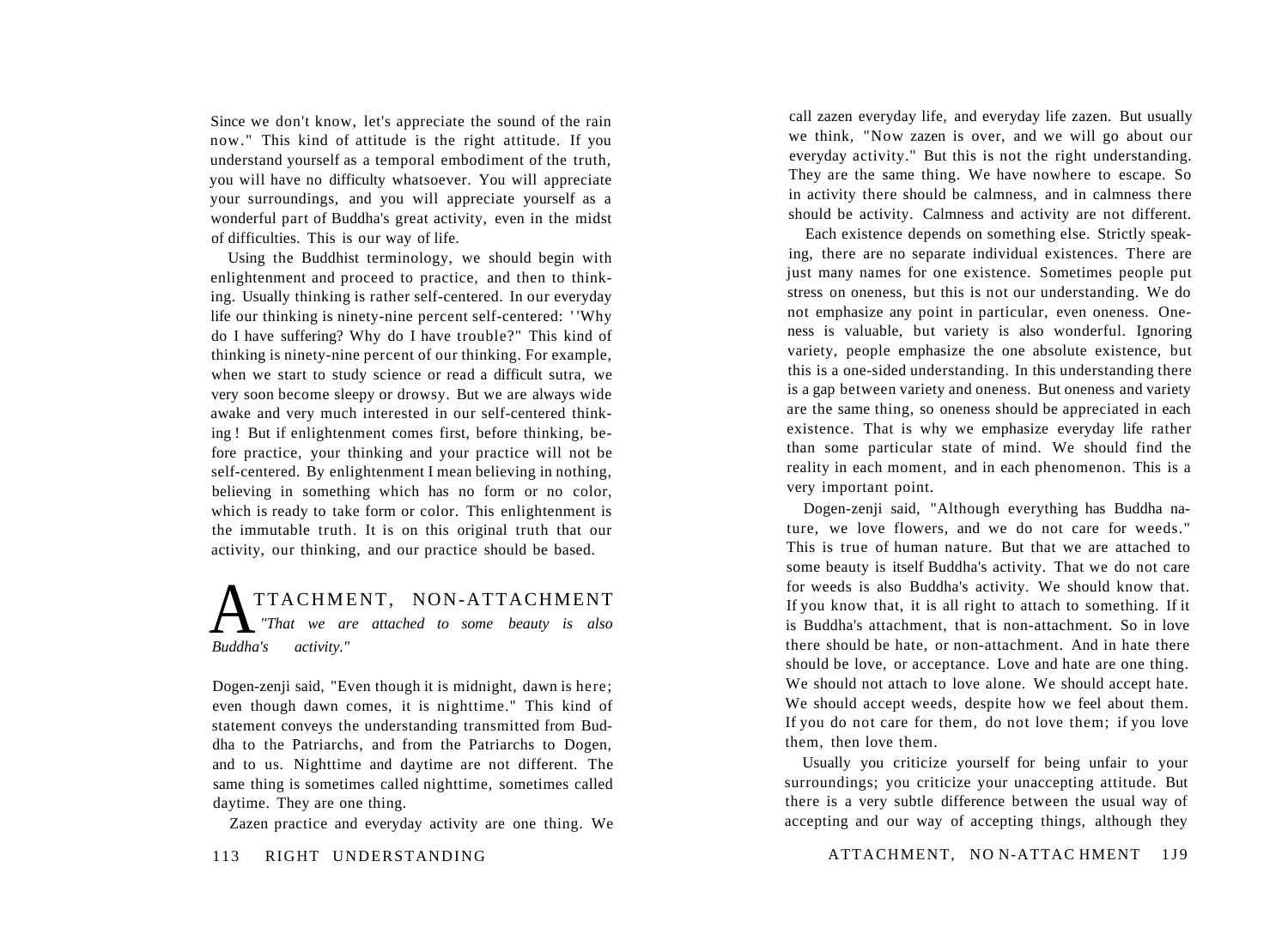Since we don't know, let's appreciate the sound of the rain now." This kind of attitude is the right attitude. If you understand yourself as a temporal embodiment of the truth, you will have no difficulty whatsoever. You will appreciate your surroundings, and you will appreciate yourself as a wonderful part of Buddha's great activity, even in the midst of difficulties. This is our way of life.

Using the Buddhist terminology, we should begin with enlightenment and proceed to practice, and then to thinking. Usually thinking is rather self-centered. In our everyday life our thinking is ninety-nine percent self-centered: "Why do I have suffering? Why do I have trouble?" This kind of thinking is ninety-nine percent of our thinking. For example, when we start to study science or read a difficult sutra, we very soon become sleepy or drowsy. But we are always wide awake and very much interested in our self-centered thinking! But if enlightenment comes first, before thinking, before practice, your thinking and your practice will not be self-centered. By enlightenment I mean believing in nothing, believing in something which has no form or no color, which is ready to take form or color. This enlightenment is the immutable truth. It is on this original truth that our activity, our thinking, and our practice should be based.

## ATTACHMENT, NON-ATTACHMENT

*"That we are attached to some beauty is also Buddha's activity."*

Dogen-zenji said, "Even though it is midnight, dawn is here; even though dawn comes, it is nighttime." This kind of statement conveys the understanding transmitted from Buddha to the Patriarchs, and from the Patriarchs to Dogen, and to us. Nighttime and daytime are not different. The same thing is sometimes called nighttime, sometimes called daytime. They are one thing.

Zazen practice and everyday activity are one thing. We call zazen everyday life, and everyday life zazen. But usually we think, "Now zazen is over, and we will go about our everyday activity." But this is not the right understanding. They are the same thing. We have nowhere to escape. So in activity there should be calmness, and in calmness there should be activity. Calmness and activity are not different.

Each existence depends on something else. Strictly speaking, there are no separate individual existences. There are just many names for one existence. Sometimes people put stress on oneness, but this is not our understanding. We do not emphasize any point in particular, even oneness. Oneness is valuable, but variety is also wonderful. Ignoring variety, people emphasize the one absolute existence, but this is a one-sided understanding. In this understanding there is a gap between variety and oneness. But oneness and variety are the same thing, so oneness should be appreciated in each existence. That is why we emphasize everyday life rather than some particular state of mind. We should find the reality in each moment, and in each phenomenon. This is a very important point.

Dogen-zenji said, "Although everything has Buddha nature, we love flowers, and we do not care for weeds." This is true of human nature. But that we are attached to some beauty is itself Buddha's activity. That we do not care for weeds is also Buddha's activity. We should know that. If you know that, it is all right to attach to something. If it is Buddha's attachment, that is non-attachment. So in love there should be hate, or non-attachment. And in hate there should be love, or acceptance. Love and hate are one thing. We should not attach to love alone. We should accept hate. We should accept weeds, despite how we feel about them. If you do not care for them, do not love them; if you love them, then love them.

Usually you criticize yourself for being unfair to your surroundings; you criticize your unaccepting attitude. But there is a very subtle difference between the usual way of accepting and our way of accepting things, although they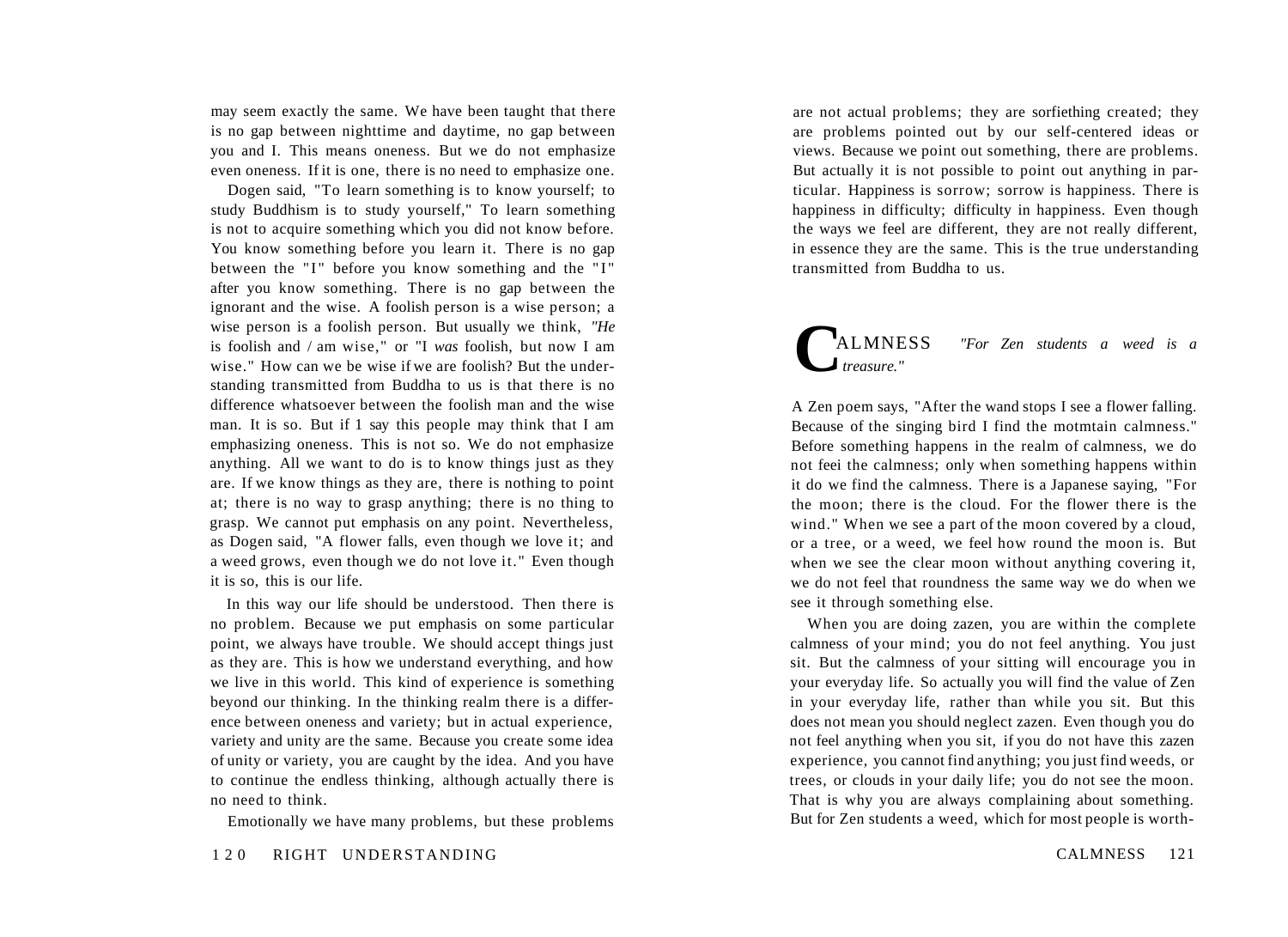may seem exactly the same. We have been taught that there is no gap between nighttime and daytime, no gap between you and I. This means oneness. But we do not emphasize even oneness. If it is one, there is no need to emphasize one.

Dogen said, "To learn something is to know yourself; to study Buddhism is to study yourself," To learn something is not to acquire something which you did not know before. You know something before you learn it. There is no gap between the "I" before you know something and the "I" after you know something. There is no gap between the ignorant and the wise. A foolish person is a wise person; a wise person is a foolish person. But usually we think, *"He* is foolish and / am wise," or "I *was* foolish, but now I am wise." How can we be wise if we are foolish? But the understanding transmitted from Buddha to us is that there is no difference whatsoever between the foolish man and the wise man. It is so. But if 1 say this people may think that I am emphasizing oneness. This is not so. We do not emphasize anything. All we want to do is to know things just as they are. If we know things as they are, there is nothing to point at; there is no way to grasp anything; there is no thing to grasp. We cannot put emphasis on any point. Nevertheless, as Dogen said, "A flower falls, even though we love it; and a weed grows, even though we do not love it." Even though it is so, this is our life.

In this way our life should be understood. Then there is no problem. Because we put emphasis on some particular point, we always have trouble. We should accept things just as they are. This is how we understand everything, and how we live in this world. This kind of experience is something beyond our thinking. In the thinking realm there is a difference between oneness and variety; but in actual experience, variety and unity are the same. Because you create some idea of unity or variety, you are caught by the idea. And you have to continue the endless thinking, although actually there is no need to think.

Emotionally we have many problems, but these problems are not actual problems; they are sorfiething created; they are problems pointed out by our self-centered ideas or views. Because we point out something, there are problems. But actually it is not possible to point out anything in particular. Happiness is sorrow; sorrow is happiness. There is happiness in difficulty; difficulty in happiness. Even though the ways we feel are different, they are not really different, in essence they are the same. This is the true understanding transmitted from Buddha to us.

## CALMNESS *"For Zen students a weed is a treasure."*

A Zen poem says, "After the wand stops I see a flower falling. Because of the singing bird I find the motmtain calmness." Before something happens in the realm of calmness, we do not feei the calmness; only when something happens within it do we find the calmness. There is a Japanese saying, "For the moon; there is the cloud. For the flower there is the wind." When we see a part of the moon covered by a cloud, or a tree, or a weed, we feel how round the moon is. But when we see the clear moon without anything covering it, we do not feel that roundness the same way we do when we see it through something else.

When you are doing zazen, you are within the complete calmness of your mind; you do not feel anything. You just sit. But the calmness of your sitting will encourage you in your everyday life. So actually you will find the value of Zen in your everyday life, rather than while you sit. But this does not mean you should neglect zazen. Even though you do not feel anything when you sit, if you do not have this zazen experience, you cannot find anything; you just find weeds, or trees, or clouds in your daily life; you do not see the moon. That is why you are always complaining about something. But for Zen students a weed, which for most people is worth-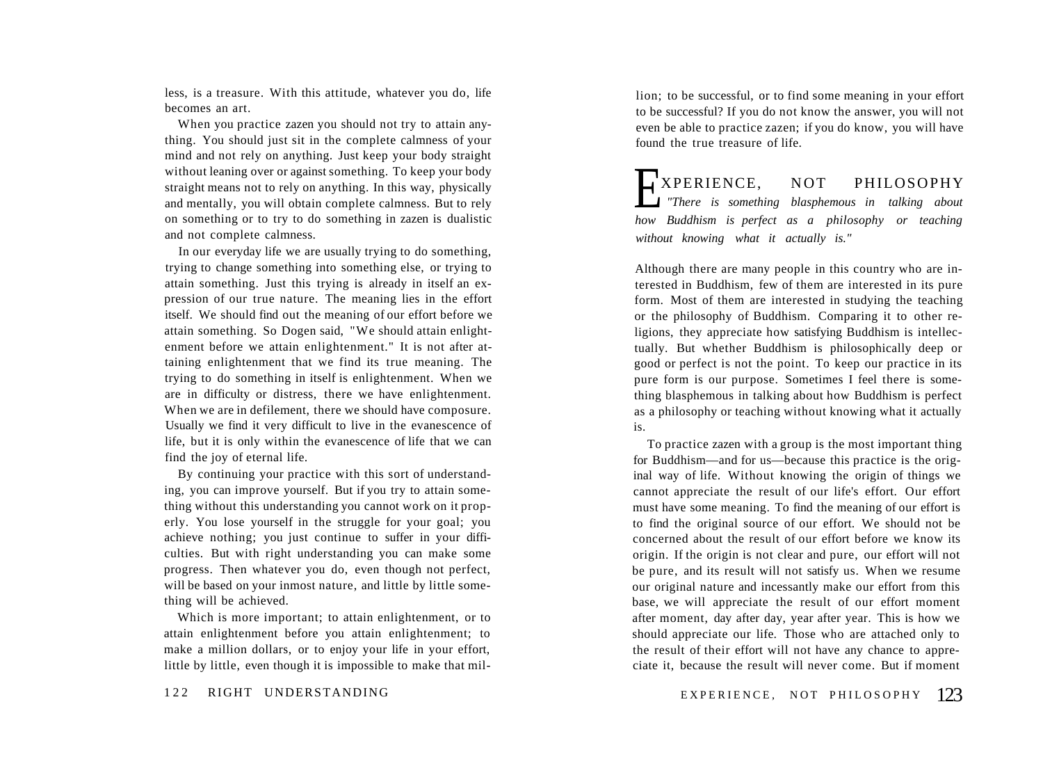less, is a treasure. With this attitude, whatever you do, life becomes an art.

When you practice zazen you should not try to attain anything. You should just sit in the complete calmness of your mind and not rely on anything. Just keep your body straight without leaning over or against something. To keep your body straight means not to rely on anything. In this way, physically and mentally, you will obtain complete calmness. But to rely on something or to try to do something in zazen is dualistic and not complete calmness.

In our everyday life we are usually trying to do something, trying to change something into something else, or trying to attain something. Just this trying is already in itself an expression of our true nature. The meaning lies in the effort itself. We should find out the meaning of our effort before we attain something. So Dogen said, "We should attain enlightenment before we attain enlightenment." It is not after attaining enlightenment that we find its true meaning. The trying to do something in itself is enlightenment. When we are in difficulty or distress, there we have enlightenment. When we are in defilement, there we should have composure. Usually we find it very difficult to live in the evanescence of life, but it is only within the evanescence of life that we can find the joy of eternal life.

By continuing your practice with this sort of understanding, you can improve yourself. But if you try to attain something without this understanding you cannot work on it properly. You lose yourself in the struggle for your goal; you achieve nothing; you just continue to suffer in your difficulties. But with right understanding you can make some progress. Then whatever you do, even though not perfect, will be based on your inmost nature, and little by little something will be achieved.

Which is more important; to attain enlightenment, or to attain enlightenment before you attain enlightenment; to make a million dollars, or to enjoy your life in your effort, little by little, even though it is impossible to make that million; to be successful, or to find some meaning in your effort to be successful? If you do not know the answer, you will not even be able to practice zazen; if you do know, you will have found the true treasure of life.

## EXPERIENCE, NOT PHILOSOPHY

*"There is something blasphemous in talking about how Buddhism is perfect as a philosophy or teaching without knowing what it actually is."*

Although there are many people in this country who are interested in Buddhism, few of them are interested in its pure form. Most of them are interested in studying the teaching or the philosophy of Buddhism. Comparing it to other religions, they appreciate how satisfying Buddhism is intellectually. But whether Buddhism is philosophically deep or good or perfect is not the point. To keep our practice in its pure form is our purpose. Sometimes I feel there is something blasphemous in talking about how Buddhism is perfect as a philosophy or teaching without knowing what it actually is.

To practice zazen with a group is the most important thing for Buddhism—and for us—because this practice is the original way of life. Without knowing the origin of things we cannot appreciate the result of our life's effort. Our effort must have some meaning. To find the meaning of our effort is to find the original source of our effort. We should not be concerned about the result of our effort before we know its origin. If the origin is not clear and pure, our effort will not be pure, and its result will not satisfy us. When we resume our original nature and incessantly make our effort from this base, we will appreciate the result of our effort moment after moment, day after day, year after year. This is how we should appreciate our life. Those who are attached only to the result of their effort will not have any chance to appreciate it, because the result will never come. But if moment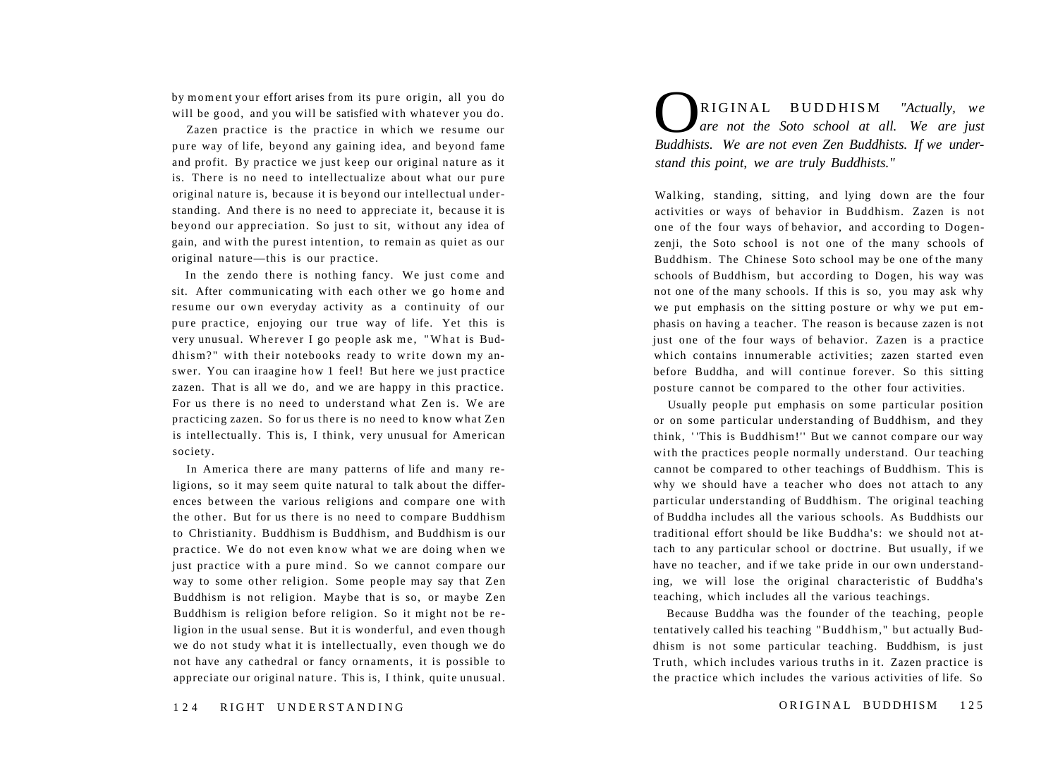by moment your effort arises from its pure origin, all you do will be good, and you will be satisfied with whatever you do.

Zazen practice is the practice in which we resume our pure way of life, beyond any gaining idea, and beyond fame and profit. By practice we just keep our original nature as it is. There is no need to intellectualize about what our pure original nature is, because it is beyond our intellectual understanding. And there is no need to appreciate it, because it is beyond our appreciation. So just to sit, without any idea of gain, and with the purest intention, to remain as quiet as our original nature—this is our practice.

In the zendo there is nothing fancy. We just come and sit. After communicating with each other we go home and resume our own everyday activity as a continuity of our pure practice, enjoying our true way of life. Yet this is very unusual. Wherever I go people ask me, "What is Buddhism?" with their notebooks ready to write down my answer. You can iraagine how 1 feel! But here we just practice zazen. That is all we do, and we are happy in this practice. For us there is no need to understand what Zen is. We are practicing zazen. So for us there is no need to know what Zen is intellectually. This is, I think, very unusual for American society.

In America there are many patterns of life and many religions, so it may seem quite natural to talk about the differences between the various religions and compare one with the other. But for us there is no need to compare Buddhism to Christianity. Buddhism is Buddhism, and Buddhism is our practice. We do not even know what we are doing when we just practice with a pure mind. So we cannot compare our way to some other religion. Some people may say that Zen Buddhism is not religion. Maybe that is so, or maybe Zen Buddhism is religion before religion. So it might not be religion in the usual sense. But it is wonderful, and even though we do not study what it is intellectually, even though we do not have any cathedral or fancy ornaments, it is possible to appreciate our original nature. This is, I think, quite unusual.

# ORIGINAL BUDDHISM

*"Actually, we are not the Soto school at all. We are just Buddhists. We are not even Zen Buddhists. If we understand this point, we are truly Buddhists."*

Walking, standing, sitting, and lying down are the four activities or ways of behavior in Buddhism. Zazen is not one of the four ways of behavior, and according to Dogen-zenji, the Soto school is not one of the many schools of Buddhism. The Chinese Soto school may be one of the many schools of Buddhism, but according to Dogen, his way was not one of the many schools. If this is so, you may ask why we put emphasis on the sitting posture or why we put emphasis on having a teacher. The reason is because zazen is not just one of the four ways of behavior. Zazen is a practice which contains innumerable activities; zazen started even before Buddha, and will continue forever. So this sitting posture cannot be compared to the other four activities.

Usually people put emphasis on some particular position or on some particular understanding of Buddhism, and they think, ''This is Buddhism!'' But we cannot compare our way with the practices people normally understand. Our teaching cannot be compared to other teachings of Buddhism. This is why we should have a teacher who does not attach to any particular understanding of Buddhism. The original teaching of Buddha includes all the various schools. As Buddhists our traditional effort should be like Buddha's: we should not attach to any particular school or doctrine. But usually, if we have no teacher, and if we take pride in our own understanding, we will lose the original characteristic of Buddha's teaching, which includes all the various teachings.

Because Buddha was the founder of the teaching, people tentatively called his teaching "Buddhism," but actually Buddhism is not some particular teaching. Buddhism, is just Truth, which includes various truths in it. Zazen practice is the practice which includes the various activities of life. So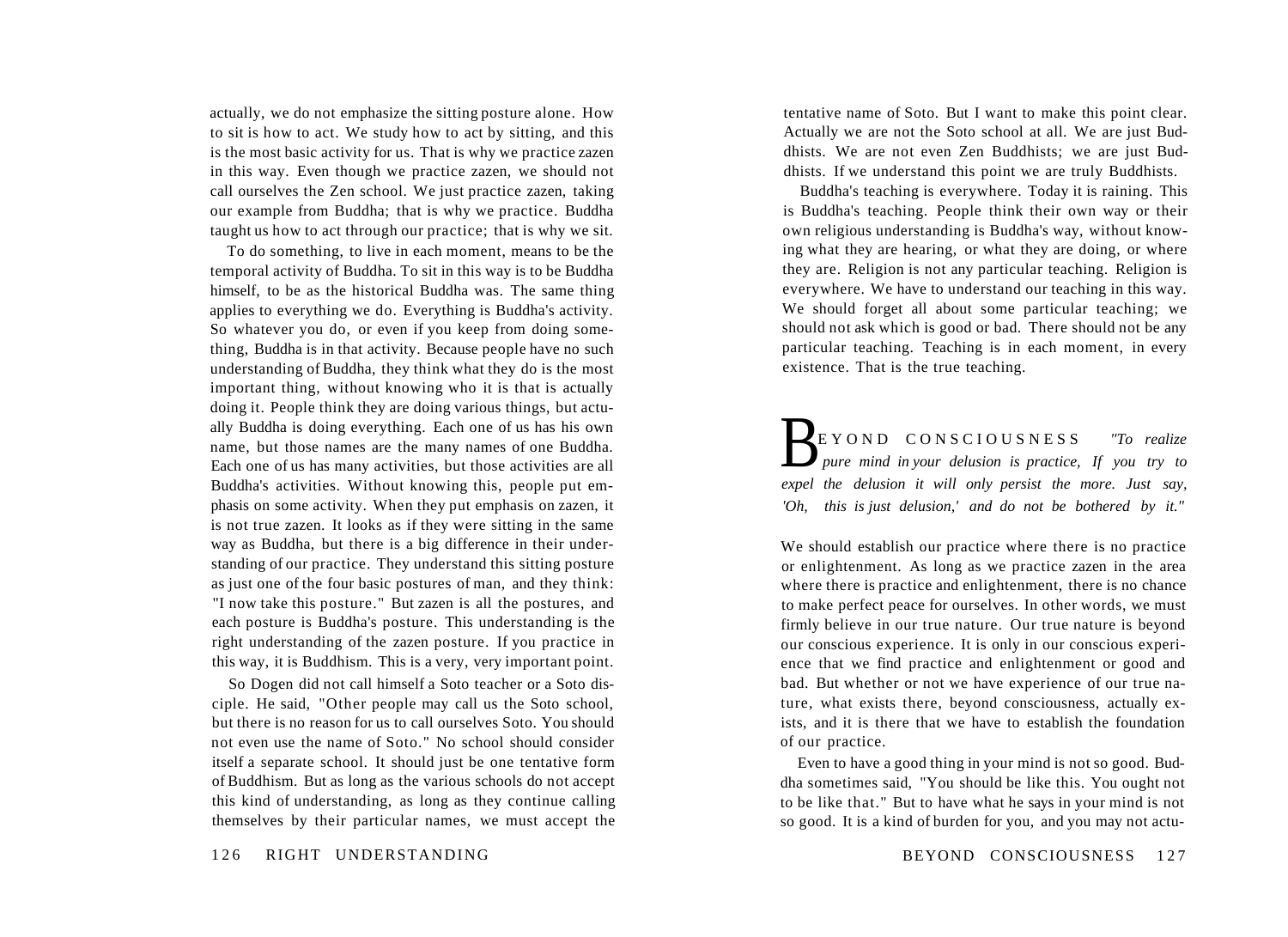actually, we do not emphasize the sitting posture alone. How to sit is how to act. We study how to act by sitting, and this is the most basic activity for us. That is why we practice zazen in this way. Even though we practice zazen, we should not call ourselves the Zen school. We just practice zazen, taking our example from Buddha; that is why we practice. Buddha taught us how to act through our practice; that is why we sit.

To do something, to live in each moment, means to be the temporal activity of Buddha. To sit in this way is to be Buddha himself, to be as the historical Buddha was. The same thing applies to everything we do. Everything is Buddha's activity. So whatever you do, or even if you keep from doing something, Buddha is in that activity. Because people have no such understanding of Buddha, they think what they do is the most important thing, without knowing who it is that is actually doing it. People think they are doing various things, but actually Buddha is doing everything. Each one of us has his own name, but those names are the many names of one Buddha. Each one of us has many activities, but those activities are all Buddha's activities. Without knowing this, people put emphasis on some activity. When they put emphasis on zazen, it is not true zazen. It looks as if they were sitting in the same way as Buddha, but there is a big difference in their understanding of our practice. They understand this sitting posture as just one of the four basic postures of man, and they think: "I now take this posture." But zazen is all the postures, and each posture is Buddha's posture. This understanding is the right understanding of the zazen posture. If you practice in this way, it is Buddhism. This is a very, very important point.

So Dogen did not call himself a Soto teacher or a Soto disciple. He said, "Other people may call us the Soto school, but there is no reason for us to call ourselves Soto. You should not even use the name of Soto." No school should consider itself a separate school. It should just be one tentative form of Buddhism. But as long as the various schools do not accept this kind of understanding, as long as they continue calling themselves by their particular names, we must accept the tentative name of Soto. But I want to make this point clear. Actually we are not the Soto school at all. We are just Buddhists. We are not even Zen Buddhists; we are just Buddhists. If we understand this point we are truly Buddhists.

Buddha's teaching is everywhere. Today it is raining. This is Buddha's teaching. People think their own way or their own religious understanding is Buddha's way, without knowing what they are hearing, or what they are doing, or where they are. Religion is not any particular teaching. Religion is everywhere. We have to understand our teaching in this way. We should forget all about some particular teaching; we should not ask which is good or bad. There should not be any particular teaching. Teaching is in each moment, in every existence. That is the true teaching.

## BEYOND CONSCIOUSNESS

*"To realize pure mind in your delusion is practice, If you try to expel the delusion it will only persist the more. Just say, 'Oh, this is just delusion,' and do not be bothered by it."*

We should establish our practice where there is no practice or enlightenment. As long as we practice zazen in the area where there is practice and enlightenment, there is no chance to make perfect peace for ourselves. In other words, we must firmly believe in our true nature. Our true nature is beyond our conscious experience. It is only in our conscious experience that we find practice and enlightenment or good and bad. But whether or not we have experience of our true nature, what exists there, beyond consciousness, actually exists, and it is there that we have to establish the foundation of our practice.

Even to have a good thing in your mind is not so good. Buddha sometimes said, "You should be like this. You ought not to be like that." But to have what he says in your mind is not so good. It is a kind of burden for you, and you may not actu-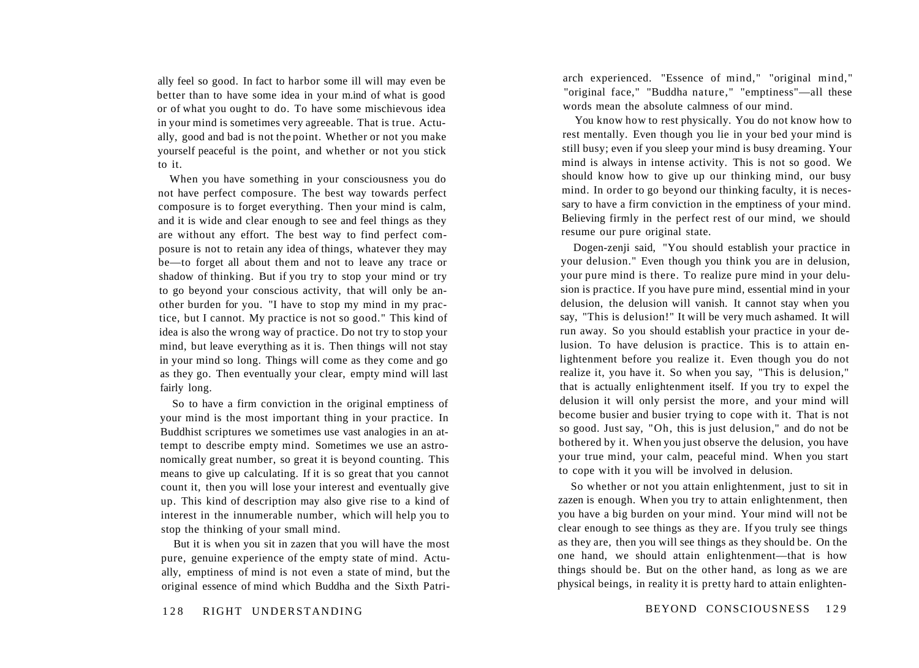ally feel so good. In fact to harbor some ill will may even be better than to have some idea in your mind of what is good or of what you ought to do. To have some mischievous idea in your mind is sometimes very agreeable. That is true. Actually, good and bad is not the point. Whether or not you make yourself peaceful is the point, and whether or not you stick to it.

When you have something in your consciousness you do not have perfect composure. The best way towards perfect composure is to forget everything. Then your mind is calm, and it is wide and clear enough to see and feel things as they are without any effort. The best way to find perfect composure is not to retain any idea of things, whatever they may be—to forget all about them and not to leave any trace or shadow of thinking. But if you try to stop your mind or try to go beyond your conscious activity, that will only be another burden for you. "I have to stop my mind in my practice, but I cannot. My practice is not so good." This kind of idea is also the wrong way of practice. Do not try to stop your mind, but leave everything as it is. Then things will not stay in your mind so long. Things will come as they come and go as they go. Then eventually your clear, empty mind will last fairly long.

So to have a firm conviction in the original emptiness of your mind is the most important thing in your practice. In Buddhist scriptures we sometimes use vast analogies in an attempt to describe empty mind. Sometimes we use an astronomically great number, so great it is beyond counting. This means to give up calculating. If it is so great that you cannot count it, then you will lose your interest and eventually give up. This kind of description may also give rise to a kind of interest in the innumerable number, which will help you to stop the thinking of your small mind.

But it is when you sit in zazen that you will have the most pure, genuine experience of the empty state of mind. Actually, emptiness of mind is not even a state of mind, but the original essence of mind which Buddha and the Sixth Patriarch experienced. "Essence of mind," "original mind," "original face," "Buddha nature," "emptiness"—all these words mean the absolute calmness of our mind.

You know how to rest physically. You do not know how to rest mentally. Even though you lie in your bed your mind is still busy; even if you sleep your mind is busy dreaming. Your mind is always in intense activity. This is not so good. We should know how to give up our thinking mind, our busy mind. In order to go beyond our thinking faculty, it is necessary to have a firm conviction in the emptiness of your mind. Believing firmly in the perfect rest of our mind, we should resume our pure original state.

Dogen-zenji said, "You should establish your practice in your delusion." Even though you think you are in delusion, your pure mind is there. To realize pure mind in your delusion is practice. If you have pure mind, essential mind in your delusion, the delusion will vanish. It cannot stay when you say, "This is delusion!" It will be very much ashamed. It will run away. So you should establish your practice in your delusion. To have delusion is practice. This is to attain enlightenment before you realize it. Even though you do not realize it, you have it. So when you say, "This is delusion," that is actually enlightenment itself. If you try to expel the delusion it will only persist the more, and your mind will become busier and busier trying to cope with it. That is not so good. Just say, "Oh, this is just delusion," and do not be bothered by it. When you just observe the delusion, you have your true mind, your calm, peaceful mind. When you start to cope with it you will be involved in delusion.

So whether or not you attain enlightenment, just to sit in zazen is enough. When you try to attain enlightenment, then you have a big burden on your mind. Your mind will not be clear enough to see things as they are. If you truly see things as they are, then you will see things as they should be. On the one hand, we should attain enlightenment—that is how things should be. But on the other hand, as long as we are physical beings, in reality it is pretty hard to attain enlighten-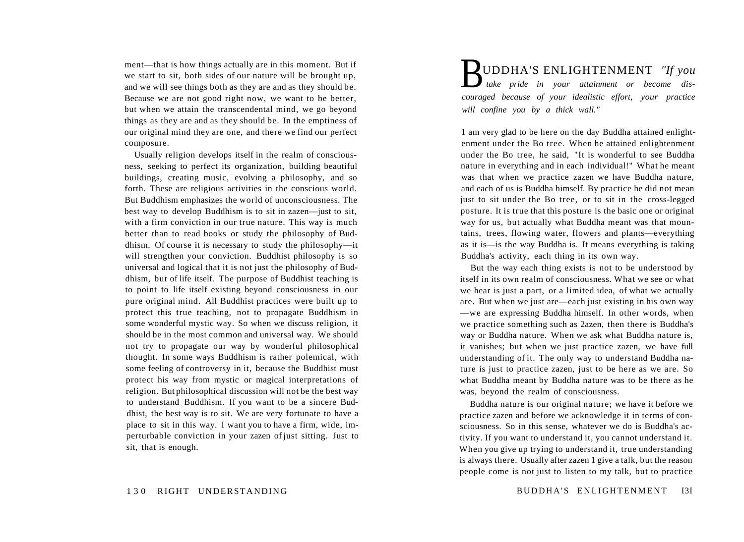ment—that is how things actually are in this moment. But if we start to sit, both sides of our nature will be brought up, and we will see things both as they are and as they should be. Because we are not good right now, we want to be better, but when we attain the transcendental mind, we go beyond things as they are and as they should be. In the emptiness of our original mind they are one, and there we find our perfect composure.

Usually religion develops itself in the realm of consciousness, seeking to perfect its organization, building beautiful buildings, creating music, evolving a philosophy, and so forth. These are religious activities in the conscious world. But Buddhism emphasizes the world of unconsciousness. The best way to develop Buddhism is to sit in zazen—just to sit, with a firm conviction in our true nature. This way is much better than to read books or study the philosophy of Buddhism. Of course it is necessary to study the philosophy—it will strengthen your conviction. Buddhist philosophy is so universal and logical that it is not just the philosophy of Buddhism, but of life itself. The purpose of Buddhist teaching is to point to life itself existing beyond consciousness in our pure original mind. All Buddhist practices were built up to protect this true teaching, not to propagate Buddhism in some wonderful mystic way. So when we discuss religion, it should be in the most common and universal way. We should not try to propagate our way by wonderful philosophical thought. In some ways Buddhism is rather polemical, with some feeling of controversy in it, because the Buddhist must protect his way from mystic or magical interpretations of religion. But philosophical discussion will not be the best way to understand Buddhism. If you want to be a sincere Buddhist, the best way is to sit. We are very fortunate to have a place to sit in this way. I want you to have a firm, wide, imperturbable conviction in your zazen of just sitting. Just to sit, that is enough.

# BUDDHA'S ENLIGHTENMENT

*"If you take pride in your attainment or become discouraged because of your idealistic effort, your practice will confine you by a thick wall."*

1 am very glad to be here on the day Buddha attained enlightenment under the Bo tree. When he attained enlightenment under the Bo tree, he said, "It is wonderful to see Buddha nature in everything and in each individual!" What he meant was that when we practice zazen we have Buddha nature, and each of us is Buddha himself. By practice he did not mean just to sit under the Bo tree, or to sit in the cross-legged posture. It is true that this posture is the basic one or original way for us, but actually what Buddha meant was that mountains, trees, flowing water, flowers and plants—everything as it is—is the way Buddha is. It means everything is taking Buddha's activity, each thing in its own way.

But the way each thing exists is not to be understood by itself in its own realm of consciousness. What we see or what we hear is just a part, or a limited idea, of what we actually are. But when we just are—each just existing in his own way—we are expressing Buddha himself. In other words, when we practice something such as 2azen, then there is Buddha's way or Buddha nature. When we ask what Buddha nature is, it vanishes; but when we just practice zazen, we have full understanding of it. The only way to understand Buddha nature is just to practice zazen, just to be here as we are. So what Buddha meant by Buddha nature was to be there as he was, beyond the realm of consciousness.

Buddha nature is our original nature; we have it before we practice zazen and before we acknowledge it in terms of consciousness. So in this sense, whatever we do is Buddha's activity. If you want to understand it, you cannot understand it. When you give up trying to understand it, true understanding is always there. Usually after zazen 1 give a talk, but the reason people come is not just to listen to my talk, but to practice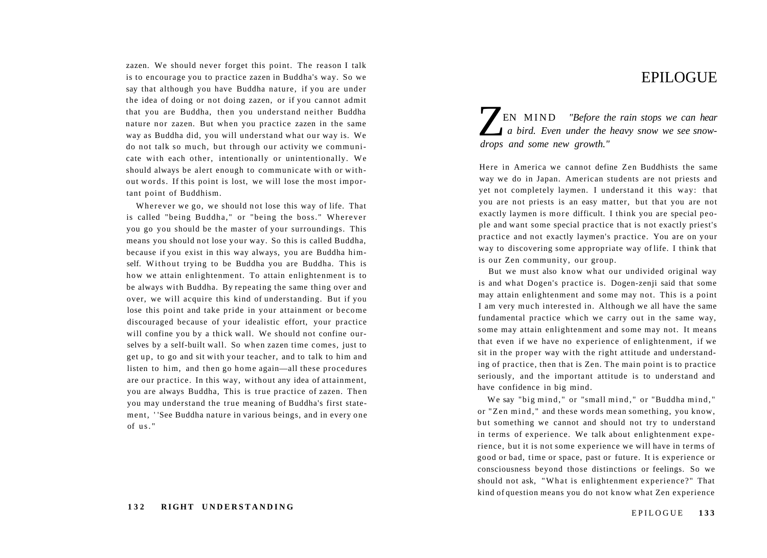zazen. We should never forget this point. The reason I talk is to encourage you to practice zazen in Buddha's way. So we say that although you have Buddha nature, if you are under the idea of doing or not doing zazen, or if you cannot admit that you are Buddha, then you understand neither Buddha nature nor zazen. But when you practice zazen in the same way as Buddha did, you will understand what our way is. We do not talk so much, but through our activity we communicate with each other, intentionally or unintentionally. We should always be alert enough to communicate with or without words. If this point is lost, we will lose the most important point of Buddhism.

Wherever we go, we should not lose this way of life. That is called "being Buddha," or "being the boss." Wherever you go you should be the master of your surroundings. This means you should not lose your way. So this is called Buddha, because if you exist in this way always, you are Buddha himself. Without trying to be Buddha you are Buddha. This is how we attain enlightenment. To attain enlightenment is to be always with Buddha. By repeating the same thing over and over, we will acquire this kind of understanding. But if you lose this point and take pride in your attainment or become discouraged because of your idealistic effort, your practice will confine you by a thick wall. We should not confine ourselves by a self-built wall. So when zazen time comes, just to get up, to go and sit with your teacher, and to talk to him and listen to him, and then go home again—all these procedures are our practice. In this way, without any idea of attainment, you are always Buddha, This is true practice of zazen. Then you may understand the true meaning of Buddha's first statement, "See Buddha nature in various beings, and in every one of us."

# EPILOGUE

ZEN MIND *"Before the rain stops we can hear a bird. Even under the heavy snow we see snowdrops and some new growth."*

Here in America we cannot define Zen Buddhists the same way we do in Japan. American students are not priests and yet not completely laymen. I understand it this way: that you are not priests is an easy matter, but that you are not exactly laymen is more difficult. I think you are special people and want some special practice that is not exactly priest's practice and not exactly laymen's practice. You are on your way to discovering some appropriate way of life. I think that is our Zen community, our group.

But we must also know what our undivided original way is and what Dogen's practice is. Dogen-zenji said that some may attain enlightenment and some may not. This is a point I am very much interested in. Although we all have the same fundamental practice which we carry out in the same way, some may attain enlightenment and some may not. It means that even if we have no experience of enlightenment, if we sit in the proper way with the right attitude and understanding of practice, then that is Zen. The main point is to practice seriously, and the important attitude is to understand and have confidence in big mind.

We say "big mind," or "small mind," or "Buddha mind," or "Zen mind," and these words mean something, you know, but something we cannot and should not try to understand in terms of experience. We talk about enlightenment experience, but it is not some experience we will have in terms of good or bad, time or space, past or future. It is experience or consciousness beyond those distinctions or feelings. So we should not ask, "What is enlightenment experience?" That kind of question means you do not know what Zen experience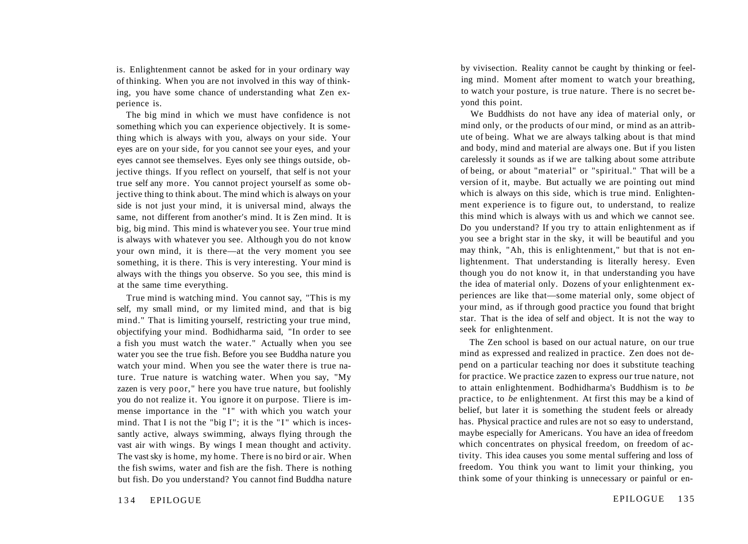is. Enlightenment cannot be asked for in your ordinary way of thinking. When you are not involved in this way of thinking, you have some chance of understanding what Zen experience is.

The big mind in which we must have confidence is not something which you can experience objectively. It is something which is always with you, always on your side. Your eyes are on your side, for you cannot see your eyes, and your eyes cannot see themselves. Eyes only see things outside, objective things. If you reflect on yourself, that self is not your true self any more. You cannot project yourself as some objective thing to think about. The mind which is always on your side is not just your mind, it is universal mind, always the same, not different from another's mind. It is Zen mind. It is big, big mind. This mind is whatever you see. Your true mind is always with whatever you see. Although you do not know your own mind, it is there—at the very moment you see something, it is there. This is very interesting. Your mind is always with the things you observe. So you see, this mind is at the same time everything.

True mind is watching mind. You cannot say, "This is my self, my small mind, or my limited mind, and that is big mind." That is limiting yourself, restricting your true mind, objectifying your mind. Bodhidharma said, "In order to see a fish you must watch the water." Actually when you see water you see the true fish. Before you see Buddha nature you watch your mind. When you see the water there is true nature. True nature is watching water. When you say, "My zazen is very poor," here you have true nature, but foolishly you do not realize it. You ignore it on purpose. Tliere is immense importance in the "I" with which you watch your mind. That I is not the "big I"; it is the "I" which is incessantly active, always swimming, always flying through the vast air with wings. By wings I mean thought and activity. The vast sky is home, my home. There is no bird or air. When the fish swims, water and fish are the fish. There is nothing but fish. Do you understand? You cannot find Buddha nature by vivisection. Reality cannot be caught by thinking or feeling mind. Moment after moment to watch your breathing, to watch your posture, is true nature. There is no secret beyond this point.

We Buddhists do not have any idea of material only, or mind only, or the products of our mind, or mind as an attribute of being. What we are always talking about is that mind and body, mind and material are always one. But if you listen carelessly it sounds as if we are talking about some attribute of being, or about "material" or "spiritual." That will be a version of it, maybe. But actually we are pointing out mind which is always on this side, which is true mind. Enlightenment experience is to figure out, to understand, to realize this mind which is always with us and which we cannot see. Do you understand? If you try to attain enlightenment as if you see a bright star in the sky, it will be beautiful and you may think, "Ah, this is enlightenment," but that is not enlightenment. That understanding is literally heresy. Even though you do not know it, in that understanding you have the idea of material only. Dozens of your enlightenment experiences are like that—some material only, some object of your mind, as if through good practice you found that bright star. That is the idea of self and object. It is not the way to seek for enlightenment.

The Zen school is based on our actual nature, on our true mind as expressed and realized in practice. Zen does not depend on a particular teaching nor does it substitute teaching for practice. We practice zazen to express our true nature, not to attain enlightenment. Bodhidharma's Buddhism is to *be* practice, to *be* enlightenment. At first this may be a kind of belief, but later it is something the student feels or already has. Physical practice and rules are not so easy to understand, maybe especially for Americans. You have an idea of freedom which concentrates on physical freedom, on freedom of activity. This idea causes you some mental suffering and loss of freedom. You think you want to limit your thinking, you think some of your thinking is unnecessary or painful or en-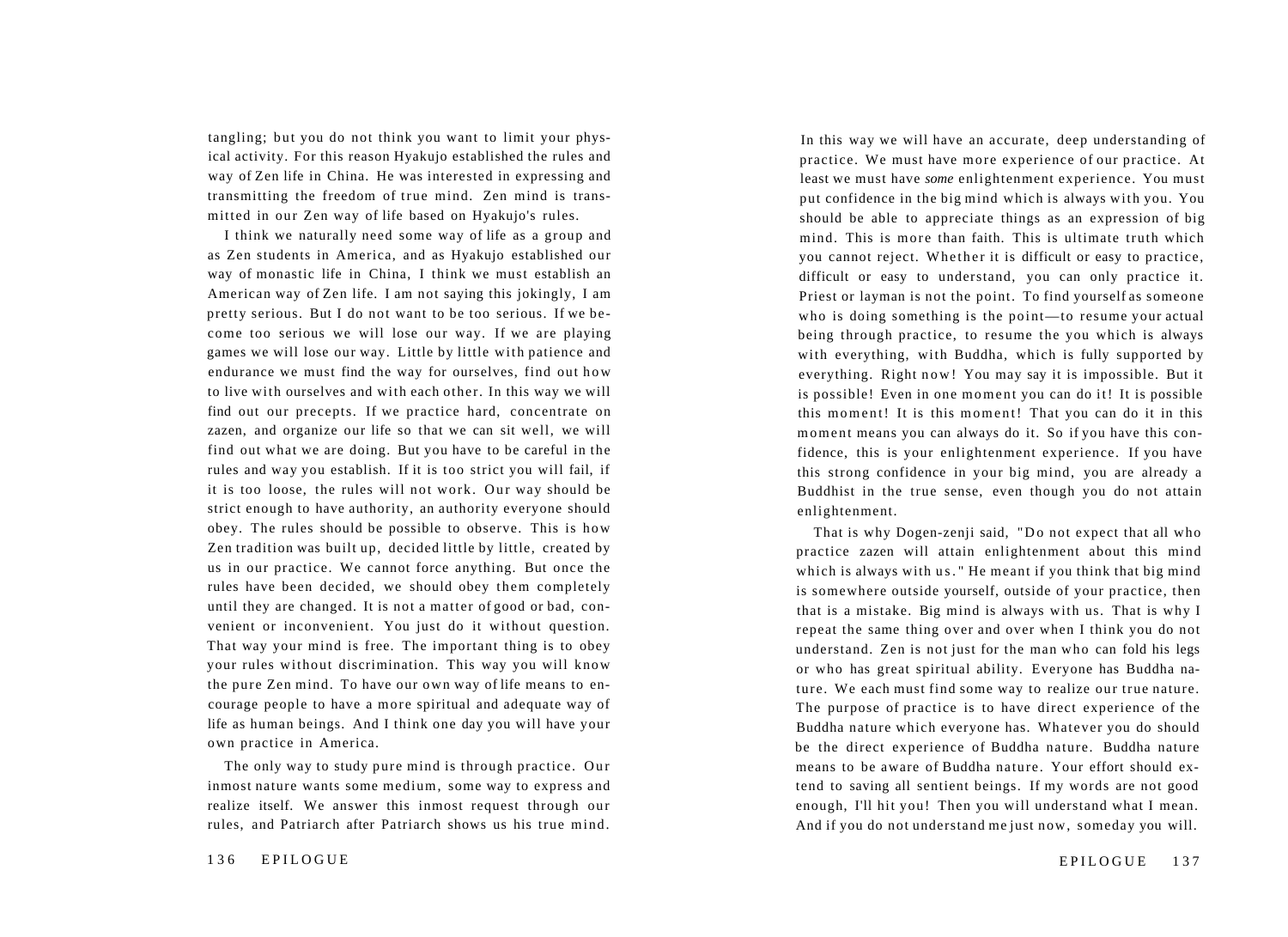tangling; but you do not think you want to limit your physical activity. For this reason Hyakujo established the rules and way of Zen life in China. He was interested in expressing and transmitting the freedom of true mind. Zen mind is transmitted in our Zen way of life based on Hyakujo's rules.

I think we naturally need some way of life as a group and as Zen students in America, and as Hyakujo established our way of monastic life in China, I think we must establish an American way of Zen life. I am not saying this jokingly, I am pretty serious. But I do not want to be too serious. If we become too serious we will lose our way. If we are playing games we will lose our way. Little by little with patience and endurance we must find the way for ourselves, find out how to live with ourselves and with each other. In this way we will find out our precepts. If we practice hard, concentrate on zazen, and organize our life so that we can sit well, we will find out what we are doing. But you have to be careful in the rules and way you establish. If it is too strict you will fail, if it is too loose, the rules will not work. Our way should be strict enough to have authority, an authority everyone should obey. The rules should be possible to observe. This is how Zen tradition was built up, decided little by little, created by us in our practice. We cannot force anything. But once the rules have been decided, we should obey them completely until they are changed. It is not a matter of good or bad, convenient or inconvenient. You just do it without question. That way your mind is free. The important thing is to obey your rules without discrimination. This way you will know the pure Zen mind. To have our own way of life means to encourage people to have a more spiritual and adequate way of life as human beings. And I think one day you will have your own practice in America.

The only way to study pure mind is through practice. Our inmost nature wants some medium, some way to express and realize itself. We answer this inmost request through our rules, and Patriarch after Patriarch shows us his true mind. In this way we will have an accurate, deep understanding of practice. We must have more experience of our practice. At least we must have *some* enlightenment experience. You must put confidence in the big mind which is always with you. You should be able to appreciate things as an expression of big mind. This is more than faith. This is ultimate truth which you cannot reject. Whether it is difficult or easy to practice, difficult or easy to understand, you can only practice it. Priest or layman is not the point. To find yourself as someone who is doing something is the point—to resume your actual being through practice, to resume the you which is always with everything, with Buddha, which is fully supported by everything. Right now! You may say it is impossible. But it is possible! Even in one moment you can do it! It is possible this moment! It is this moment! That you can do it in this moment means you can always do it. So if you have this confidence, this is your enlightenment experience. If you have this strong confidence in your big mind, you are already a Buddhist in the true sense, even though you do not attain enlightenment.

That is why Dogen-zenji said, "Do not expect that all who practice zazen will attain enlightenment about this mind which is always with us." He meant if you think that big mind is somewhere outside yourself, outside of your practice, then that is a mistake. Big mind is always with us. That is why I repeat the same thing over and over when I think you do not understand. Zen is not just for the man who can fold his legs or who has great spiritual ability. Everyone has Buddha nature. We each must find some way to realize our true nature. The purpose of practice is to have direct experience of the Buddha nature which everyone has. Whatever you do should be the direct experience of Buddha nature. Buddha nature means to be aware of Buddha nature. Your effort should extend to saving all sentient beings. If my words are not good enough, I'll hit you! Then you will understand what I mean. And if you do not understand me just now, someday you will.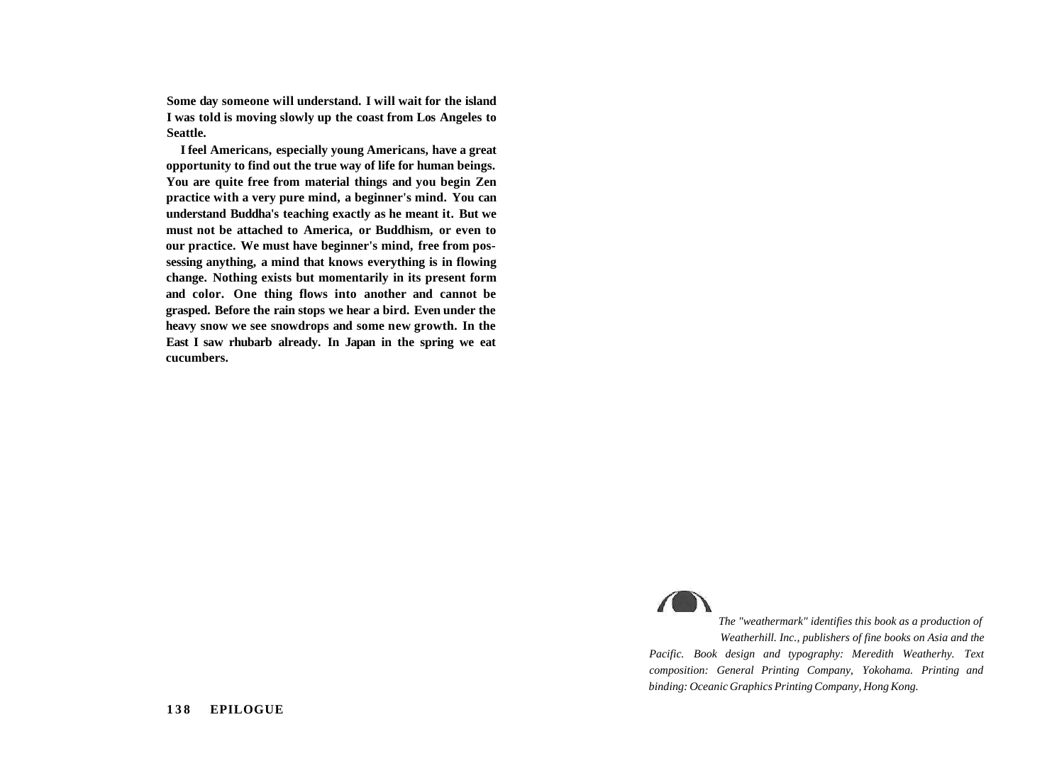Some day someone will understand. I will wait for the island I was told is moving slowly up the coast from Los Angeles to Seattle.

I feel Americans, especially young Americans, have a great opportunity to find out the true way of life for human beings. You are quite free from material things and you begin Zen practice with a very pure mind, a beginner's mind. You can understand Buddha's teaching exactly as he meant it. But we must not be attached to America, or Buddhism, or even to our practice. We must have beginner's mind, free from possessing anything, a mind that knows everything is in flowing change. Nothing exists but momentarily in its present form and color. One thing flows into another and cannot be grasped. Before the rain stops we hear a bird. Even under the heavy snow we see snowdrops and some new growth. In the East I saw rhubarb already. In Japan in the spring we eat cucumbers.

*The "weathermark" identifies this book as a production of Weatherhill. Inc., publishers of fine books on Asia and the Pacific. Book design and typography: Meredith Weatherhy. Text composition: General Printing Company, Yokohama. Printing and binding: Oceanic Graphics Printing Company, Hong Kong.*